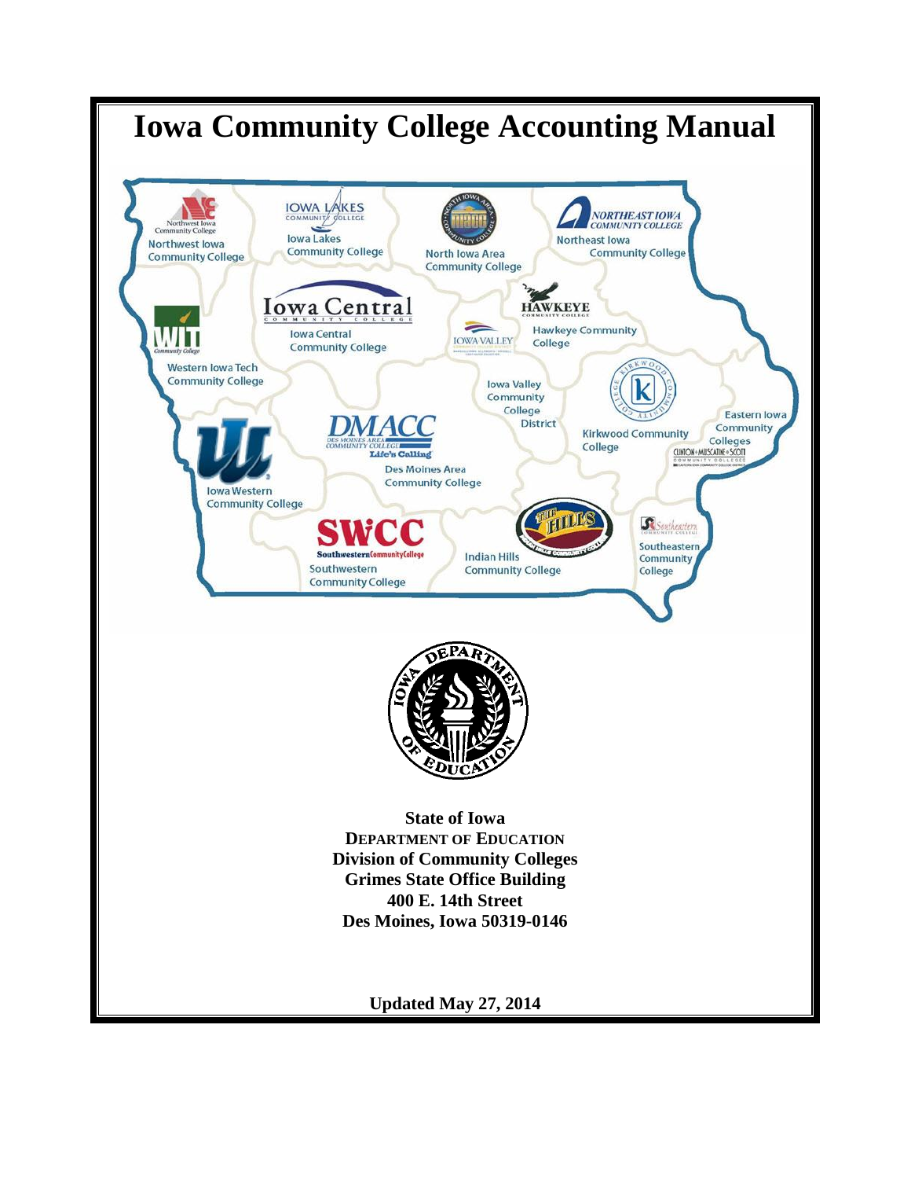# Iowa Community College Accounting Manual

Northwest Iowa Community College

Iowa Lakes Community College

North Iowa Area Community College

Northeast Iowa Community College

Iowa Central Community College

Hawkeye Community College

Western Iowa Tech Community College

Iowa Valley Community College District

Kirkwood Community College

Eastern Iowa Community Colleges

Des Moines Area Community College

Iowa Western Community College

Southwestern Community College

Indian Hills Community College

Southeastern Community College

**State of Iowa**
**DEPARTMENT OF EDUCATION**
**Division of Community Colleges**
**Grimes State Office Building**
**400 E. 14th Street**
**Des Moines, Iowa 50319-0146**

**Updated May 27, 2014**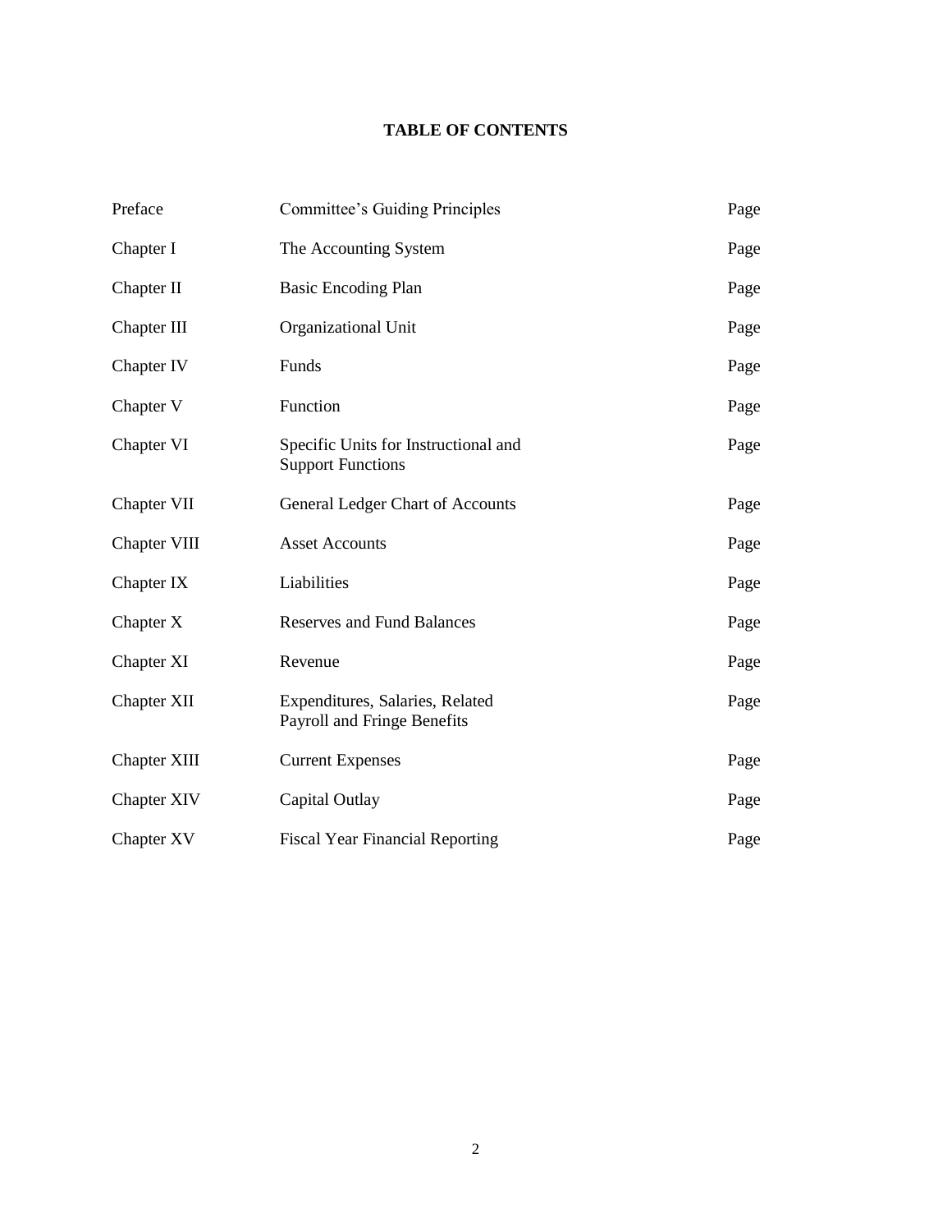# TABLE OF CONTENTS

| | | |
|---|---|---|
| Preface | Committee's Guiding Principles | Page |
| Chapter I | The Accounting System | Page |
| Chapter II | Basic Encoding Plan | Page |
| Chapter III | Organizational Unit | Page |
| Chapter IV | Funds | Page |
| Chapter V | Function | Page |
| Chapter VI | Specific Units for Instructional and Support Functions | Page |
| Chapter VII | General Ledger Chart of Accounts | Page |
| Chapter VIII | Asset Accounts | Page |
| Chapter IX | Liabilities | Page |
| Chapter X | Reserves and Fund Balances | Page |
| Chapter XI | Revenue | Page |
| Chapter XII | Expenditures, Salaries, Related Payroll and Fringe Benefits | Page |
| Chapter XIII | Current Expenses | Page |
| Chapter XIV | Capital Outlay | Page |
| Chapter XV | Fiscal Year Financial Reporting | Page |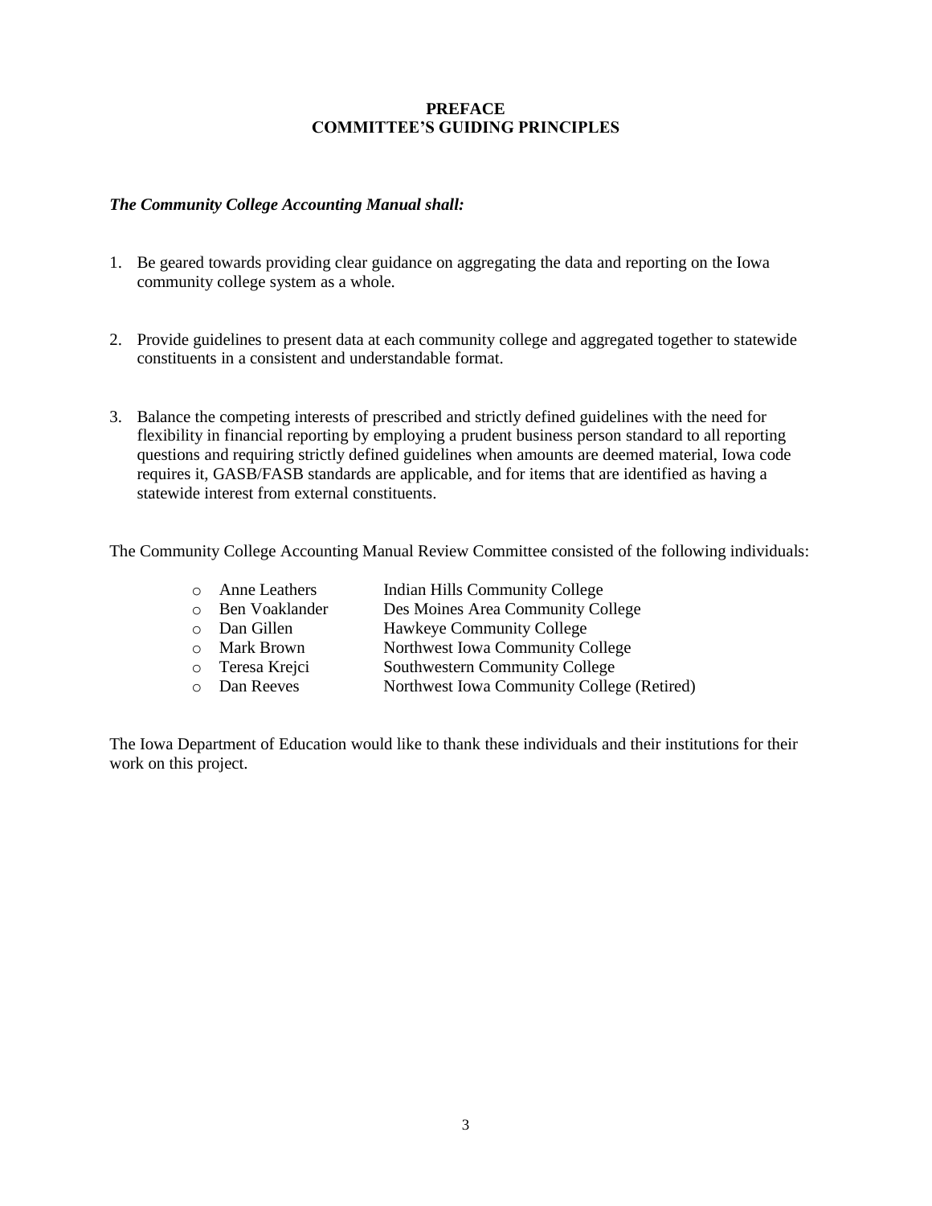# PREFACE
# COMMITTEE'S GUIDING PRINCIPLES

***The Community College Accounting Manual shall:***

1. Be geared towards providing clear guidance on aggregating the data and reporting on the Iowa community college system as a whole.

2. Provide guidelines to present data at each community college and aggregated together to statewide constituents in a consistent and understandable format.

3. Balance the competing interests of prescribed and strictly defined guidelines with the need for flexibility in financial reporting by employing a prudent business person standard to all reporting questions and requiring strictly defined guidelines when amounts are deemed material, Iowa code requires it, GASB/FASB standards are applicable, and for items that are identified as having a statewide interest from external constituents.

The Community College Accounting Manual Review Committee consisted of the following individuals:

- Anne Leathers — Indian Hills Community College
- Ben Voaklander — Des Moines Area Community College
- Dan Gillen — Hawkeye Community College
- Mark Brown — Northwest Iowa Community College
- Teresa Krejci — Southwestern Community College
- Dan Reeves — Northwest Iowa Community College (Retired)

The Iowa Department of Education would like to thank these individuals and their institutions for their work on this project.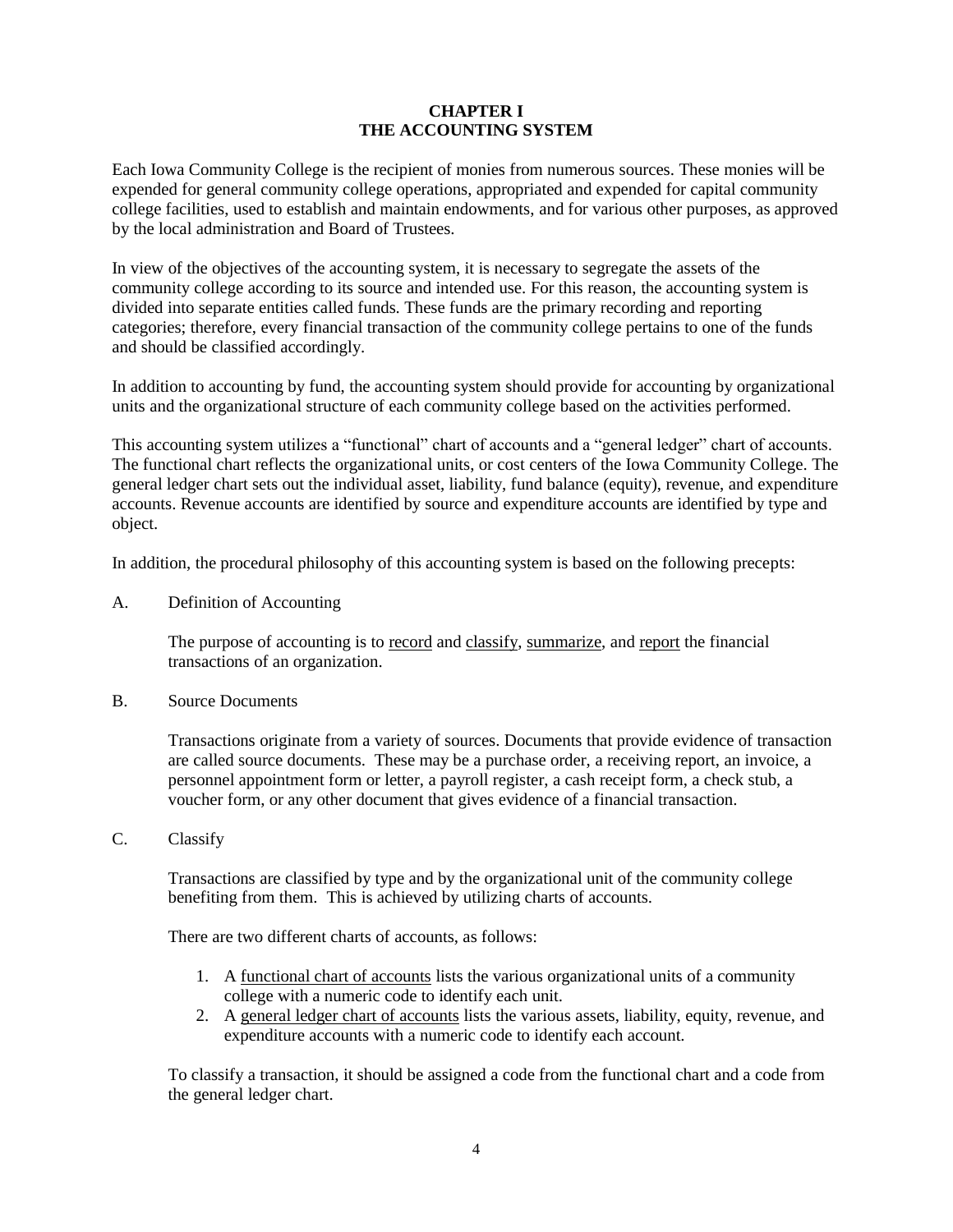# CHAPTER I
# THE ACCOUNTING SYSTEM

Each Iowa Community College is the recipient of monies from numerous sources. These monies will be expended for general community college operations, appropriated and expended for capital community college facilities, used to establish and maintain endowments, and for various other purposes, as approved by the local administration and Board of Trustees.

In view of the objectives of the accounting system, it is necessary to segregate the assets of the community college according to its source and intended use. For this reason, the accounting system is divided into separate entities called funds. These funds are the primary recording and reporting categories; therefore, every financial transaction of the community college pertains to one of the funds and should be classified accordingly.

In addition to accounting by fund, the accounting system should provide for accounting by organizational units and the organizational structure of each community college based on the activities performed.

This accounting system utilizes a "functional" chart of accounts and a "general ledger" chart of accounts. The functional chart reflects the organizational units, or cost centers of the Iowa Community College. The general ledger chart sets out the individual asset, liability, fund balance (equity), revenue, and expenditure accounts. Revenue accounts are identified by source and expenditure accounts are identified by type and object.

In addition, the procedural philosophy of this accounting system is based on the following precepts:

A. Definition of Accounting

The purpose of accounting is to <u>record</u> and <u>classify</u>, <u>summarize</u>, and <u>report</u> the financial transactions of an organization.

B. Source Documents

Transactions originate from a variety of sources. Documents that provide evidence of transaction are called source documents. These may be a purchase order, a receiving report, an invoice, a personnel appointment form or letter, a payroll register, a cash receipt form, a check stub, a voucher form, or any other document that gives evidence of a financial transaction.

C. Classify

Transactions are classified by type and by the organizational unit of the community college benefiting from them. This is achieved by utilizing charts of accounts.

There are two different charts of accounts, as follows:

1. A <u>functional chart of accounts</u> lists the various organizational units of a community college with a numeric code to identify each unit.
2. A <u>general ledger chart of accounts</u> lists the various assets, liability, equity, revenue, and expenditure accounts with a numeric code to identify each account.

To classify a transaction, it should be assigned a code from the functional chart and a code from the general ledger chart.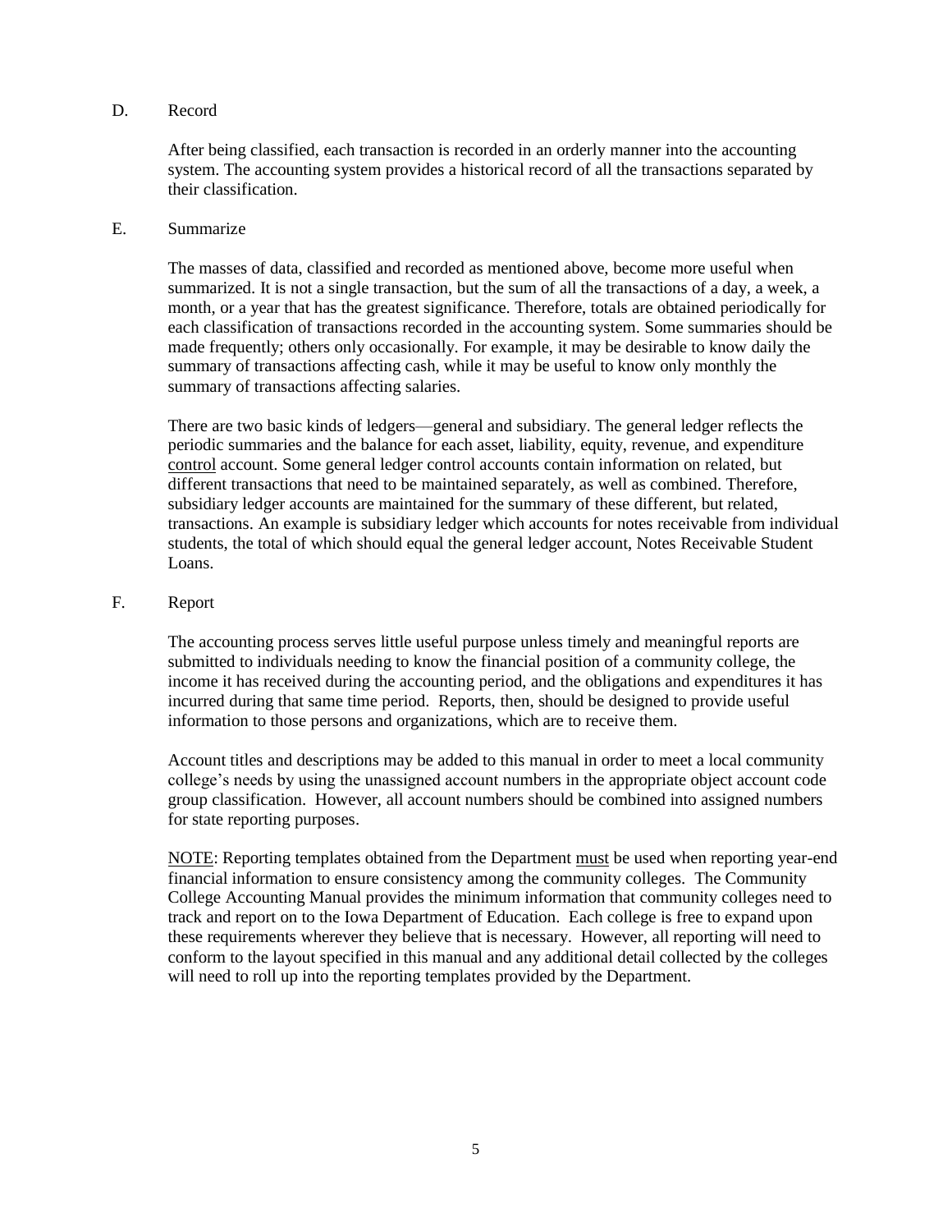## D. Record

After being classified, each transaction is recorded in an orderly manner into the accounting system. The accounting system provides a historical record of all the transactions separated by their classification.

## E. Summarize

The masses of data, classified and recorded as mentioned above, become more useful when summarized. It is not a single transaction, but the sum of all the transactions of a day, a week, a month, or a year that has the greatest significance. Therefore, totals are obtained periodically for each classification of transactions recorded in the accounting system. Some summaries should be made frequently; others only occasionally. For example, it may be desirable to know daily the summary of transactions affecting cash, while it may be useful to know only monthly the summary of transactions affecting salaries.

There are two basic kinds of ledgers—general and subsidiary. The general ledger reflects the periodic summaries and the balance for each asset, liability, equity, revenue, and expenditure control account. Some general ledger control accounts contain information on related, but different transactions that need to be maintained separately, as well as combined. Therefore, subsidiary ledger accounts are maintained for the summary of these different, but related, transactions. An example is subsidiary ledger which accounts for notes receivable from individual students, the total of which should equal the general ledger account, Notes Receivable Student Loans.

## F. Report

The accounting process serves little useful purpose unless timely and meaningful reports are submitted to individuals needing to know the financial position of a community college, the income it has received during the accounting period, and the obligations and expenditures it has incurred during that same time period. Reports, then, should be designed to provide useful information to those persons and organizations, which are to receive them.

Account titles and descriptions may be added to this manual in order to meet a local community college's needs by using the unassigned account numbers in the appropriate object account code group classification. However, all account numbers should be combined into assigned numbers for state reporting purposes.

NOTE: Reporting templates obtained from the Department must be used when reporting year-end financial information to ensure consistency among the community colleges. The Community College Accounting Manual provides the minimum information that community colleges need to track and report on to the Iowa Department of Education. Each college is free to expand upon these requirements wherever they believe that is necessary. However, all reporting will need to conform to the layout specified in this manual and any additional detail collected by the colleges will need to roll up into the reporting templates provided by the Department.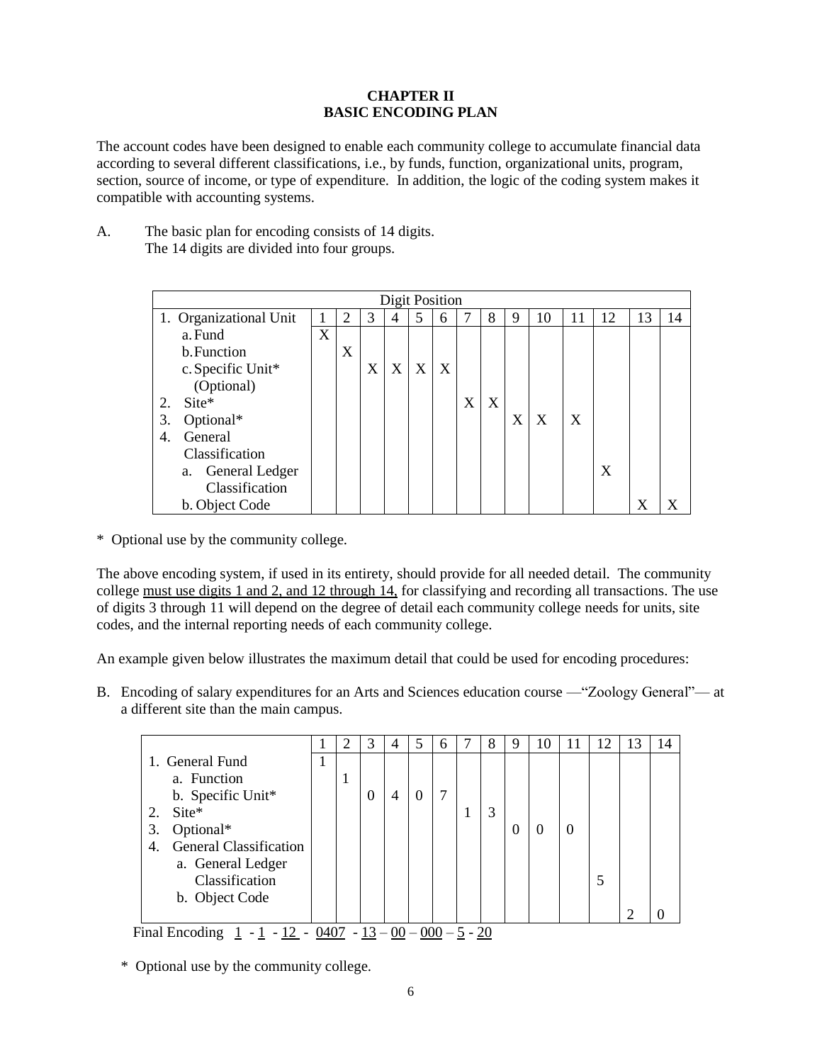# CHAPTER II
# BASIC ENCODING PLAN

The account codes have been designed to enable each community college to accumulate financial data according to several different classifications, i.e., by funds, function, organizational units, program, section, source of income, or type of expenditure. In addition, the logic of the coding system makes it compatible with accounting systems.

A. The basic plan for encoding consists of 14 digits.
The 14 digits are divided into four groups.

| Digit Position | | | | | | | | | | | | | | |
|---|---|---|---|---|---|---|---|---|---|---|---|---|---|---|
| 1. Organizational Unit | 1 | 2 | 3 | 4 | 5 | 6 | 7 | 8 | 9 | 10 | 11 | 12 | 13 | 14 |
| a. Fund | X | | | | | | | | | | | | | |
| b. Function | | X | | | | | | | | | | | | |
| c. Specific Unit* (Optional) | | | X | X | X | X | | | | | | | | |
| 2. Site* | | | | | | | X | X | | | | | | |
| 3. Optional* | | | | | | | | | X | X | X | | | |
| 4. General Classification | | | | | | | | | | | | | | |
| a. General Ledger Classification | | | | | | | | | | | | X | | |
| b. Object Code | | | | | | | | | | | | | X | X |

\* Optional use by the community college.

The above encoding system, if used in its entirety, should provide for all needed detail. The community college <u>must use digits 1 and 2, and 12 through 14,</u> for classifying and recording all transactions. The use of digits 3 through 11 will depend on the degree of detail each community college needs for units, site codes, and the internal reporting needs of each community college.

An example given below illustrates the maximum detail that could be used for encoding procedures:

B. Encoding of salary expenditures for an Arts and Sciences education course —"Zoology General"— at a different site than the main campus.

| | 1 | 2 | 3 | 4 | 5 | 6 | 7 | 8 | 9 | 10 | 11 | 12 | 13 | 14 |
|---|---|---|---|---|---|---|---|---|---|---|---|---|---|---|
| 1. General Fund | 1 | | | | | | | | | | | | | |
| a. Function | | 1 | | | | | | | | | | | | |
| b. Specific Unit* | | | 0 | 4 | 0 | 7 | | | | | | | | |
| 2. Site* | | | | | | | 1 | 3 | | | | | | |
| 3. Optional* | | | | | | | | | 0 | 0 | 0 | | | |
| 4. General Classification | | | | | | | | | | | | | | |
| a. General Ledger Classification | | | | | | | | | | | | 5 | | |
| b. Object Code | | | | | | | | | | | | | 2 | 0 |

Final Encoding <u>1</u> - <u>1</u> - <u>12</u> - <u>0407</u> - <u>13</u> – <u>00</u> – <u>000</u> – <u>5</u> - <u>20</u>

\* Optional use by the community college.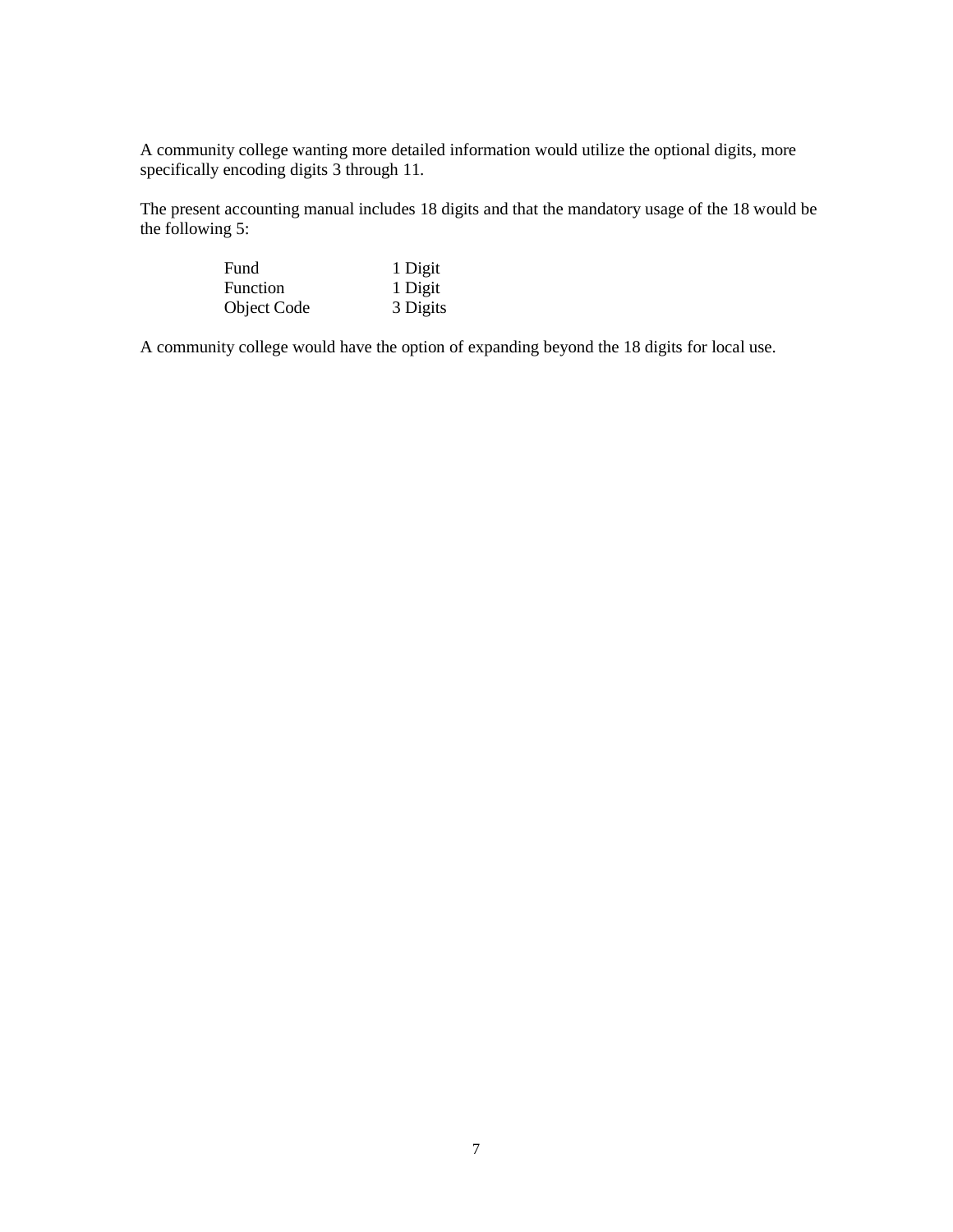A community college wanting more detailed information would utilize the optional digits, more specifically encoding digits 3 through 11.

The present accounting manual includes 18 digits and that the mandatory usage of the 18 would be the following 5:

| | |
|---|---|
| Fund | 1 Digit |
| Function | 1 Digit |
| Object Code | 3 Digits |

A community college would have the option of expanding beyond the 18 digits for local use.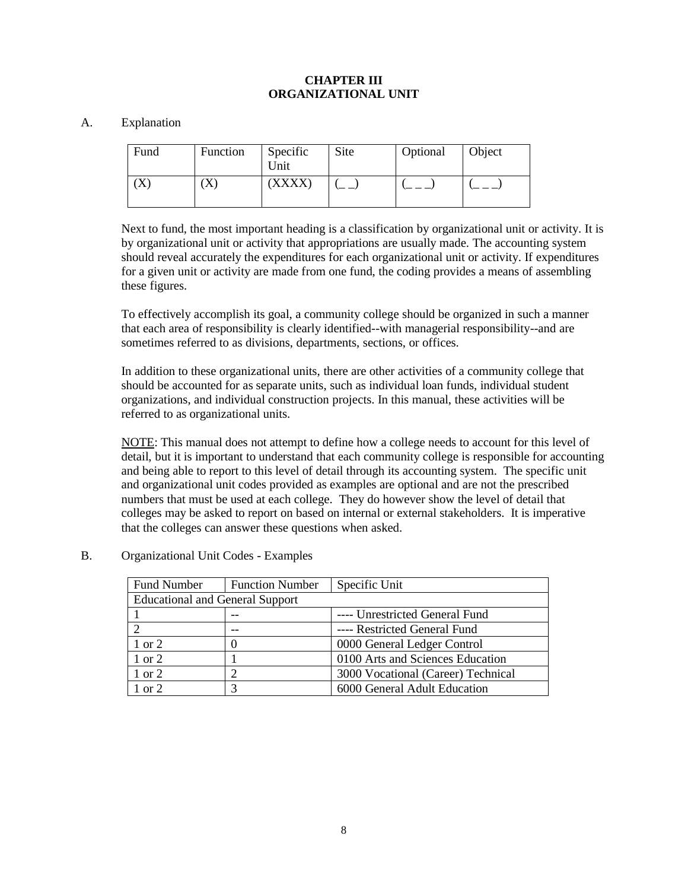# CHAPTER III
# ORGANIZATIONAL UNIT

A. Explanation

| Fund | Function | Specific Unit | Site | Optional | Object |
|---|---|---|---|---|---|
| (X) | (X) | (XXXX) | (_ _) | (_ _ _) | (_ _ _) |

Next to fund, the most important heading is a classification by organizational unit or activity. It is by organizational unit or activity that appropriations are usually made. The accounting system should reveal accurately the expenditures for each organizational unit or activity. If expenditures for a given unit or activity are made from one fund, the coding provides a means of assembling these figures.

To effectively accomplish its goal, a community college should be organized in such a manner that each area of responsibility is clearly identified--with managerial responsibility--and are sometimes referred to as divisions, departments, sections, or offices.

In addition to these organizational units, there are other activities of a community college that should be accounted for as separate units, such as individual loan funds, individual student organizations, and individual construction projects. In this manual, these activities will be referred to as organizational units.

NOTE: This manual does not attempt to define how a college needs to account for this level of detail, but it is important to understand that each community college is responsible for accounting and being able to report to this level of detail through its accounting system. The specific unit and organizational unit codes provided as examples are optional and are not the prescribed numbers that must be used at each college. They do however show the level of detail that colleges may be asked to report on based on internal or external stakeholders. It is imperative that the colleges can answer these questions when asked.

B. Organizational Unit Codes - Examples

| Fund Number | Function Number | Specific Unit |
|---|---|---|
| Educational and General Support | | |
| 1 | -- | ---- Unrestricted General Fund |
| 2 | -- | ---- Restricted General Fund |
| 1 or 2 | 0 | 0000 General Ledger Control |
| 1 or 2 | 1 | 0100 Arts and Sciences Education |
| 1 or 2 | 2 | 3000 Vocational (Career) Technical |
| 1 or 2 | 3 | 6000 General Adult Education |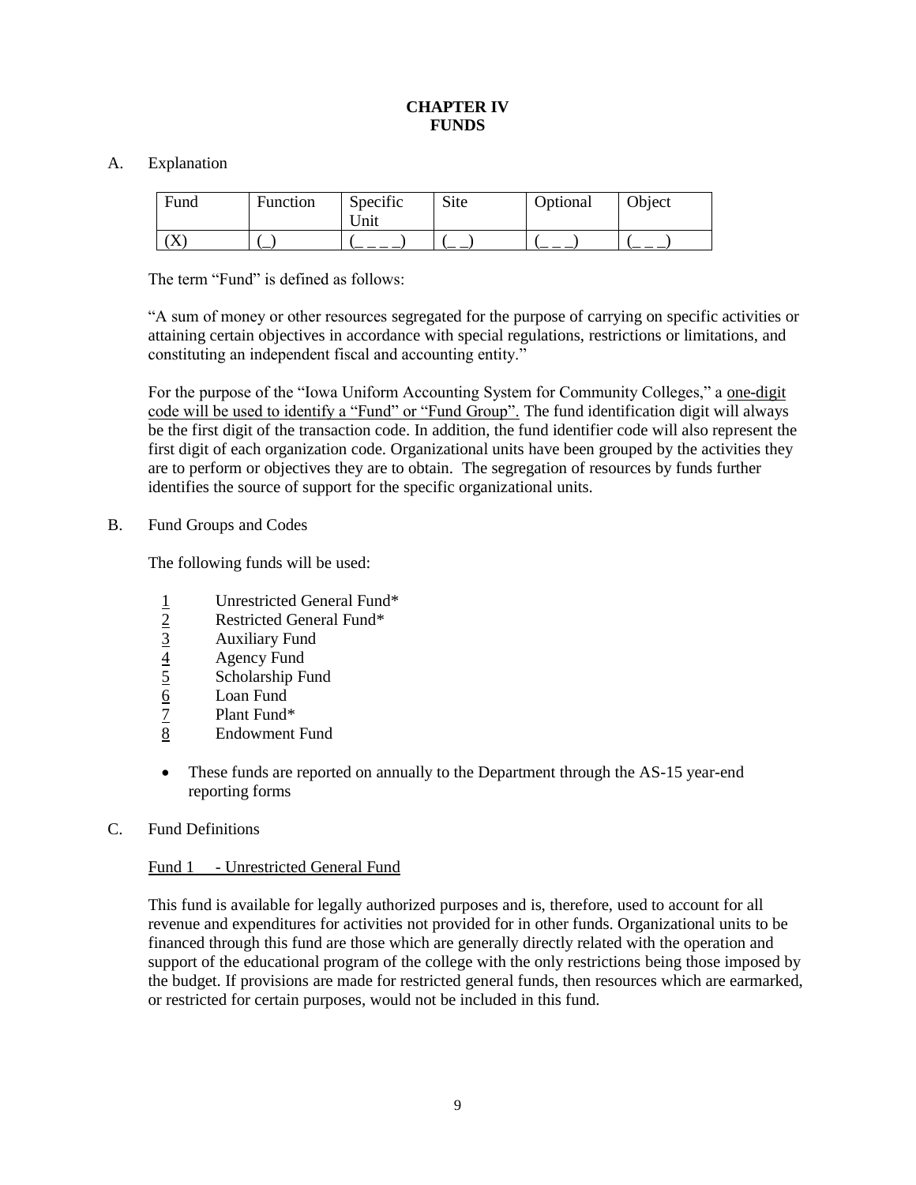# CHAPTER IV
# FUNDS

A. Explanation

| Fund | Function | Specific Unit | Site | Optional | Object |
|---|---|---|---|---|---|
| (X) | (_) | (_ _ _ _) | (_ _) | (_ _ _) | (_ _ _) |

The term "Fund" is defined as follows:

"A sum of money or other resources segregated for the purpose of carrying on specific activities or attaining certain objectives in accordance with special regulations, restrictions or limitations, and constituting an independent fiscal and accounting entity."

For the purpose of the "Iowa Uniform Accounting System for Community Colleges," a <u>one-digit code will be used to identify a "Fund" or "Fund Group".</u> The fund identification digit will always be the first digit of the transaction code. In addition, the fund identifier code will also represent the first digit of each organization code. Organizational units have been grouped by the activities they are to perform or objectives they are to obtain. The segregation of resources by funds further identifies the source of support for the specific organizational units.

B. Fund Groups and Codes

The following funds will be used:

<u>1</u> Unrestricted General Fund*
<u>2</u> Restricted General Fund*
<u>3</u> Auxiliary Fund
<u>4</u> Agency Fund
<u>5</u> Scholarship Fund
<u>6</u> Loan Fund
<u>7</u> Plant Fund*
<u>8</u> Endowment Fund

- These funds are reported on annually to the Department through the AS-15 year-end reporting forms

C. Fund Definitions

<u>Fund 1 - Unrestricted General Fund</u>

This fund is available for legally authorized purposes and is, therefore, used to account for all revenue and expenditures for activities not provided for in other funds. Organizational units to be financed through this fund are those which are generally directly related with the operation and support of the educational program of the college with the only restrictions being those imposed by the budget. If provisions are made for restricted general funds, then resources which are earmarked, or restricted for certain purposes, would not be included in this fund.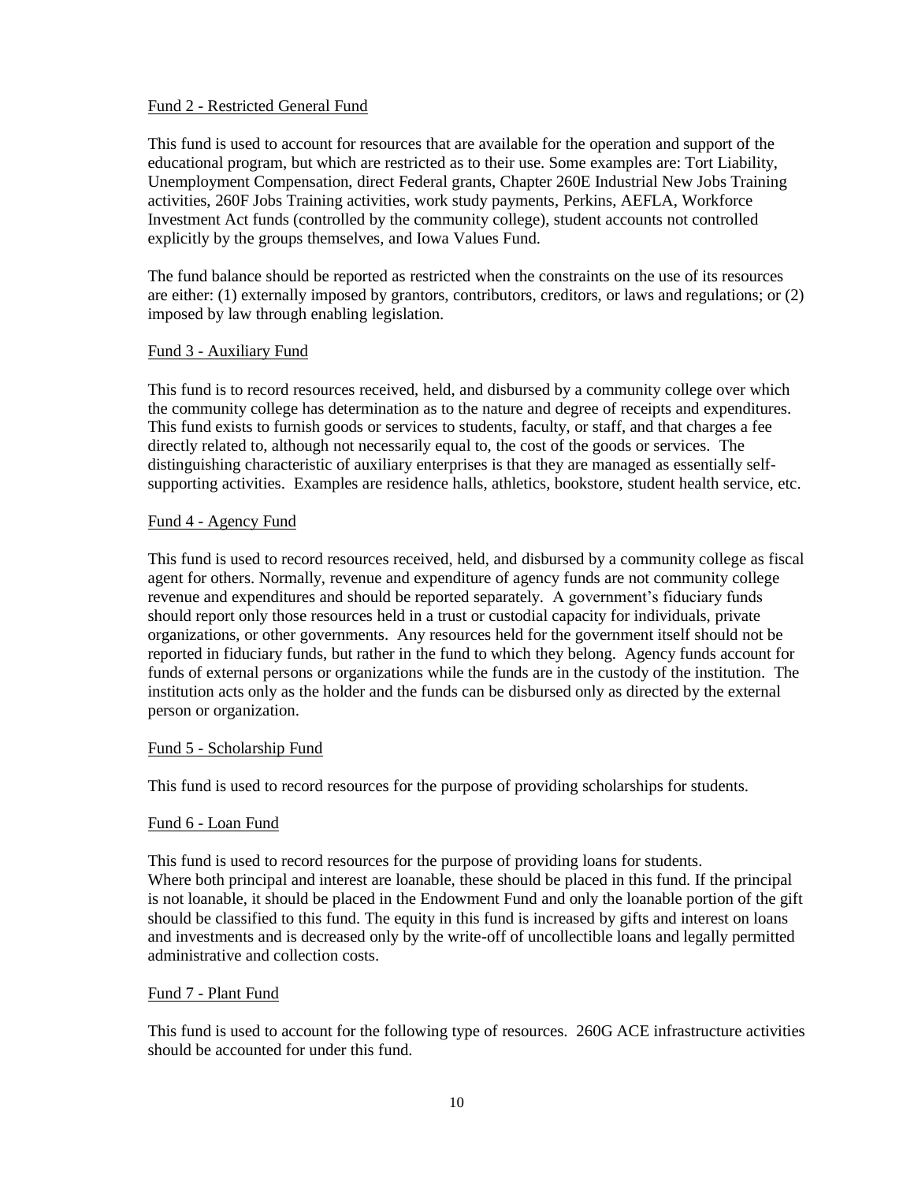## Fund 2 - Restricted General Fund

This fund is used to account for resources that are available for the operation and support of the educational program, but which are restricted as to their use. Some examples are: Tort Liability, Unemployment Compensation, direct Federal grants, Chapter 260E Industrial New Jobs Training activities, 260F Jobs Training activities, work study payments, Perkins, AEFLA, Workforce Investment Act funds (controlled by the community college), student accounts not controlled explicitly by the groups themselves, and Iowa Values Fund.

The fund balance should be reported as restricted when the constraints on the use of its resources are either: (1) externally imposed by grantors, contributors, creditors, or laws and regulations; or (2) imposed by law through enabling legislation.

## Fund 3 - Auxiliary Fund

This fund is to record resources received, held, and disbursed by a community college over which the community college has determination as to the nature and degree of receipts and expenditures. This fund exists to furnish goods or services to students, faculty, or staff, and that charges a fee directly related to, although not necessarily equal to, the cost of the goods or services. The distinguishing characteristic of auxiliary enterprises is that they are managed as essentially self-supporting activities. Examples are residence halls, athletics, bookstore, student health service, etc.

## Fund 4 - Agency Fund

This fund is used to record resources received, held, and disbursed by a community college as fiscal agent for others. Normally, revenue and expenditure of agency funds are not community college revenue and expenditures and should be reported separately. A government's fiduciary funds should report only those resources held in a trust or custodial capacity for individuals, private organizations, or other governments. Any resources held for the government itself should not be reported in fiduciary funds, but rather in the fund to which they belong. Agency funds account for funds of external persons or organizations while the funds are in the custody of the institution. The institution acts only as the holder and the funds can be disbursed only as directed by the external person or organization.

## Fund 5 - Scholarship Fund

This fund is used to record resources for the purpose of providing scholarships for students.

## Fund 6 - Loan Fund

This fund is used to record resources for the purpose of providing loans for students. Where both principal and interest are loanable, these should be placed in this fund. If the principal is not loanable, it should be placed in the Endowment Fund and only the loanable portion of the gift should be classified to this fund. The equity in this fund is increased by gifts and interest on loans and investments and is decreased only by the write-off of uncollectible loans and legally permitted administrative and collection costs.

## Fund 7 - Plant Fund

This fund is used to account for the following type of resources. 260G ACE infrastructure activities should be accounted for under this fund.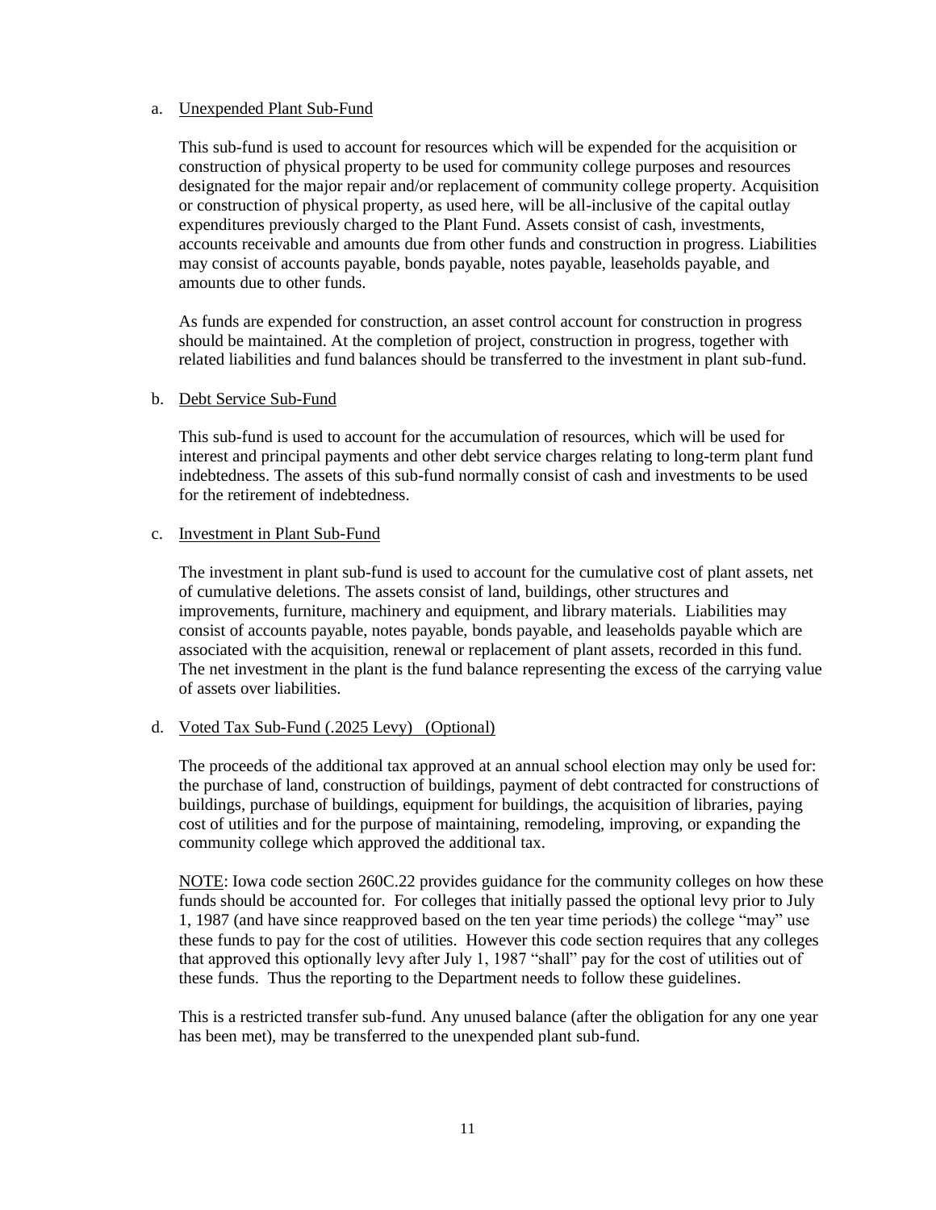a. Unexpended Plant Sub-Fund

This sub-fund is used to account for resources which will be expended for the acquisition or construction of physical property to be used for community college purposes and resources designated for the major repair and/or replacement of community college property. Acquisition or construction of physical property, as used here, will be all-inclusive of the capital outlay expenditures previously charged to the Plant Fund. Assets consist of cash, investments, accounts receivable and amounts due from other funds and construction in progress. Liabilities may consist of accounts payable, bonds payable, notes payable, leaseholds payable, and amounts due to other funds.

As funds are expended for construction, an asset control account for construction in progress should be maintained. At the completion of project, construction in progress, together with related liabilities and fund balances should be transferred to the investment in plant sub-fund.

b. Debt Service Sub-Fund

This sub-fund is used to account for the accumulation of resources, which will be used for interest and principal payments and other debt service charges relating to long-term plant fund indebtedness. The assets of this sub-fund normally consist of cash and investments to be used for the retirement of indebtedness.

c. Investment in Plant Sub-Fund

The investment in plant sub-fund is used to account for the cumulative cost of plant assets, net of cumulative deletions. The assets consist of land, buildings, other structures and improvements, furniture, machinery and equipment, and library materials. Liabilities may consist of accounts payable, notes payable, bonds payable, and leaseholds payable which are associated with the acquisition, renewal or replacement of plant assets, recorded in this fund. The net investment in the plant is the fund balance representing the excess of the carrying value of assets over liabilities.

d. Voted Tax Sub-Fund (.2025 Levy) (Optional)

The proceeds of the additional tax approved at an annual school election may only be used for: the purchase of land, construction of buildings, payment of debt contracted for constructions of buildings, purchase of buildings, equipment for buildings, the acquisition of libraries, paying cost of utilities and for the purpose of maintaining, remodeling, improving, or expanding the community college which approved the additional tax.

NOTE: Iowa code section 260C.22 provides guidance for the community colleges on how these funds should be accounted for. For colleges that initially passed the optional levy prior to July 1, 1987 (and have since reapproved based on the ten year time periods) the college "may" use these funds to pay for the cost of utilities. However this code section requires that any colleges that approved this optionally levy after July 1, 1987 "shall" pay for the cost of utilities out of these funds. Thus the reporting to the Department needs to follow these guidelines.

This is a restricted transfer sub-fund. Any unused balance (after the obligation for any one year has been met), may be transferred to the unexpended plant sub-fund.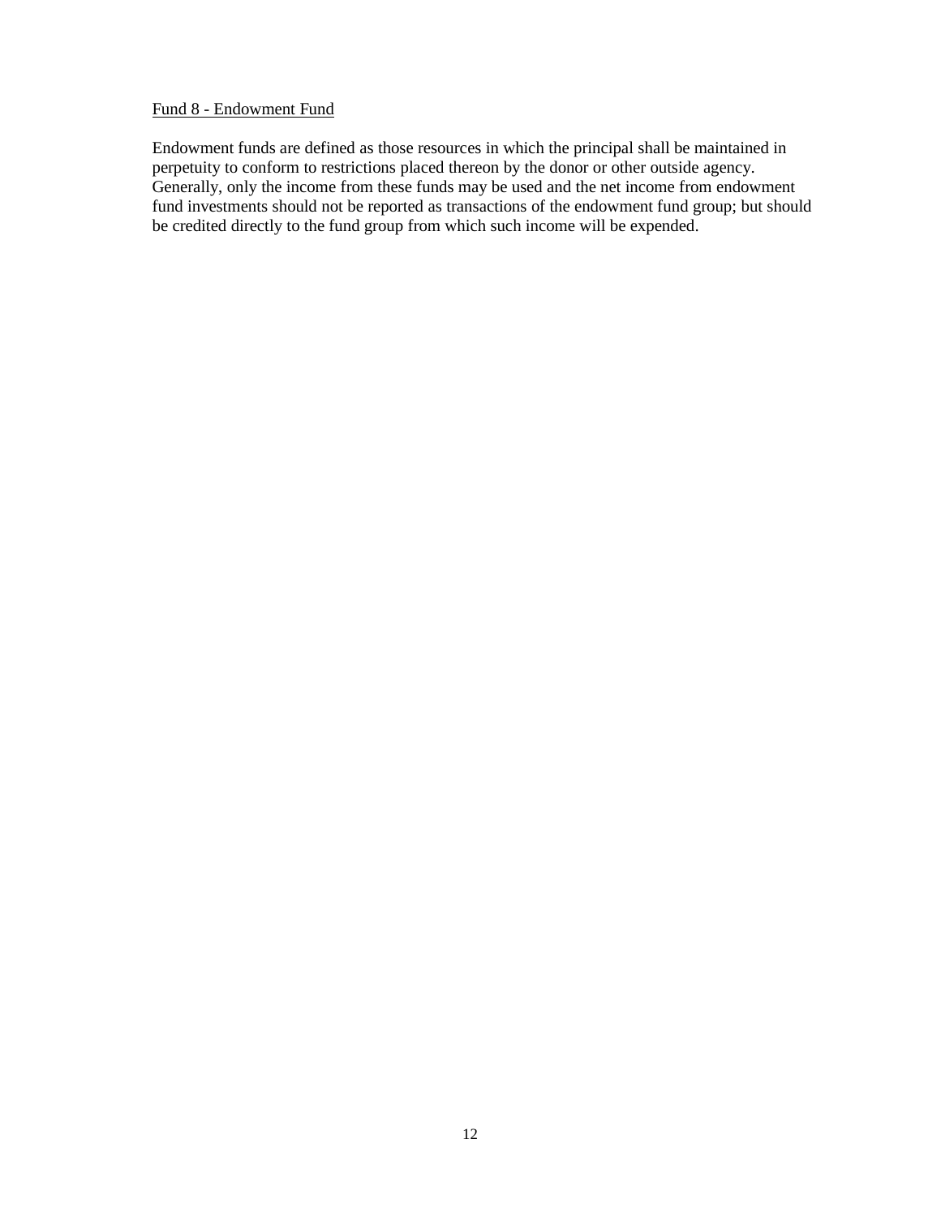<u>Fund 8 - Endowment Fund</u>

Endowment funds are defined as those resources in which the principal shall be maintained in perpetuity to conform to restrictions placed thereon by the donor or other outside agency. Generally, only the income from these funds may be used and the net income from endowment fund investments should not be reported as transactions of the endowment fund group; but should be credited directly to the fund group from which such income will be expended.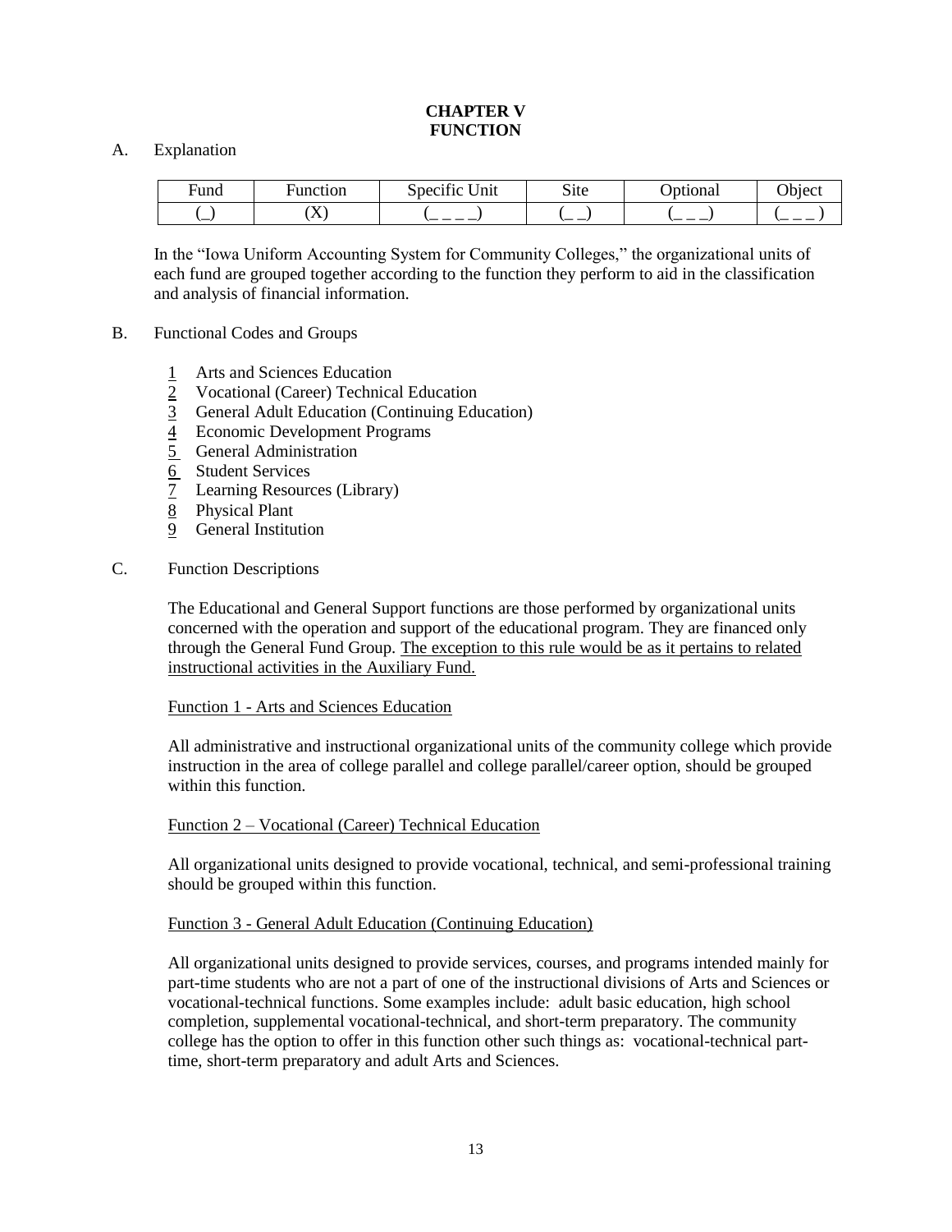# CHAPTER V
# FUNCTION

A. Explanation

| Fund | Function | Specific Unit | Site | Optional | Object |
|---|---|---|---|---|---|
| (_) | (X) | (_ _ _ _) | (_ _) | (_ _ _) | (_ _ _ ) |

In the "Iowa Uniform Accounting System for Community Colleges," the organizational units of each fund are grouped together according to the function they perform to aid in the classification and analysis of financial information.

B. Functional Codes and Groups

- <u>1</u> Arts and Sciences Education
- <u>2</u> Vocational (Career) Technical Education
- <u>3</u> General Adult Education (Continuing Education)
- <u>4</u> Economic Development Programs
- <u>5</u> General Administration
- <u>6</u> Student Services
- <u>7</u> Learning Resources (Library)
- <u>8</u> Physical Plant
- <u>9</u> General Institution

C. Function Descriptions

The Educational and General Support functions are those performed by organizational units concerned with the operation and support of the educational program. They are financed only through the General Fund Group. <u>The exception to this rule would be as it pertains to related instructional activities in the Auxiliary Fund.</u>

<u>Function 1 - Arts and Sciences Education</u>

All administrative and instructional organizational units of the community college which provide instruction in the area of college parallel and college parallel/career option, should be grouped within this function.

<u>Function 2 – Vocational (Career) Technical Education</u>

All organizational units designed to provide vocational, technical, and semi-professional training should be grouped within this function.

<u>Function 3 - General Adult Education (Continuing Education)</u>

All organizational units designed to provide services, courses, and programs intended mainly for part-time students who are not a part of one of the instructional divisions of Arts and Sciences or vocational-technical functions. Some examples include: adult basic education, high school completion, supplemental vocational-technical, and short-term preparatory. The community college has the option to offer in this function other such things as: vocational-technical part-time, short-term preparatory and adult Arts and Sciences.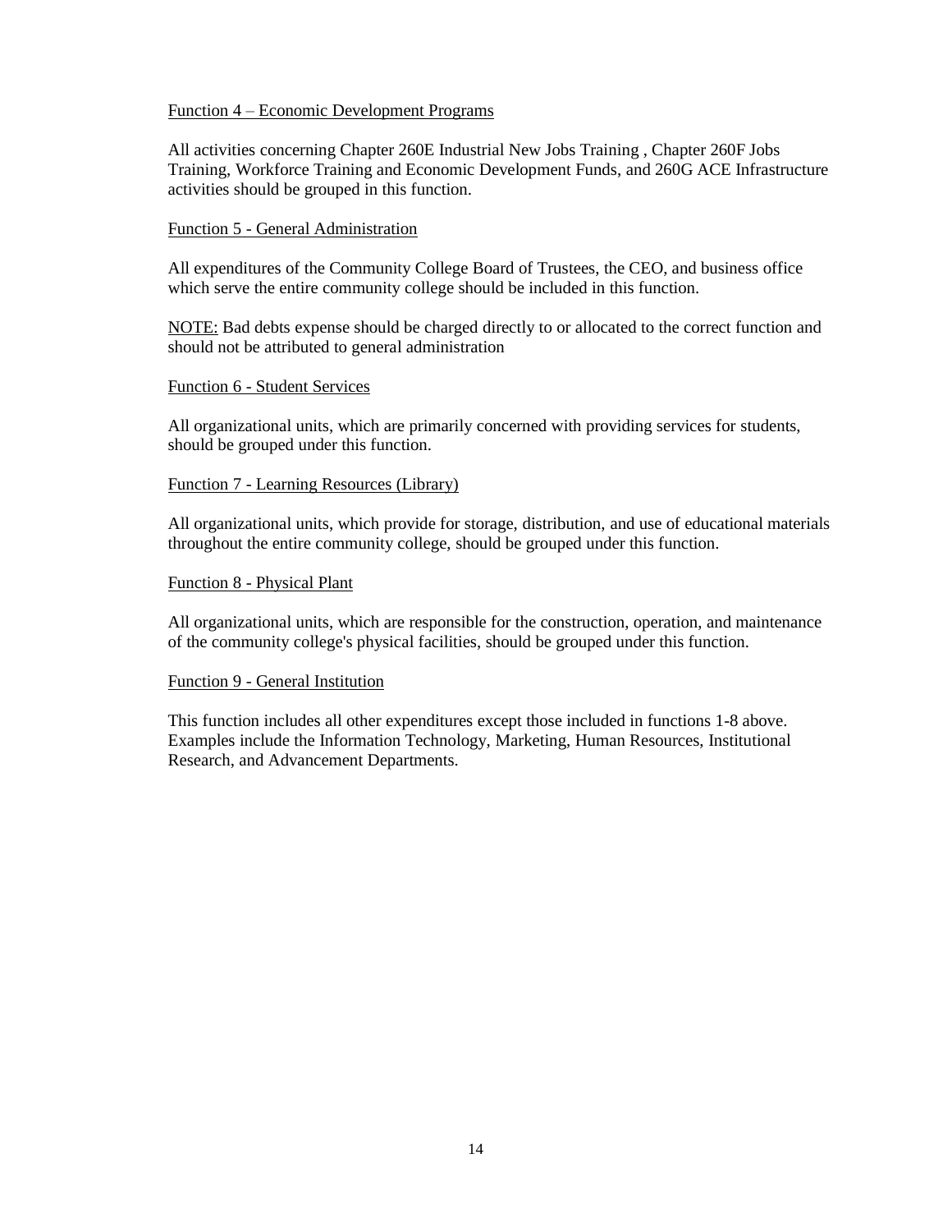Function 4 – Economic Development Programs

All activities concerning Chapter 260E Industrial New Jobs Training , Chapter 260F Jobs Training, Workforce Training and Economic Development Funds, and 260G ACE Infrastructure activities should be grouped in this function.

Function 5 - General Administration

All expenditures of the Community College Board of Trustees, the CEO, and business office which serve the entire community college should be included in this function.

NOTE: Bad debts expense should be charged directly to or allocated to the correct function and should not be attributed to general administration

Function 6 - Student Services

All organizational units, which are primarily concerned with providing services for students, should be grouped under this function.

Function 7 - Learning Resources (Library)

All organizational units, which provide for storage, distribution, and use of educational materials throughout the entire community college, should be grouped under this function.

Function 8 - Physical Plant

All organizational units, which are responsible for the construction, operation, and maintenance of the community college's physical facilities, should be grouped under this function.

Function 9 - General Institution

This function includes all other expenditures except those included in functions 1-8 above. Examples include the Information Technology, Marketing, Human Resources, Institutional Research, and Advancement Departments.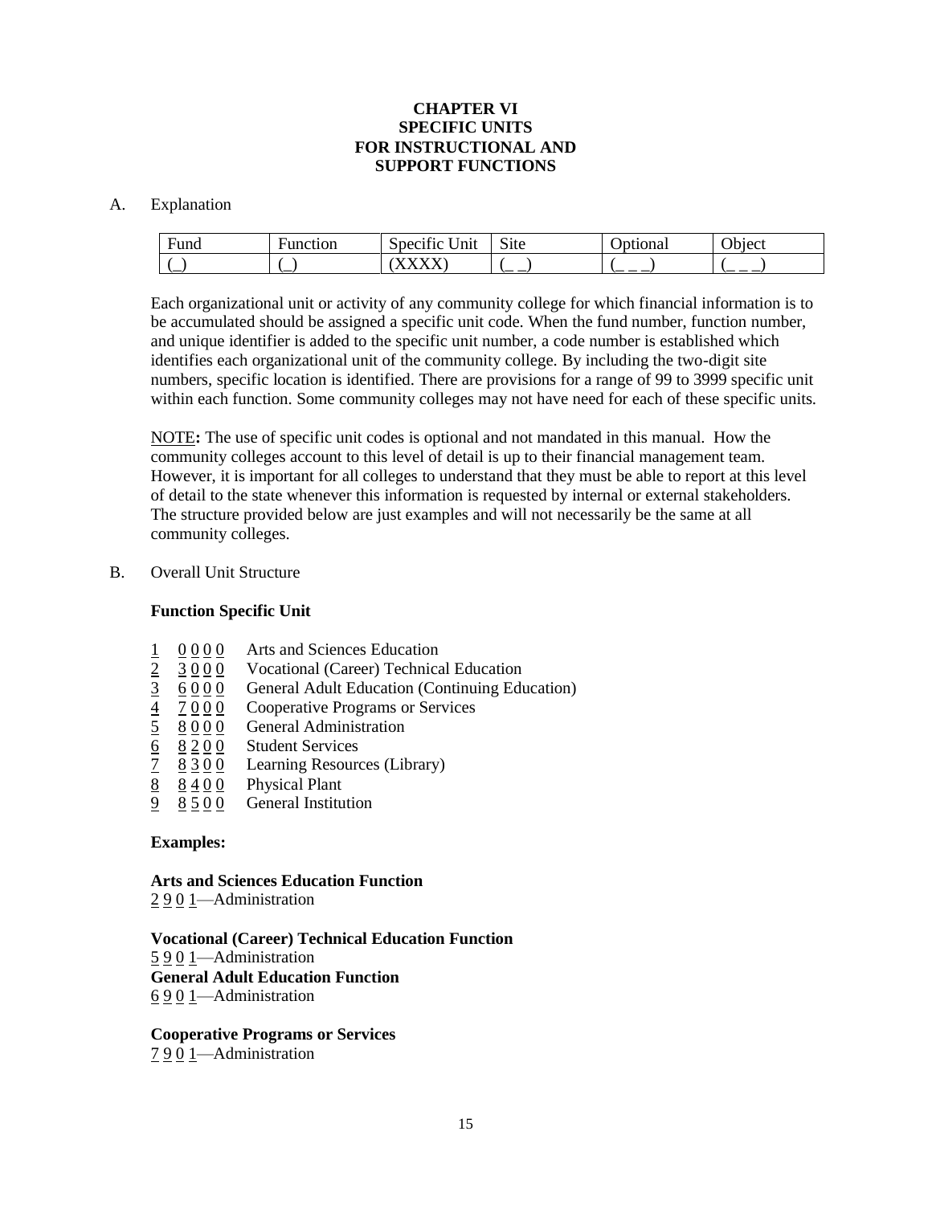**CHAPTER VI**
**SPECIFIC UNITS**
**FOR INSTRUCTIONAL AND**
**SUPPORT FUNCTIONS**

A. Explanation

| Fund | Function | Specific Unit | Site | Optional | Object |
|---|---|---|---|---|---|
| (_) | (_) | (XXXX) | (_ _) | (_ _ _) | (_ _ _) |

Each organizational unit or activity of any community college for which financial information is to be accumulated should be assigned a specific unit code. When the fund number, function number, and unique identifier is added to the specific unit number, a code number is established which identifies each organizational unit of the community college. By including the two-digit site numbers, specific location is identified. There are provisions for a range of 99 to 3999 specific unit within each function. Some community colleges may not have need for each of these specific units.

NOTE**:** The use of specific unit codes is optional and not mandated in this manual. How the community colleges account to this level of detail is up to their financial management team. However, it is important for all colleges to understand that they must be able to report at this level of detail to the state whenever this information is requested by internal or external stakeholders. The structure provided below are just examples and will not necessarily be the same at all community colleges.

B. Overall Unit Structure

**Function Specific Unit**

| | | |
|---|---|---|
| 1 | 0 0 0 0 | Arts and Sciences Education |
| 2 | 3 0 0 0 | Vocational (Career) Technical Education |
| 3 | 6 0 0 0 | General Adult Education (Continuing Education) |
| 4 | 7 0 0 0 | Cooperative Programs or Services |
| 5 | 8 0 0 0 | General Administration |
| 6 | 8 2 0 0 | Student Services |
| 7 | 8 3 0 0 | Learning Resources (Library) |
| 8 | 8 4 0 0 | Physical Plant |
| 9 | 8 5 0 0 | General Institution |

**Examples:**

**Arts and Sciences Education Function**
2 9 0 1—Administration

**Vocational (Career) Technical Education Function**
5 9 0 1—Administration
**General Adult Education Function**
6 9 0 1—Administration

**Cooperative Programs or Services**
7 9 0 1—Administration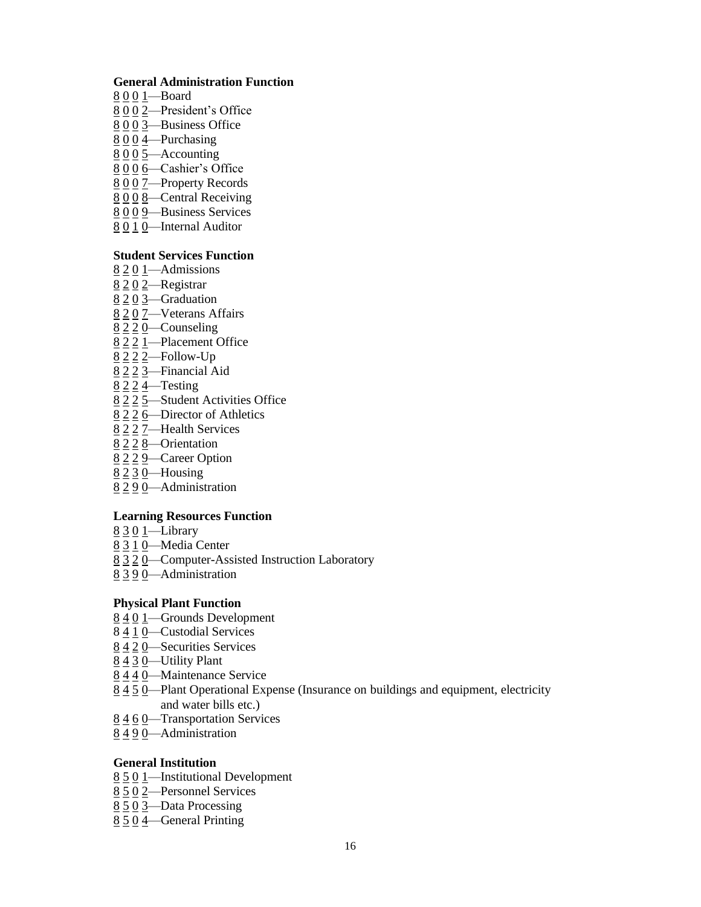### General Administration Function

8 0 0 1—Board
8 0 0 2—President's Office
8 0 0 3—Business Office
8 0 0 4—Purchasing
8 0 0 5—Accounting
8 0 0 6—Cashier's Office
8 0 0 7—Property Records
8 0 0 8—Central Receiving
8 0 0 9—Business Services
8 0 1 0—Internal Auditor

### Student Services Function

8 2 0 1—Admissions
8 2 0 2—Registrar
8 2 0 3—Graduation
8 2 0 7—Veterans Affairs
8 2 2 0—Counseling
8 2 2 1—Placement Office
8 2 2 2—Follow-Up
8 2 2 3—Financial Aid
8 2 2 4—Testing
8 2 2 5—Student Activities Office
8 2 2 6—Director of Athletics
8 2 2 7—Health Services
8 2 2 8—Orientation
8 2 2 9—Career Option
8 2 3 0—Housing
8 2 9 0—Administration

### Learning Resources Function

8 3 0 1—Library
8 3 1 0—Media Center
8 3 2 0—Computer-Assisted Instruction Laboratory
8 3 9 0—Administration

### Physical Plant Function

8 4 0 1—Grounds Development
8 4 1 0—Custodial Services
8 4 2 0—Securities Services
8 4 3 0—Utility Plant
8 4 4 0—Maintenance Service
8 4 5 0—Plant Operational Expense (Insurance on buildings and equipment, electricity and water bills etc.)
8 4 6 0—Transportation Services
8 4 9 0—Administration

### General Institution

8 5 0 1—Institutional Development
8 5 0 2—Personnel Services
8 5 0 3—Data Processing
8 5 0 4—General Printing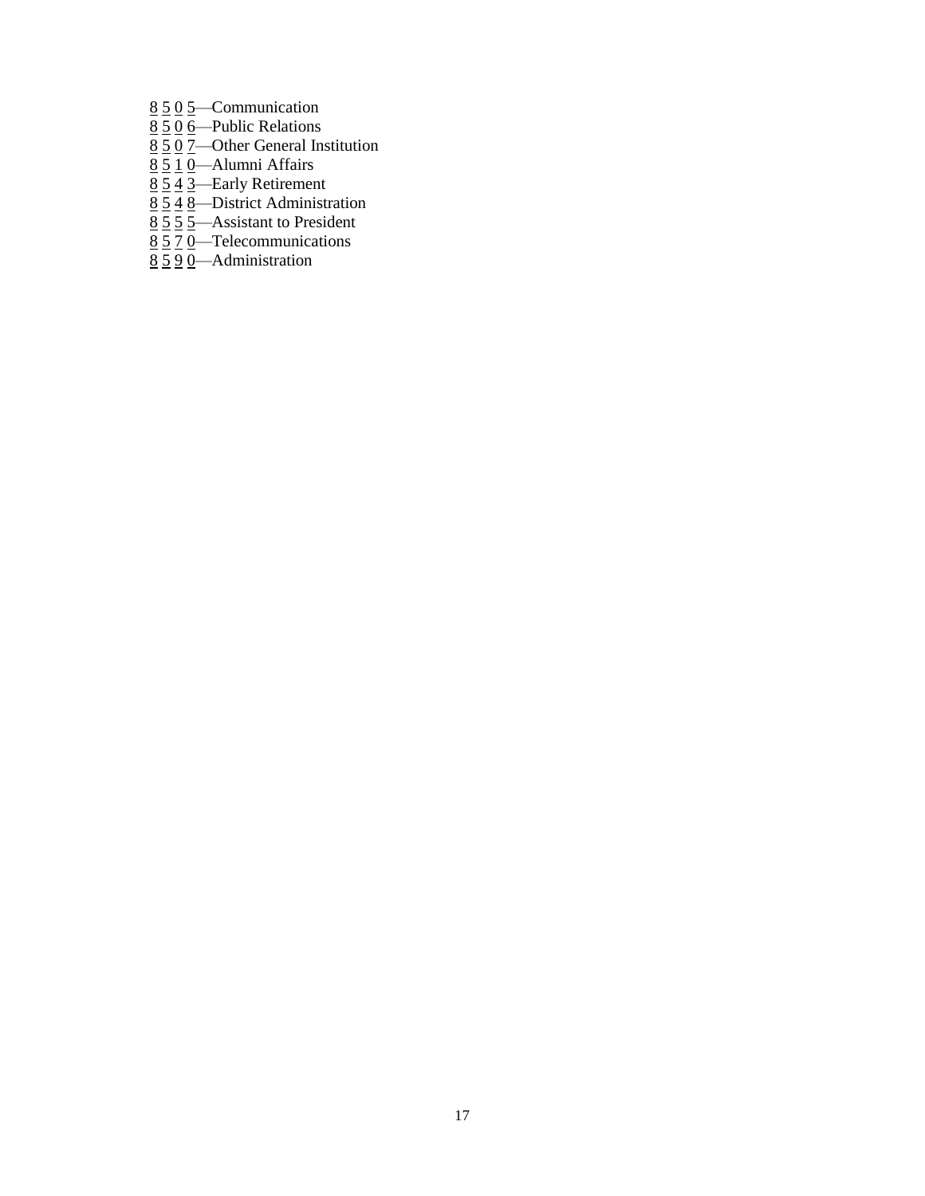8 5 0 5—Communication
8 5 0 6—Public Relations
8 5 0 7—Other General Institution
8 5 1 0—Alumni Affairs
8 5 4 3—Early Retirement
8 5 4 8—District Administration
8 5 5 5—Assistant to President
8 5 7 0—Telecommunications
8 5 9 0—Administration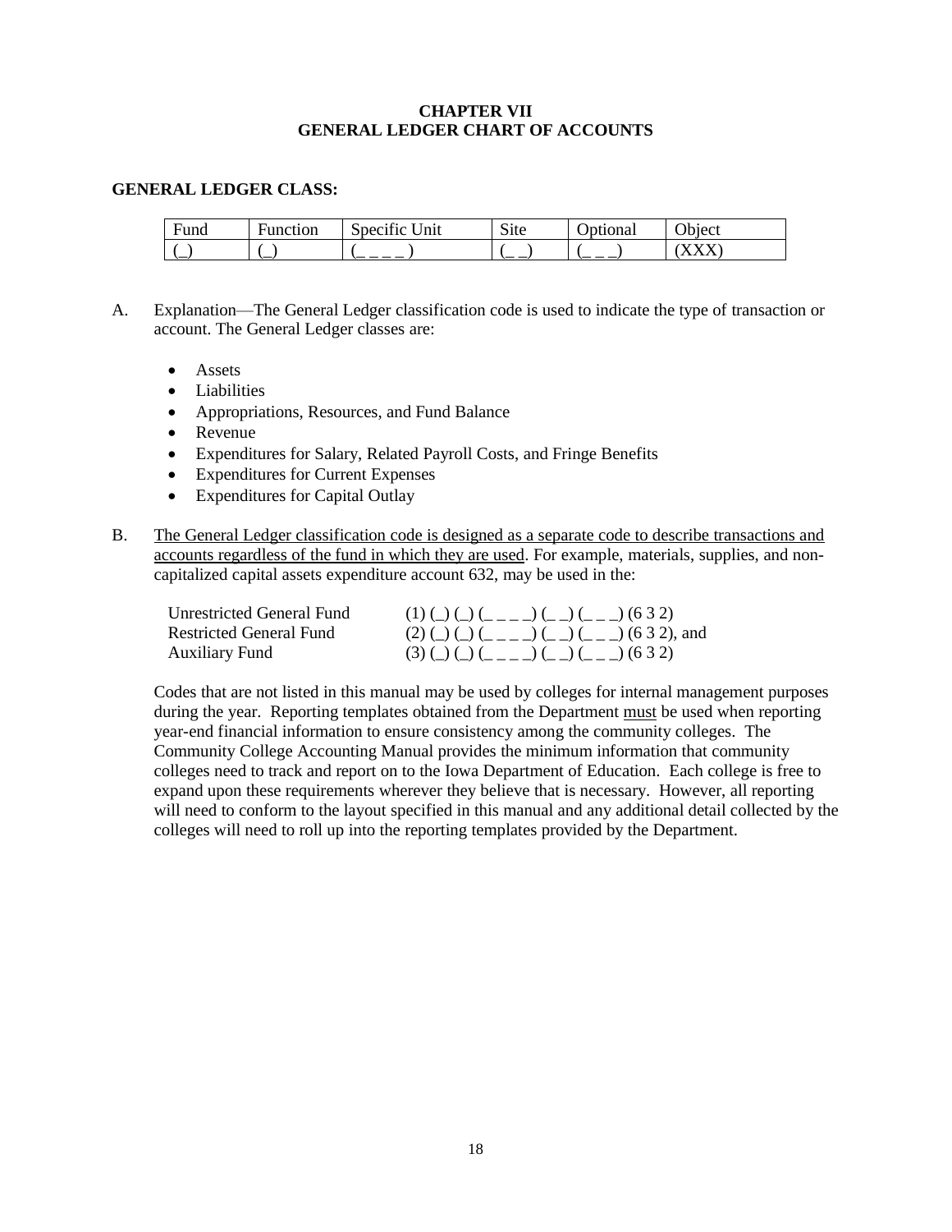# CHAPTER VII
# GENERAL LEDGER CHART OF ACCOUNTS

**GENERAL LEDGER CLASS:**

| Fund | Function | Specific Unit | Site | Optional | Object |
|---|---|---|---|---|---|
| (_) | (_) | (_ _ _ _ ) | (_ _) | (_ _ _) | (XXX) |

A. Explanation—The General Ledger classification code is used to indicate the type of transaction or account. The General Ledger classes are:

- Assets
- Liabilities
- Appropriations, Resources, and Fund Balance
- Revenue
- Expenditures for Salary, Related Payroll Costs, and Fringe Benefits
- Expenditures for Current Expenses
- Expenditures for Capital Outlay

B. <u>The General Ledger classification code is designed as a separate code to describe transactions and accounts regardless of the fund in which they are used</u>. For example, materials, supplies, and non-capitalized capital assets expenditure account 632, may be used in the:

| | |
|---|---|
| Unrestricted General Fund | (1) (_) (_) (_ _ _ _) (_ _) (_ _ _) (6 3 2) |
| Restricted General Fund | (2) (_) (_) (_ _ _ _) (_ _) (_ _ _) (6 3 2), and |
| Auxiliary Fund | (3) (_) (_) (_ _ _ _) (_ _) (_ _ _) (6 3 2) |

Codes that are not listed in this manual may be used by colleges for internal management purposes during the year. Reporting templates obtained from the Department <u>must</u> be used when reporting year-end financial information to ensure consistency among the community colleges. The Community College Accounting Manual provides the minimum information that community colleges need to track and report on to the Iowa Department of Education. Each college is free to expand upon these requirements wherever they believe that is necessary. However, all reporting will need to conform to the layout specified in this manual and any additional detail collected by the colleges will need to roll up into the reporting templates provided by the Department.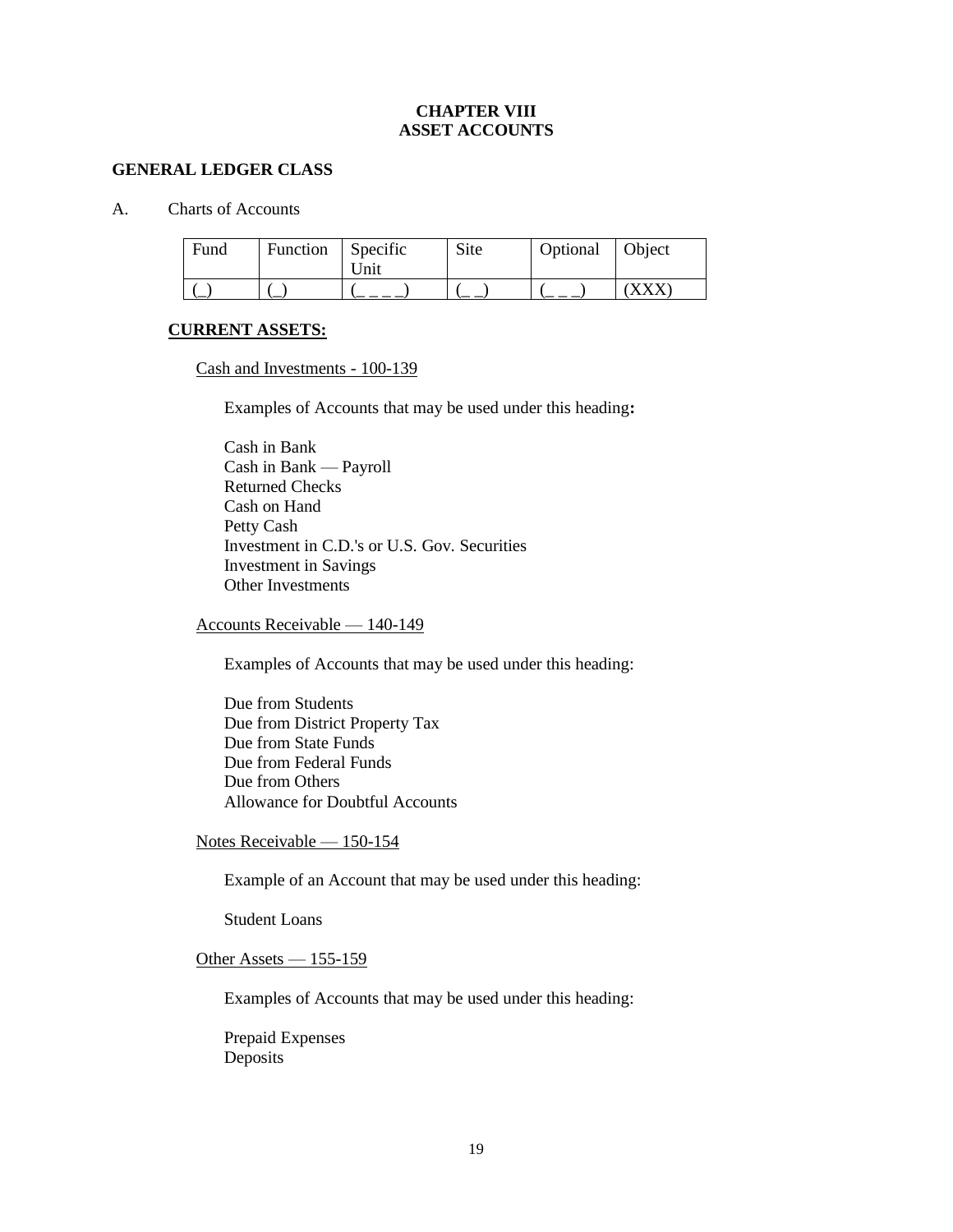# CHAPTER VIII
# ASSET ACCOUNTS

## GENERAL LEDGER CLASS

A. Charts of Accounts

| Fund | Function | Specific Unit | Site | Optional | Object |
|---|---|---|---|---|---|
| (_) | (_) | (_ _ _ _) | (_ _) | (_ _ _) | (XXX) |

**CURRENT ASSETS:**

Cash and Investments - 100-139

Examples of Accounts that may be used under this heading**:**

Cash in Bank
Cash in Bank — Payroll
Returned Checks
Cash on Hand
Petty Cash
Investment in C.D.'s or U.S. Gov. Securities
Investment in Savings
Other Investments

Accounts Receivable — 140-149

Examples of Accounts that may be used under this heading:

Due from Students
Due from District Property Tax
Due from State Funds
Due from Federal Funds
Due from Others
Allowance for Doubtful Accounts

Notes Receivable — 150-154

Example of an Account that may be used under this heading:

Student Loans

Other Assets — 155-159

Examples of Accounts that may be used under this heading:

Prepaid Expenses
Deposits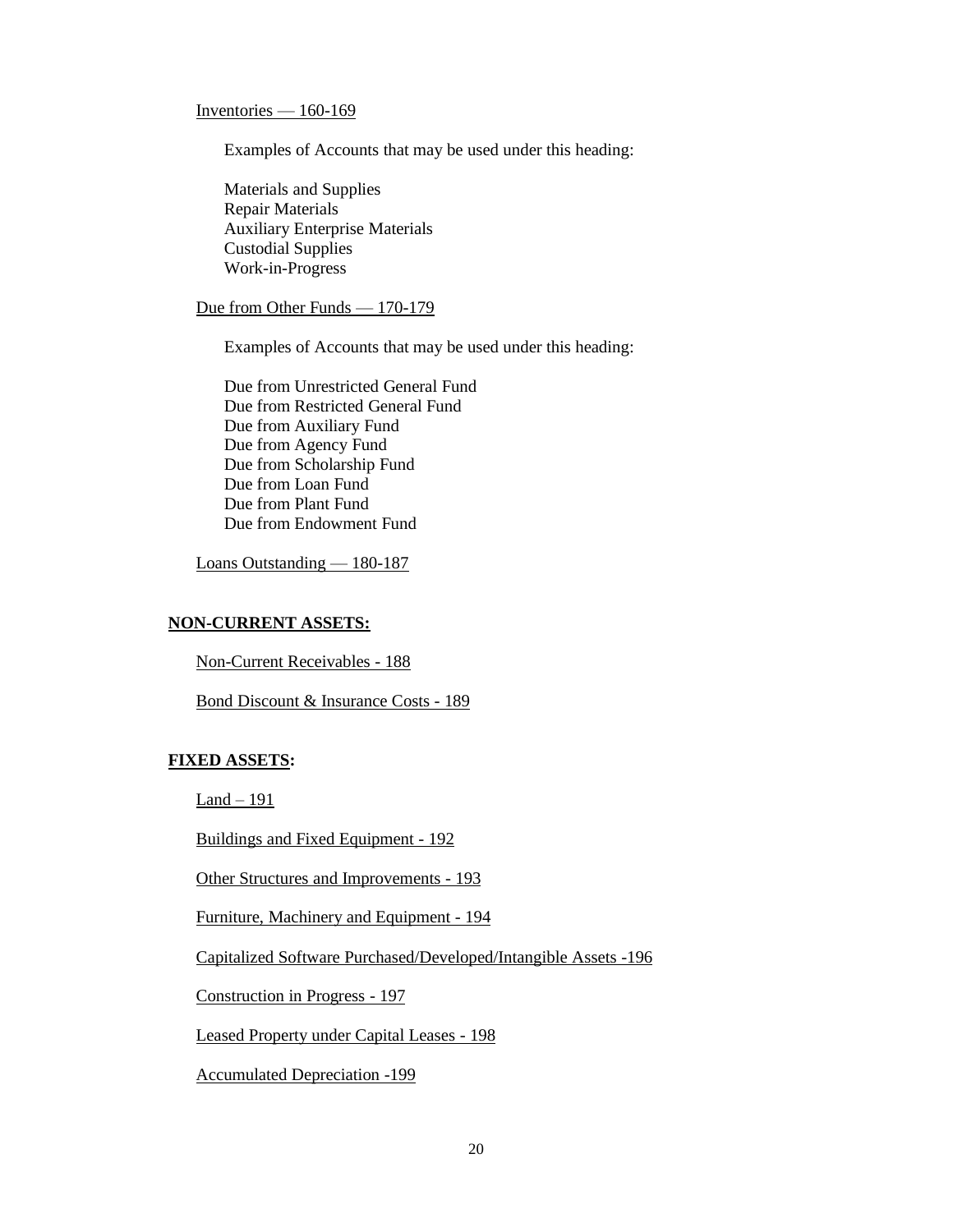Inventories — 160-169

Examples of Accounts that may be used under this heading:

Materials and Supplies
Repair Materials
Auxiliary Enterprise Materials
Custodial Supplies
Work-in-Progress

Due from Other Funds — 170-179

Examples of Accounts that may be used under this heading:

Due from Unrestricted General Fund
Due from Restricted General Fund
Due from Auxiliary Fund
Due from Agency Fund
Due from Scholarship Fund
Due from Loan Fund
Due from Plant Fund
Due from Endowment Fund

Loans Outstanding — 180-187

## NON-CURRENT ASSETS:

Non-Current Receivables - 188

Bond Discount & Insurance Costs - 189

## FIXED ASSETS:

Land – 191

Buildings and Fixed Equipment - 192

Other Structures and Improvements - 193

Furniture, Machinery and Equipment - 194

Capitalized Software Purchased/Developed/Intangible Assets -196

Construction in Progress - 197

Leased Property under Capital Leases - 198

Accumulated Depreciation -199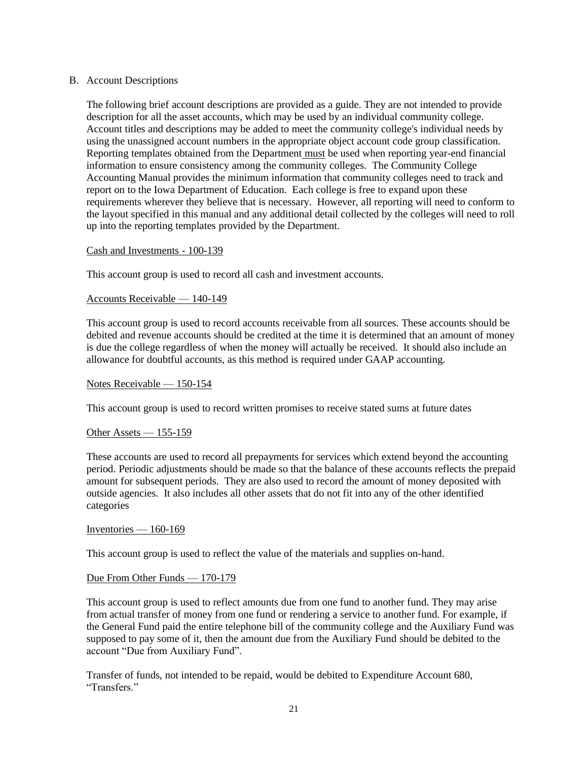## B. Account Descriptions

The following brief account descriptions are provided as a guide. They are not intended to provide description for all the asset accounts, which may be used by an individual community college. Account titles and descriptions may be added to meet the community college's individual needs by using the unassigned account numbers in the appropriate object account code group classification. Reporting templates obtained from the Department must be used when reporting year-end financial information to ensure consistency among the community colleges. The Community College Accounting Manual provides the minimum information that community colleges need to track and report on to the Iowa Department of Education. Each college is free to expand upon these requirements wherever they believe that is necessary. However, all reporting will need to conform to the layout specified in this manual and any additional detail collected by the colleges will need to roll up into the reporting templates provided by the Department.

Cash and Investments - 100-139

This account group is used to record all cash and investment accounts.

Accounts Receivable — 140-149

This account group is used to record accounts receivable from all sources. These accounts should be debited and revenue accounts should be credited at the time it is determined that an amount of money is due the college regardless of when the money will actually be received. It should also include an allowance for doubtful accounts, as this method is required under GAAP accounting.

Notes Receivable — 150-154

This account group is used to record written promises to receive stated sums at future dates

Other Assets — 155-159

These accounts are used to record all prepayments for services which extend beyond the accounting period. Periodic adjustments should be made so that the balance of these accounts reflects the prepaid amount for subsequent periods. They are also used to record the amount of money deposited with outside agencies. It also includes all other assets that do not fit into any of the other identified categories

Inventories — 160-169

This account group is used to reflect the value of the materials and supplies on-hand.

Due From Other Funds — 170-179

This account group is used to reflect amounts due from one fund to another fund. They may arise from actual transfer of money from one fund or rendering a service to another fund. For example, if the General Fund paid the entire telephone bill of the community college and the Auxiliary Fund was supposed to pay some of it, then the amount due from the Auxiliary Fund should be debited to the account "Due from Auxiliary Fund".

Transfer of funds, not intended to be repaid, would be debited to Expenditure Account 680, "Transfers."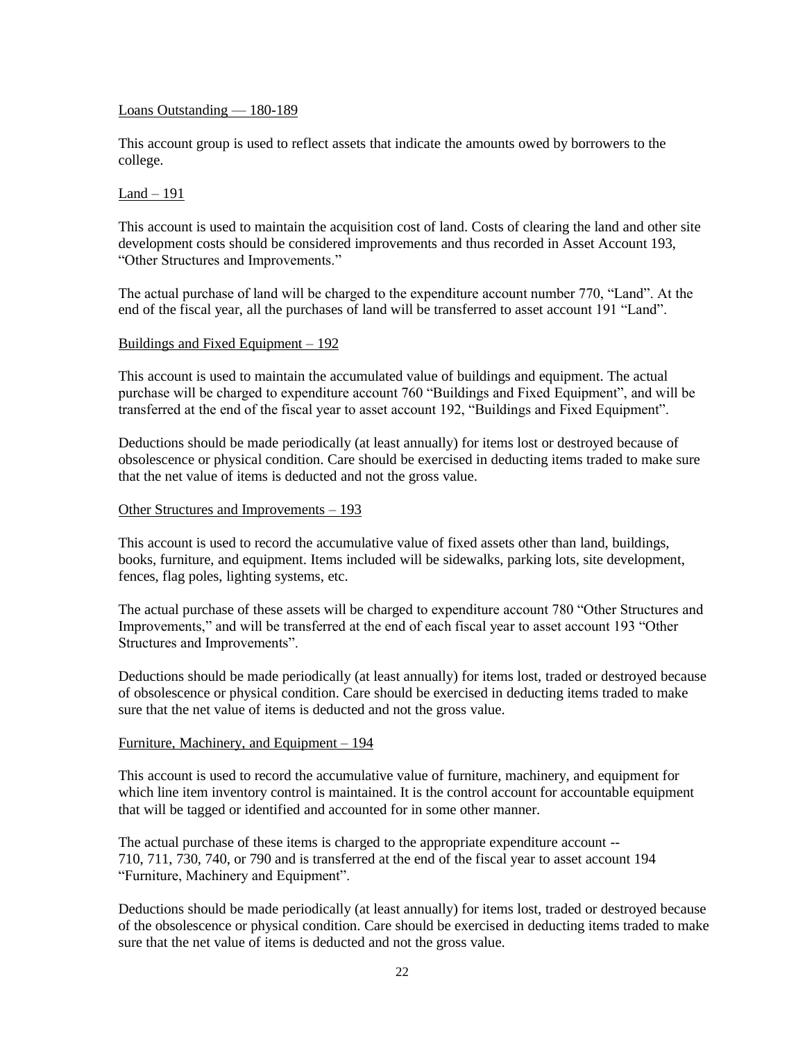Loans Outstanding — 180-189

This account group is used to reflect assets that indicate the amounts owed by borrowers to the college.

Land – 191

This account is used to maintain the acquisition cost of land. Costs of clearing the land and other site development costs should be considered improvements and thus recorded in Asset Account 193, "Other Structures and Improvements."

The actual purchase of land will be charged to the expenditure account number 770, "Land". At the end of the fiscal year, all the purchases of land will be transferred to asset account 191 "Land".

Buildings and Fixed Equipment – 192

This account is used to maintain the accumulated value of buildings and equipment. The actual purchase will be charged to expenditure account 760 "Buildings and Fixed Equipment", and will be transferred at the end of the fiscal year to asset account 192, "Buildings and Fixed Equipment".

Deductions should be made periodically (at least annually) for items lost or destroyed because of obsolescence or physical condition. Care should be exercised in deducting items traded to make sure that the net value of items is deducted and not the gross value.

Other Structures and Improvements – 193

This account is used to record the accumulative value of fixed assets other than land, buildings, books, furniture, and equipment. Items included will be sidewalks, parking lots, site development, fences, flag poles, lighting systems, etc.

The actual purchase of these assets will be charged to expenditure account 780 "Other Structures and Improvements," and will be transferred at the end of each fiscal year to asset account 193 "Other Structures and Improvements".

Deductions should be made periodically (at least annually) for items lost, traded or destroyed because of obsolescence or physical condition. Care should be exercised in deducting items traded to make sure that the net value of items is deducted and not the gross value.

Furniture, Machinery, and Equipment – 194

This account is used to record the accumulative value of furniture, machinery, and equipment for which line item inventory control is maintained. It is the control account for accountable equipment that will be tagged or identified and accounted for in some other manner.

The actual purchase of these items is charged to the appropriate expenditure account -- 710, 711, 730, 740, or 790 and is transferred at the end of the fiscal year to asset account 194 "Furniture, Machinery and Equipment".

Deductions should be made periodically (at least annually) for items lost, traded or destroyed because of the obsolescence or physical condition. Care should be exercised in deducting items traded to make sure that the net value of items is deducted and not the gross value.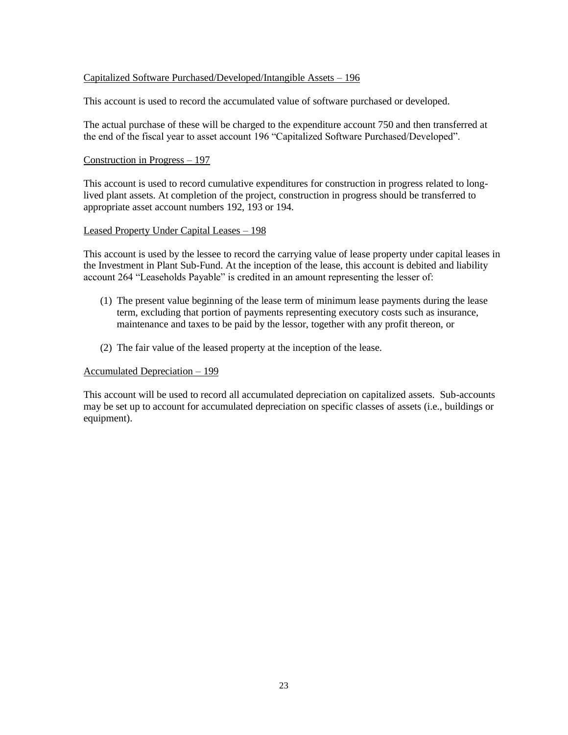<u>Capitalized Software Purchased/Developed/Intangible Assets – 196</u>

This account is used to record the accumulated value of software purchased or developed.

The actual purchase of these will be charged to the expenditure account 750 and then transferred at the end of the fiscal year to asset account 196 "Capitalized Software Purchased/Developed".

<u>Construction in Progress – 197</u>

This account is used to record cumulative expenditures for construction in progress related to long-lived plant assets. At completion of the project, construction in progress should be transferred to appropriate asset account numbers 192, 193 or 194.

<u>Leased Property Under Capital Leases – 198</u>

This account is used by the lessee to record the carrying value of lease property under capital leases in the Investment in Plant Sub-Fund. At the inception of the lease, this account is debited and liability account 264 "Leaseholds Payable" is credited in an amount representing the lesser of:

(1) The present value beginning of the lease term of minimum lease payments during the lease term, excluding that portion of payments representing executory costs such as insurance, maintenance and taxes to be paid by the lessor, together with any profit thereon, or

(2) The fair value of the leased property at the inception of the lease.

<u>Accumulated Depreciation – 199</u>

This account will be used to record all accumulated depreciation on capitalized assets. Sub-accounts may be set up to account for accumulated depreciation on specific classes of assets (i.e., buildings or equipment).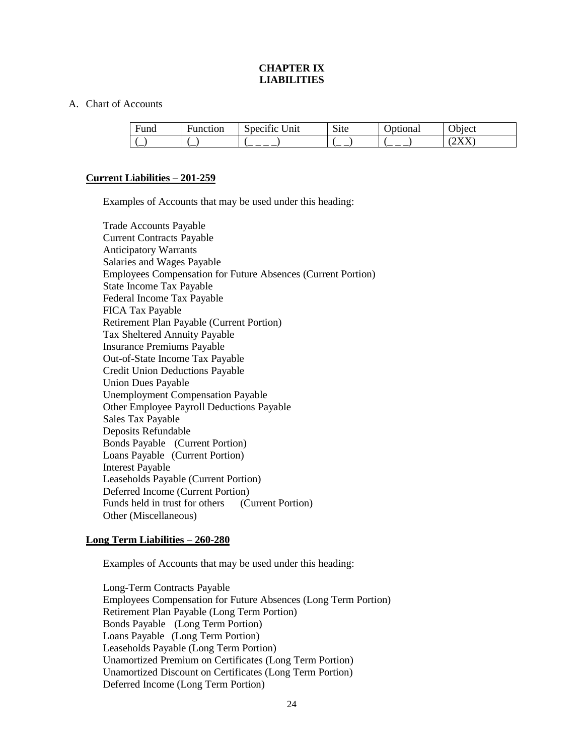# CHAPTER IX
# LIABILITIES

A. Chart of Accounts

| Fund | Function | Specific Unit | Site | Optional | Object |
|---|---|---|---|---|---|
| (_) | (_) | (_ _ _ _) | (_ _) | (_ _ _) | (2XX) |

**Current Liabilities – 201-259**

Examples of Accounts that may be used under this heading:

Trade Accounts Payable
Current Contracts Payable
Anticipatory Warrants
Salaries and Wages Payable
Employees Compensation for Future Absences (Current Portion)
State Income Tax Payable
Federal Income Tax Payable
FICA Tax Payable
Retirement Plan Payable (Current Portion)
Tax Sheltered Annuity Payable
Insurance Premiums Payable
Out-of-State Income Tax Payable
Credit Union Deductions Payable
Union Dues Payable
Unemployment Compensation Payable
Other Employee Payroll Deductions Payable
Sales Tax Payable
Deposits Refundable
Bonds Payable (Current Portion)
Loans Payable (Current Portion)
Interest Payable
Leaseholds Payable (Current Portion)
Deferred Income (Current Portion)
Funds held in trust for others (Current Portion)
Other (Miscellaneous)

**Long Term Liabilities – 260-280**

Examples of Accounts that may be used under this heading:

Long-Term Contracts Payable
Employees Compensation for Future Absences (Long Term Portion)
Retirement Plan Payable (Long Term Portion)
Bonds Payable (Long Term Portion)
Loans Payable (Long Term Portion)
Leaseholds Payable (Long Term Portion)
Unamortized Premium on Certificates (Long Term Portion)
Unamortized Discount on Certificates (Long Term Portion)
Deferred Income (Long Term Portion)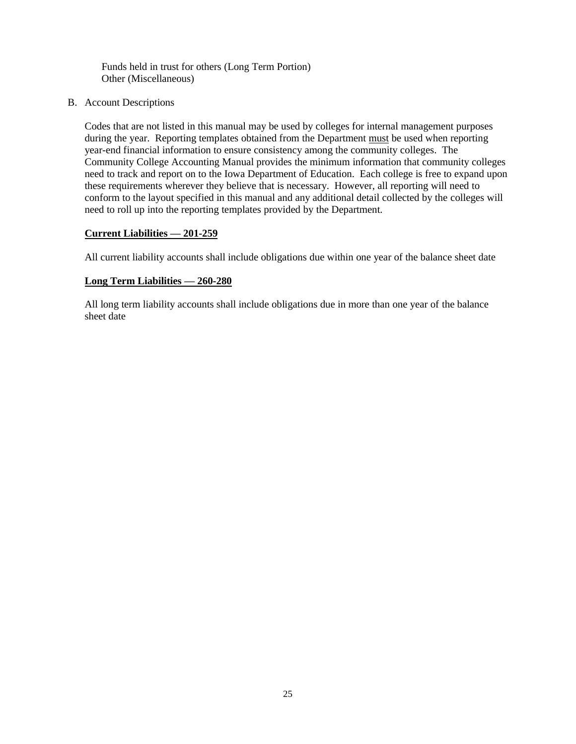Funds held in trust for others (Long Term Portion)
Other (Miscellaneous)

B. Account Descriptions

Codes that are not listed in this manual may be used by colleges for internal management purposes during the year. Reporting templates obtained from the Department <u>must</u> be used when reporting year-end financial information to ensure consistency among the community colleges. The Community College Accounting Manual provides the minimum information that community colleges need to track and report on to the Iowa Department of Education. Each college is free to expand upon these requirements wherever they believe that is necessary. However, all reporting will need to conform to the layout specified in this manual and any additional detail collected by the colleges will need to roll up into the reporting templates provided by the Department.

**Current Liabilities — 201-259**

All current liability accounts shall include obligations due within one year of the balance sheet date

**Long Term Liabilities — 260-280**

All long term liability accounts shall include obligations due in more than one year of the balance sheet date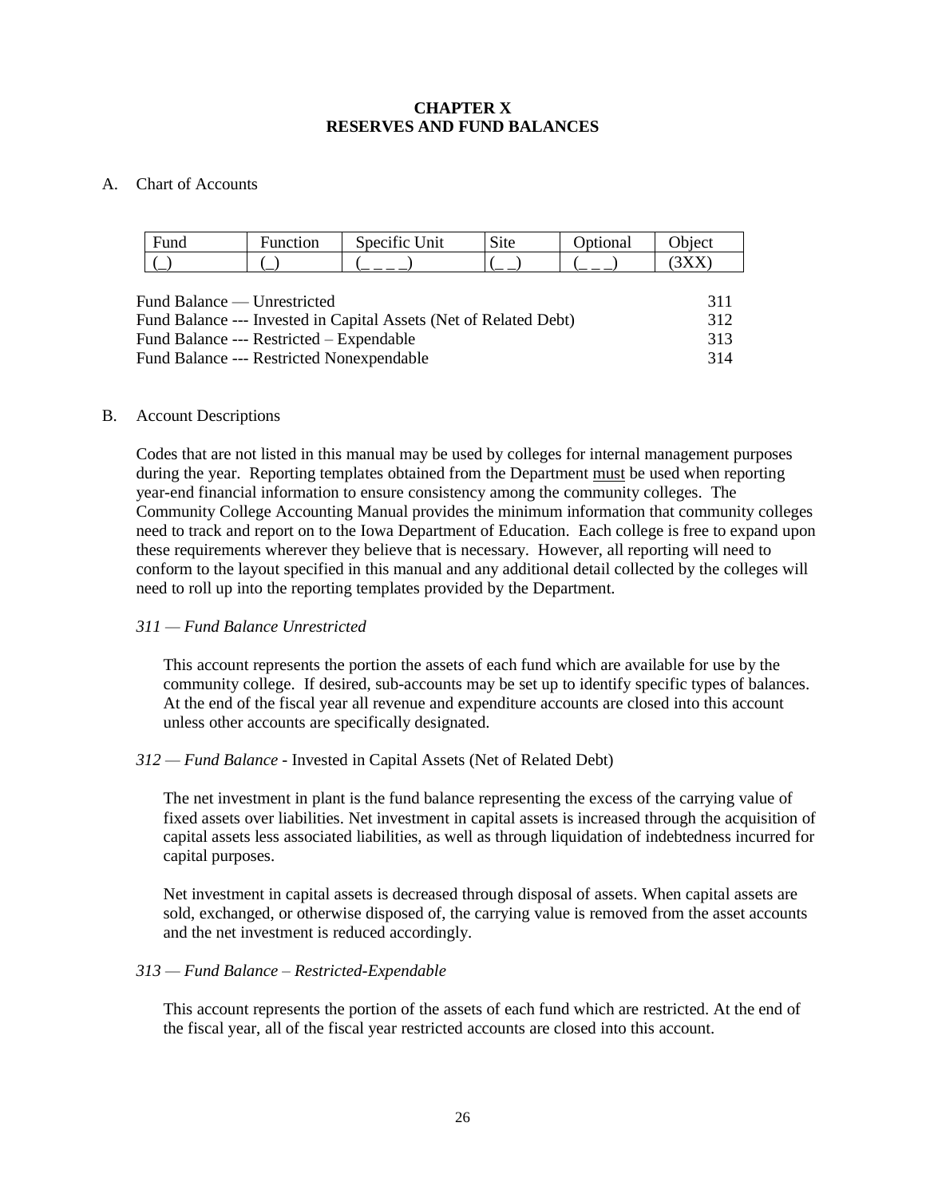# CHAPTER X
# RESERVES AND FUND BALANCES

A. Chart of Accounts

| Fund | Function | Specific Unit | Site | Optional | Object |
|---|---|---|---|---|---|
| (_) | (_) | (_ _ _ _) | (_ _) | (_ _ _) | (3XX) |

| | |
|---|---|
| Fund Balance — Unrestricted | 311 |
| Fund Balance --- Invested in Capital Assets (Net of Related Debt) | 312 |
| Fund Balance --- Restricted – Expendable | 313 |
| Fund Balance --- Restricted Nonexpendable | 314 |

B. Account Descriptions

Codes that are not listed in this manual may be used by colleges for internal management purposes during the year. Reporting templates obtained from the Department must be used when reporting year-end financial information to ensure consistency among the community colleges. The Community College Accounting Manual provides the minimum information that community colleges need to track and report on to the Iowa Department of Education. Each college is free to expand upon these requirements wherever they believe that is necessary. However, all reporting will need to conform to the layout specified in this manual and any additional detail collected by the colleges will need to roll up into the reporting templates provided by the Department.

*311 — Fund Balance Unrestricted*

This account represents the portion the assets of each fund which are available for use by the community college. If desired, sub-accounts may be set up to identify specific types of balances. At the end of the fiscal year all revenue and expenditure accounts are closed into this account unless other accounts are specifically designated.

*312 — Fund Balance* - Invested in Capital Assets (Net of Related Debt)

The net investment in plant is the fund balance representing the excess of the carrying value of fixed assets over liabilities. Net investment in capital assets is increased through the acquisition of capital assets less associated liabilities, as well as through liquidation of indebtedness incurred for capital purposes.

Net investment in capital assets is decreased through disposal of assets. When capital assets are sold, exchanged, or otherwise disposed of, the carrying value is removed from the asset accounts and the net investment is reduced accordingly.

*313 — Fund Balance – Restricted-Expendable*

This account represents the portion of the assets of each fund which are restricted. At the end of the fiscal year, all of the fiscal year restricted accounts are closed into this account.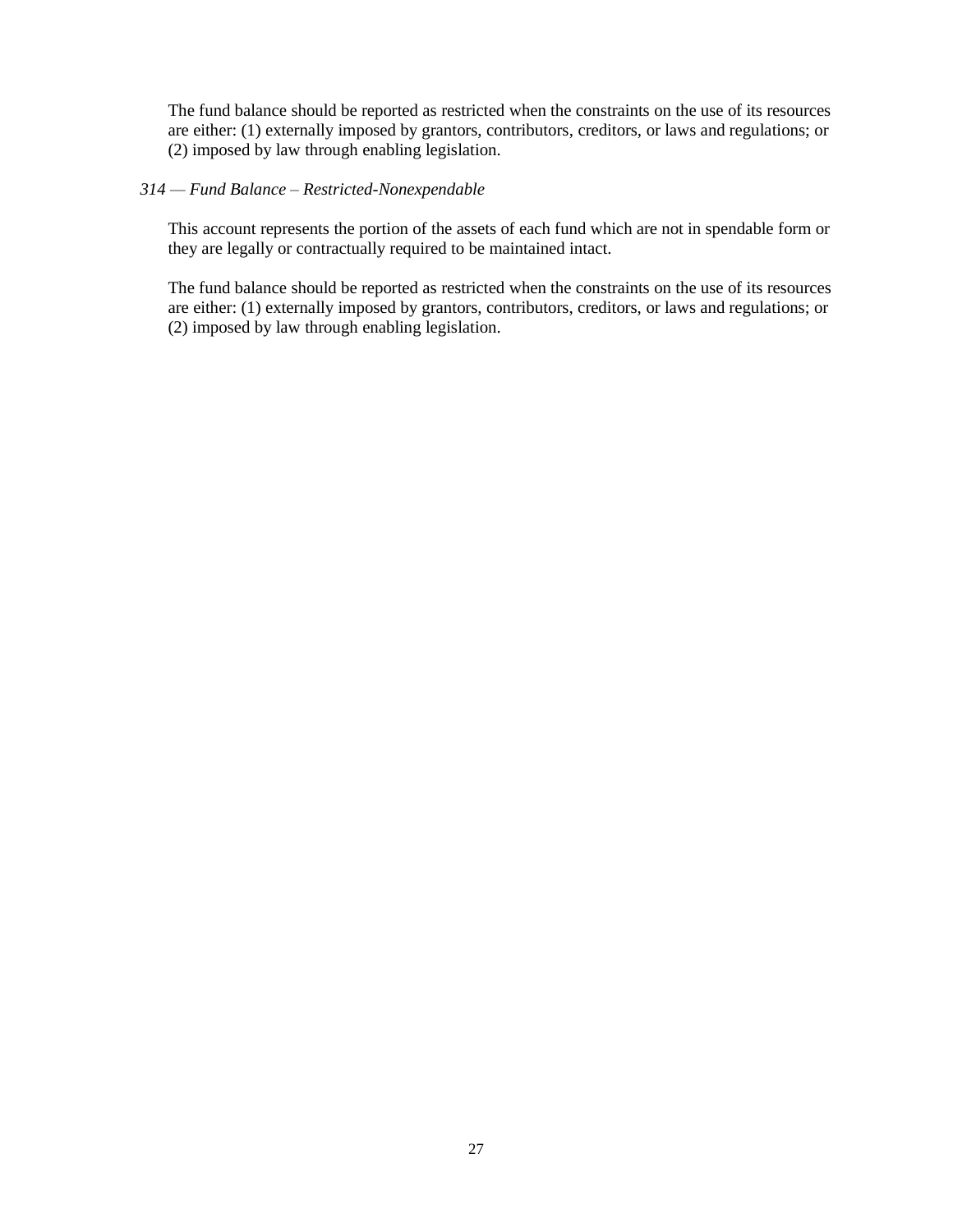The fund balance should be reported as restricted when the constraints on the use of its resources are either: (1) externally imposed by grantors, contributors, creditors, or laws and regulations; or (2) imposed by law through enabling legislation.

*314 — Fund Balance – Restricted-Nonexpendable*

This account represents the portion of the assets of each fund which are not in spendable form or they are legally or contractually required to be maintained intact.

The fund balance should be reported as restricted when the constraints on the use of its resources are either: (1) externally imposed by grantors, contributors, creditors, or laws and regulations; or (2) imposed by law through enabling legislation.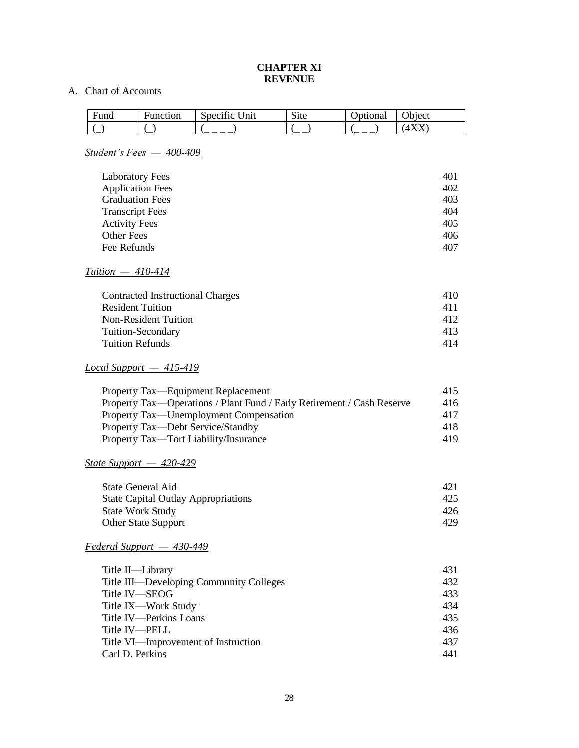# CHAPTER XI
# REVENUE

A. Chart of Accounts

| Fund | Function | Specific Unit | Site | Optional | Object |
|---|---|---|---|---|---|
| (_) | (_) | (_ _ _ _) | (_ _) | (_ _ _) | (4XX) |

*Student's Fees — 400-409*

| | |
|---|---|
| Laboratory Fees | 401 |
| Application Fees | 402 |
| Graduation Fees | 403 |
| Transcript Fees | 404 |
| Activity Fees | 405 |
| Other Fees | 406 |
| Fee Refunds | 407 |

*Tuition — 410-414*

| | |
|---|---|
| Contracted Instructional Charges | 410 |
| Resident Tuition | 411 |
| Non-Resident Tuition | 412 |
| Tuition-Secondary | 413 |
| Tuition Refunds | 414 |

*Local Support — 415-419*

| | |
|---|---|
| Property Tax—Equipment Replacement | 415 |
| Property Tax—Operations / Plant Fund / Early Retirement / Cash Reserve | 416 |
| Property Tax—Unemployment Compensation | 417 |
| Property Tax—Debt Service/Standby | 418 |
| Property Tax—Tort Liability/Insurance | 419 |

*State Support — 420-429*

| | |
|---|---|
| State General Aid | 421 |
| State Capital Outlay Appropriations | 425 |
| State Work Study | 426 |
| Other State Support | 429 |

*Federal Support — 430-449*

| | |
|---|---|
| Title II—Library | 431 |
| Title III—Developing Community Colleges | 432 |
| Title IV—SEOG | 433 |
| Title IX—Work Study | 434 |
| Title IV—Perkins Loans | 435 |
| Title IV—PELL | 436 |
| Title VI—Improvement of Instruction | 437 |
| Carl D. Perkins | 441 |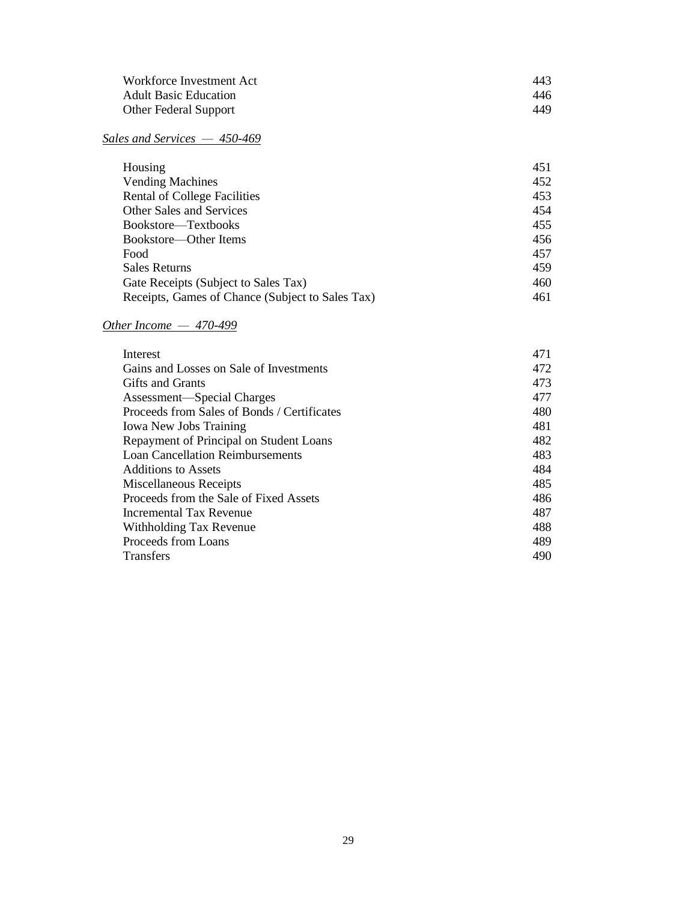| | |
|---|---|
| Workforce Investment Act | 443 |
| Adult Basic Education | 446 |
| Other Federal Support | 449 |

*<u>Sales and Services — 450-469</u>*

| | |
|---|---|
| Housing | 451 |
| Vending Machines | 452 |
| Rental of College Facilities | 453 |
| Other Sales and Services | 454 |
| Bookstore—Textbooks | 455 |
| Bookstore—Other Items | 456 |
| Food | 457 |
| Sales Returns | 459 |
| Gate Receipts (Subject to Sales Tax) | 460 |
| Receipts, Games of Chance (Subject to Sales Tax) | 461 |

*<u>Other Income — 470-499</u>*

| | |
|---|---|
| Interest | 471 |
| Gains and Losses on Sale of Investments | 472 |
| Gifts and Grants | 473 |
| Assessment—Special Charges | 477 |
| Proceeds from Sales of Bonds / Certificates | 480 |
| Iowa New Jobs Training | 481 |
| Repayment of Principal on Student Loans | 482 |
| Loan Cancellation Reimbursements | 483 |
| Additions to Assets | 484 |
| Miscellaneous Receipts | 485 |
| Proceeds from the Sale of Fixed Assets | 486 |
| Incremental Tax Revenue | 487 |
| Withholding Tax Revenue | 488 |
| Proceeds from Loans | 489 |
| Transfers | 490 |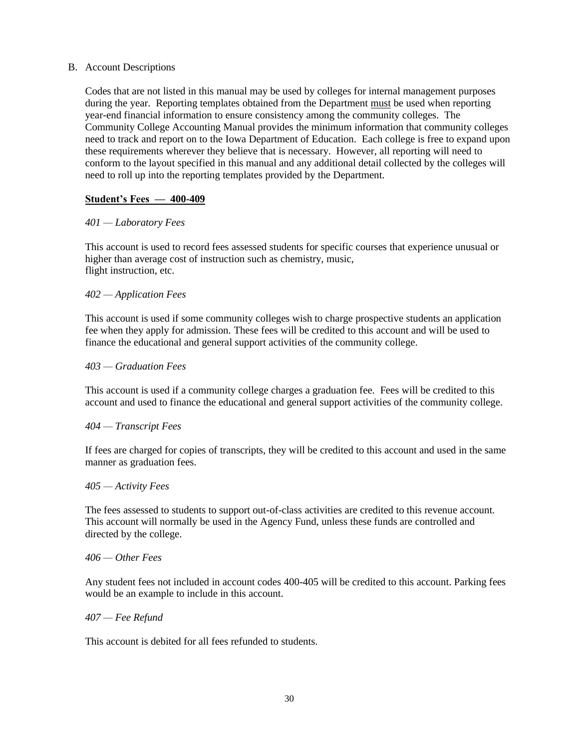## B. Account Descriptions

Codes that are not listed in this manual may be used by colleges for internal management purposes during the year. Reporting templates obtained from the Department <u>must</u> be used when reporting year-end financial information to ensure consistency among the community colleges. The Community College Accounting Manual provides the minimum information that community colleges need to track and report on to the Iowa Department of Education. Each college is free to expand upon these requirements wherever they believe that is necessary. However, all reporting will need to conform to the layout specified in this manual and any additional detail collected by the colleges will need to roll up into the reporting templates provided by the Department.

### <u>Student's Fees — 400-409</u>

*401 — Laboratory Fees*

This account is used to record fees assessed students for specific courses that experience unusual or higher than average cost of instruction such as chemistry, music, flight instruction, etc.

*402 — Application Fees*

This account is used if some community colleges wish to charge prospective students an application fee when they apply for admission. These fees will be credited to this account and will be used to finance the educational and general support activities of the community college.

*403 — Graduation Fees*

This account is used if a community college charges a graduation fee. Fees will be credited to this account and used to finance the educational and general support activities of the community college.

*404 — Transcript Fees*

If fees are charged for copies of transcripts, they will be credited to this account and used in the same manner as graduation fees.

*405 — Activity Fees*

The fees assessed to students to support out-of-class activities are credited to this revenue account. This account will normally be used in the Agency Fund, unless these funds are controlled and directed by the college.

*406 — Other Fees*

Any student fees not included in account codes 400-405 will be credited to this account. Parking fees would be an example to include in this account.

*407 — Fee Refund*

This account is debited for all fees refunded to students.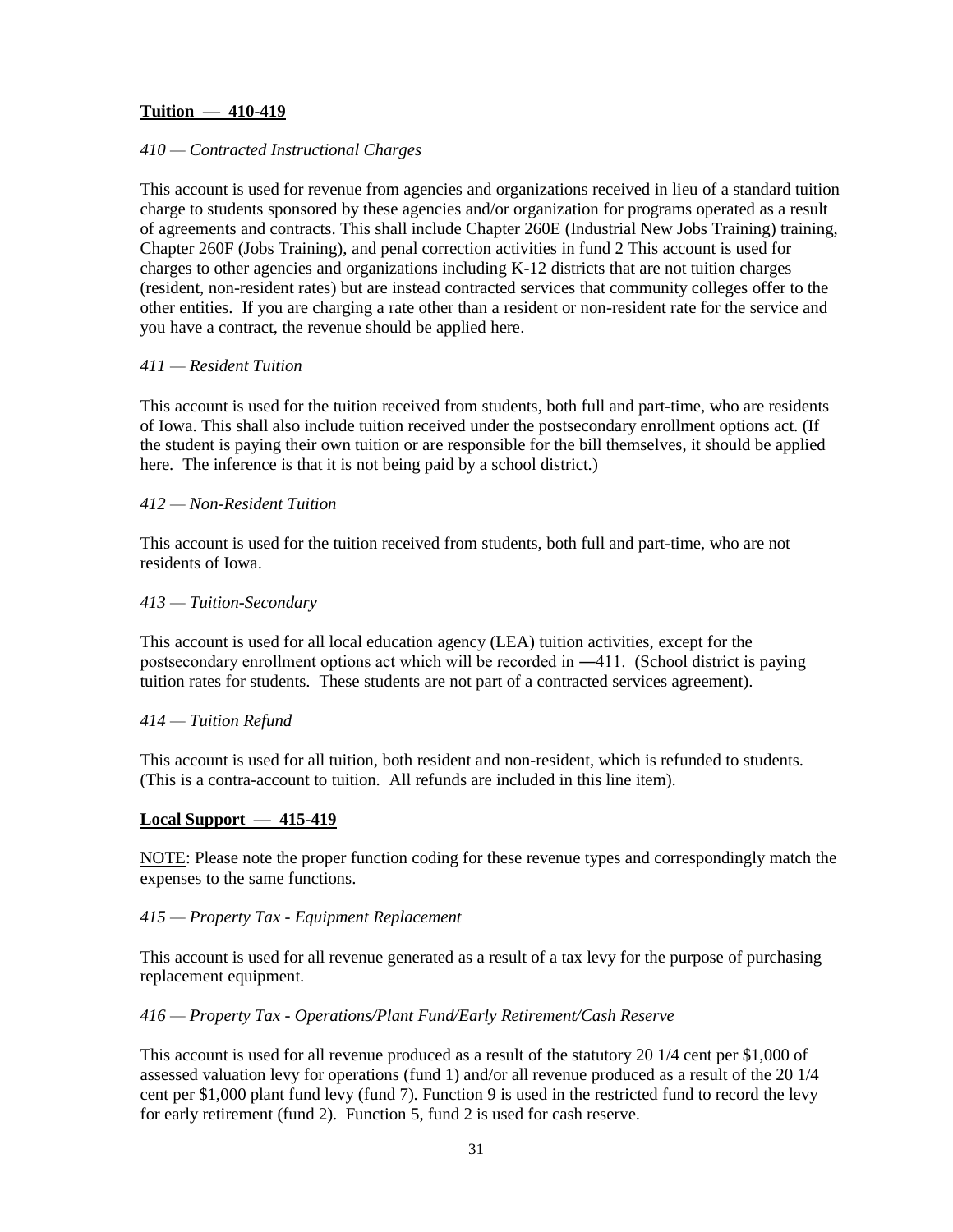**<u>Tuition — 410-419</u>**

*410 — Contracted Instructional Charges*

This account is used for revenue from agencies and organizations received in lieu of a standard tuition charge to students sponsored by these agencies and/or organization for programs operated as a result of agreements and contracts. This shall include Chapter 260E (Industrial New Jobs Training) training, Chapter 260F (Jobs Training), and penal correction activities in fund 2 This account is used for charges to other agencies and organizations including K-12 districts that are not tuition charges (resident, non-resident rates) but are instead contracted services that community colleges offer to the other entities. If you are charging a rate other than a resident or non-resident rate for the service and you have a contract, the revenue should be applied here.

*411 — Resident Tuition*

This account is used for the tuition received from students, both full and part-time, who are residents of Iowa. This shall also include tuition received under the postsecondary enrollment options act. (If the student is paying their own tuition or are responsible for the bill themselves, it should be applied here. The inference is that it is not being paid by a school district.)

*412 — Non-Resident Tuition*

This account is used for the tuition received from students, both full and part-time, who are not residents of Iowa.

*413 — Tuition-Secondary*

This account is used for all local education agency (LEA) tuition activities, except for the postsecondary enrollment options act which will be recorded in ―411. (School district is paying tuition rates for students. These students are not part of a contracted services agreement).

*414 — Tuition Refund*

This account is used for all tuition, both resident and non-resident, which is refunded to students. (This is a contra-account to tuition. All refunds are included in this line item).

**<u>Local Support — 415-419</u>**

<u>NOTE</u>: Please note the proper function coding for these revenue types and correspondingly match the expenses to the same functions.

*415 — Property Tax - Equipment Replacement*

This account is used for all revenue generated as a result of a tax levy for the purpose of purchasing replacement equipment.

*416 — Property Tax - Operations/Plant Fund/Early Retirement/Cash Reserve*

This account is used for all revenue produced as a result of the statutory 20 1/4 cent per $1,000 of assessed valuation levy for operations (fund 1) and/or all revenue produced as a result of the 20 1/4 cent per $1,000 plant fund levy (fund 7). Function 9 is used in the restricted fund to record the levy for early retirement (fund 2). Function 5, fund 2 is used for cash reserve.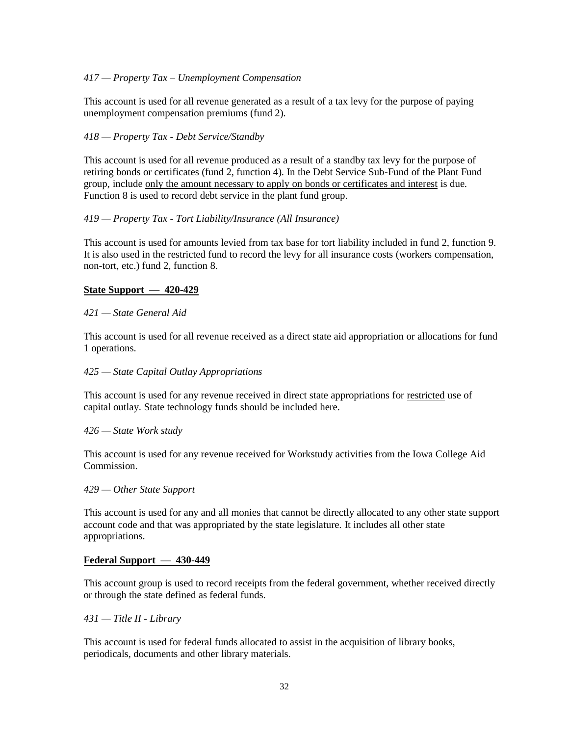*417 — Property Tax – Unemployment Compensation*

This account is used for all revenue generated as a result of a tax levy for the purpose of paying unemployment compensation premiums (fund 2).

*418 — Property Tax - Debt Service/Standby*

This account is used for all revenue produced as a result of a standby tax levy for the purpose of retiring bonds or certificates (fund 2, function 4). In the Debt Service Sub-Fund of the Plant Fund group, include <u>only the amount necessary to apply on bonds or certificates and interest</u> is due. Function 8 is used to record debt service in the plant fund group.

*419 — Property Tax - Tort Liability/Insurance (All Insurance)*

This account is used for amounts levied from tax base for tort liability included in fund 2, function 9. It is also used in the restricted fund to record the levy for all insurance costs (workers compensation, non-tort, etc.) fund 2, function 8.

**<u>State Support — 420-429</u>**

*421 — State General Aid*

This account is used for all revenue received as a direct state aid appropriation or allocations for fund 1 operations.

*425 — State Capital Outlay Appropriations*

This account is used for any revenue received in direct state appropriations for <u>restricted</u> use of capital outlay. State technology funds should be included here.

*426 — State Work study*

This account is used for any revenue received for Workstudy activities from the Iowa College Aid Commission.

*429 — Other State Support*

This account is used for any and all monies that cannot be directly allocated to any other state support account code and that was appropriated by the state legislature. It includes all other state appropriations.

**<u>Federal Support — 430-449</u>**

This account group is used to record receipts from the federal government, whether received directly or through the state defined as federal funds.

*431 — Title II - Library*

This account is used for federal funds allocated to assist in the acquisition of library books, periodicals, documents and other library materials.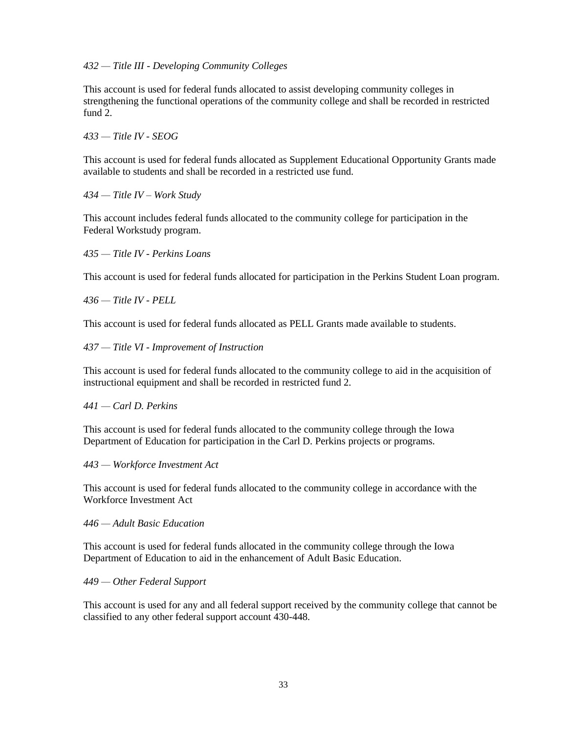*432 — Title III - Developing Community Colleges*

This account is used for federal funds allocated to assist developing community colleges in strengthening the functional operations of the community college and shall be recorded in restricted fund 2.

*433 — Title IV - SEOG*

This account is used for federal funds allocated as Supplement Educational Opportunity Grants made available to students and shall be recorded in a restricted use fund.

*434 — Title IV – Work Study*

This account includes federal funds allocated to the community college for participation in the Federal Workstudy program.

*435 — Title IV - Perkins Loans*

This account is used for federal funds allocated for participation in the Perkins Student Loan program.

*436 — Title IV - PELL*

This account is used for federal funds allocated as PELL Grants made available to students.

*437 — Title VI - Improvement of Instruction*

This account is used for federal funds allocated to the community college to aid in the acquisition of instructional equipment and shall be recorded in restricted fund 2.

*441 — Carl D. Perkins*

This account is used for federal funds allocated to the community college through the Iowa Department of Education for participation in the Carl D. Perkins projects or programs.

*443 — Workforce Investment Act*

This account is used for federal funds allocated to the community college in accordance with the Workforce Investment Act

*446 — Adult Basic Education*

This account is used for federal funds allocated in the community college through the Iowa Department of Education to aid in the enhancement of Adult Basic Education.

*449 — Other Federal Support*

This account is used for any and all federal support received by the community college that cannot be classified to any other federal support account 430-448.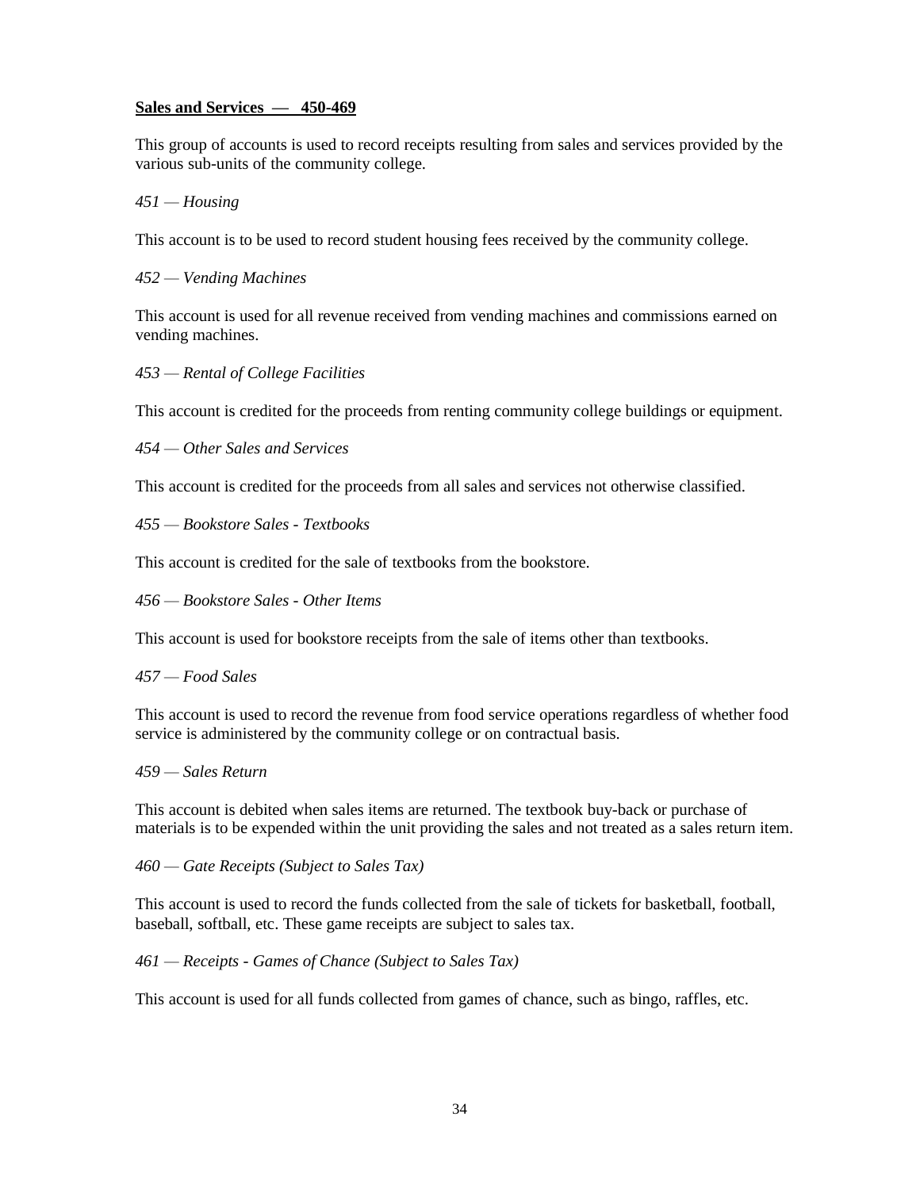**<u>Sales and Services — 450-469</u>**

This group of accounts is used to record receipts resulting from sales and services provided by the various sub-units of the community college.

*451 — Housing*

This account is to be used to record student housing fees received by the community college.

*452 — Vending Machines*

This account is used for all revenue received from vending machines and commissions earned on vending machines.

*453 — Rental of College Facilities*

This account is credited for the proceeds from renting community college buildings or equipment.

*454 — Other Sales and Services*

This account is credited for the proceeds from all sales and services not otherwise classified.

*455 — Bookstore Sales - Textbooks*

This account is credited for the sale of textbooks from the bookstore.

*456 — Bookstore Sales - Other Items*

This account is used for bookstore receipts from the sale of items other than textbooks.

*457 — Food Sales*

This account is used to record the revenue from food service operations regardless of whether food service is administered by the community college or on contractual basis.

*459 — Sales Return*

This account is debited when sales items are returned. The textbook buy-back or purchase of materials is to be expended within the unit providing the sales and not treated as a sales return item.

*460 — Gate Receipts (Subject to Sales Tax)*

This account is used to record the funds collected from the sale of tickets for basketball, football, baseball, softball, etc. These game receipts are subject to sales tax.

*461 — Receipts - Games of Chance (Subject to Sales Tax)*

This account is used for all funds collected from games of chance, such as bingo, raffles, etc.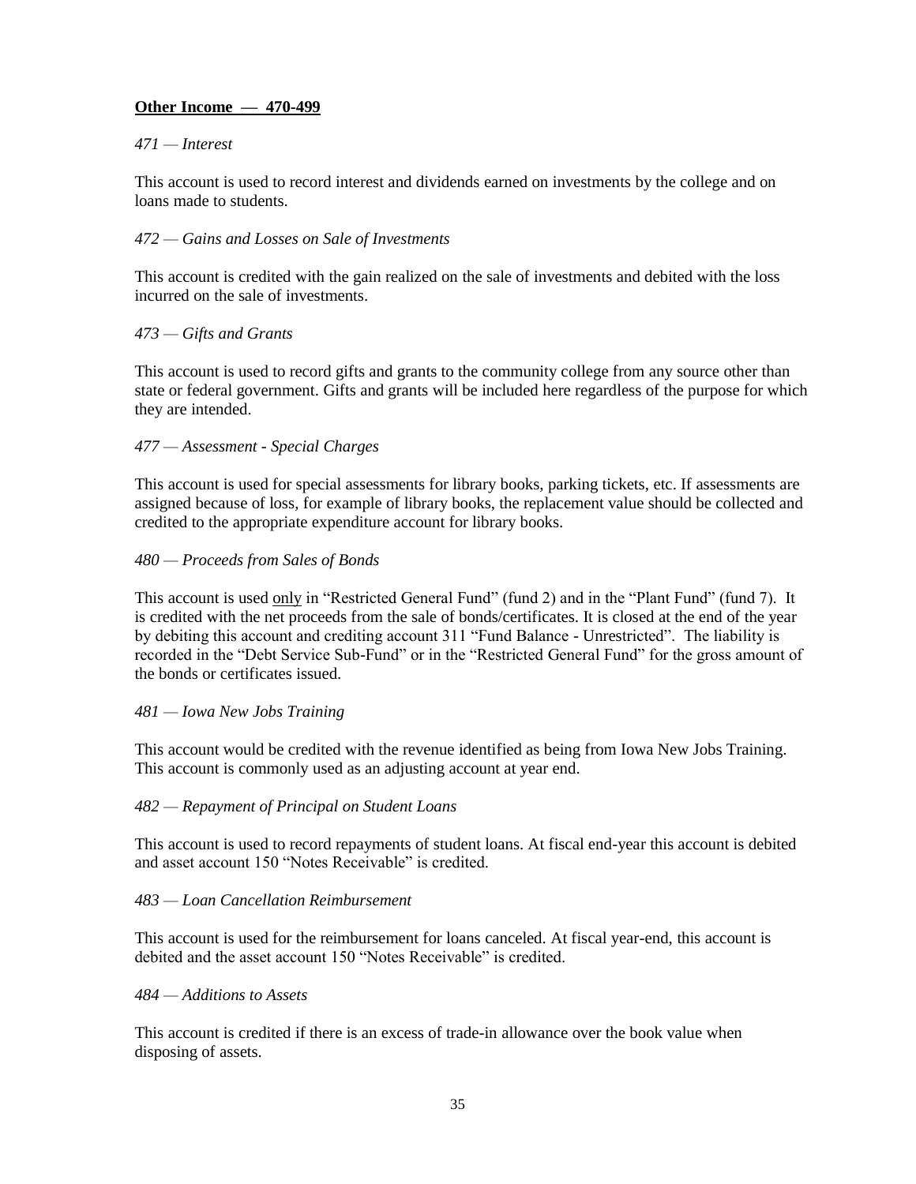**Other Income — 470-499**

*471 — Interest*

This account is used to record interest and dividends earned on investments by the college and on loans made to students.

*472 — Gains and Losses on Sale of Investments*

This account is credited with the gain realized on the sale of investments and debited with the loss incurred on the sale of investments.

*473 — Gifts and Grants*

This account is used to record gifts and grants to the community college from any source other than state or federal government. Gifts and grants will be included here regardless of the purpose for which they are intended.

*477 — Assessment - Special Charges*

This account is used for special assessments for library books, parking tickets, etc. If assessments are assigned because of loss, for example of library books, the replacement value should be collected and credited to the appropriate expenditure account for library books.

*480 — Proceeds from Sales of Bonds*

This account is used only in "Restricted General Fund" (fund 2) and in the "Plant Fund" (fund 7). It is credited with the net proceeds from the sale of bonds/certificates. It is closed at the end of the year by debiting this account and crediting account 311 "Fund Balance - Unrestricted". The liability is recorded in the "Debt Service Sub-Fund" or in the "Restricted General Fund" for the gross amount of the bonds or certificates issued.

*481 — Iowa New Jobs Training*

This account would be credited with the revenue identified as being from Iowa New Jobs Training. This account is commonly used as an adjusting account at year end.

*482 — Repayment of Principal on Student Loans*

This account is used to record repayments of student loans. At fiscal end-year this account is debited and asset account 150 "Notes Receivable" is credited.

*483 — Loan Cancellation Reimbursement*

This account is used for the reimbursement for loans canceled. At fiscal year-end, this account is debited and the asset account 150 "Notes Receivable" is credited.

*484 — Additions to Assets*

This account is credited if there is an excess of trade-in allowance over the book value when disposing of assets.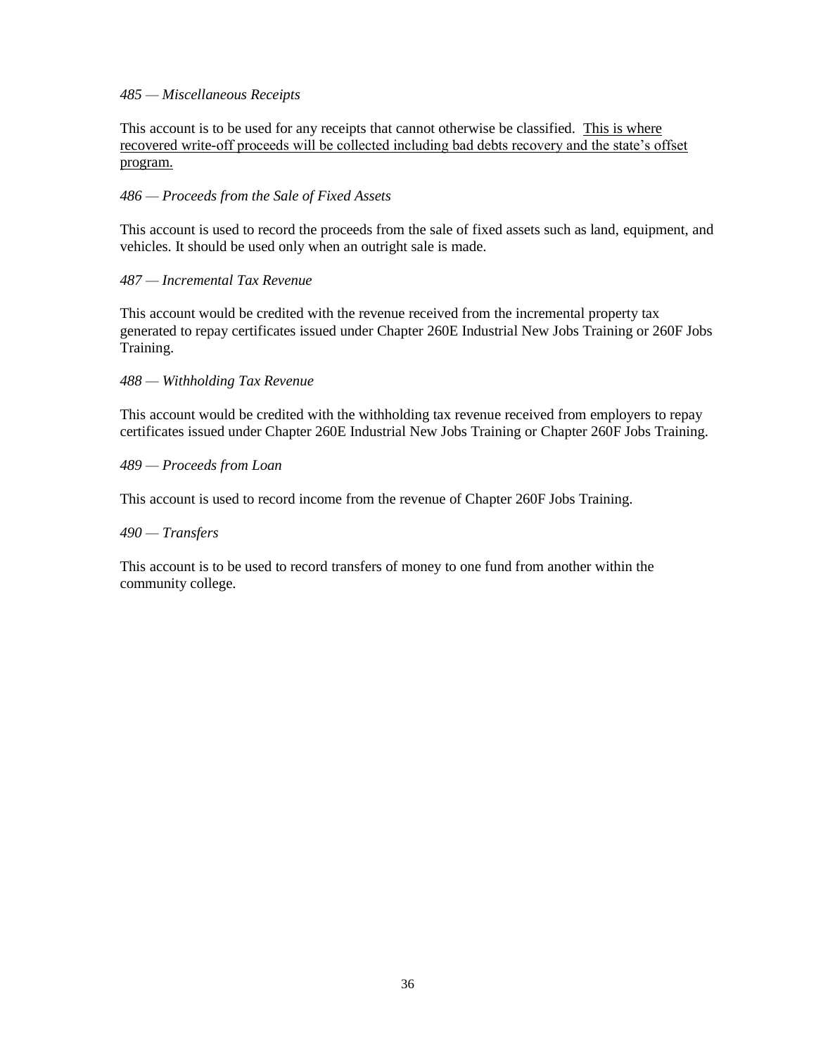*485 — Miscellaneous Receipts*

This account is to be used for any receipts that cannot otherwise be classified. <u>This is where recovered write-off proceeds will be collected including bad debts recovery and the state's offset program.</u>

*486 — Proceeds from the Sale of Fixed Assets*

This account is used to record the proceeds from the sale of fixed assets such as land, equipment, and vehicles. It should be used only when an outright sale is made.

*487 — Incremental Tax Revenue*

This account would be credited with the revenue received from the incremental property tax generated to repay certificates issued under Chapter 260E Industrial New Jobs Training or 260F Jobs Training.

*488 — Withholding Tax Revenue*

This account would be credited with the withholding tax revenue received from employers to repay certificates issued under Chapter 260E Industrial New Jobs Training or Chapter 260F Jobs Training.

*489 — Proceeds from Loan*

This account is used to record income from the revenue of Chapter 260F Jobs Training.

*490 — Transfers*

This account is to be used to record transfers of money to one fund from another within the community college.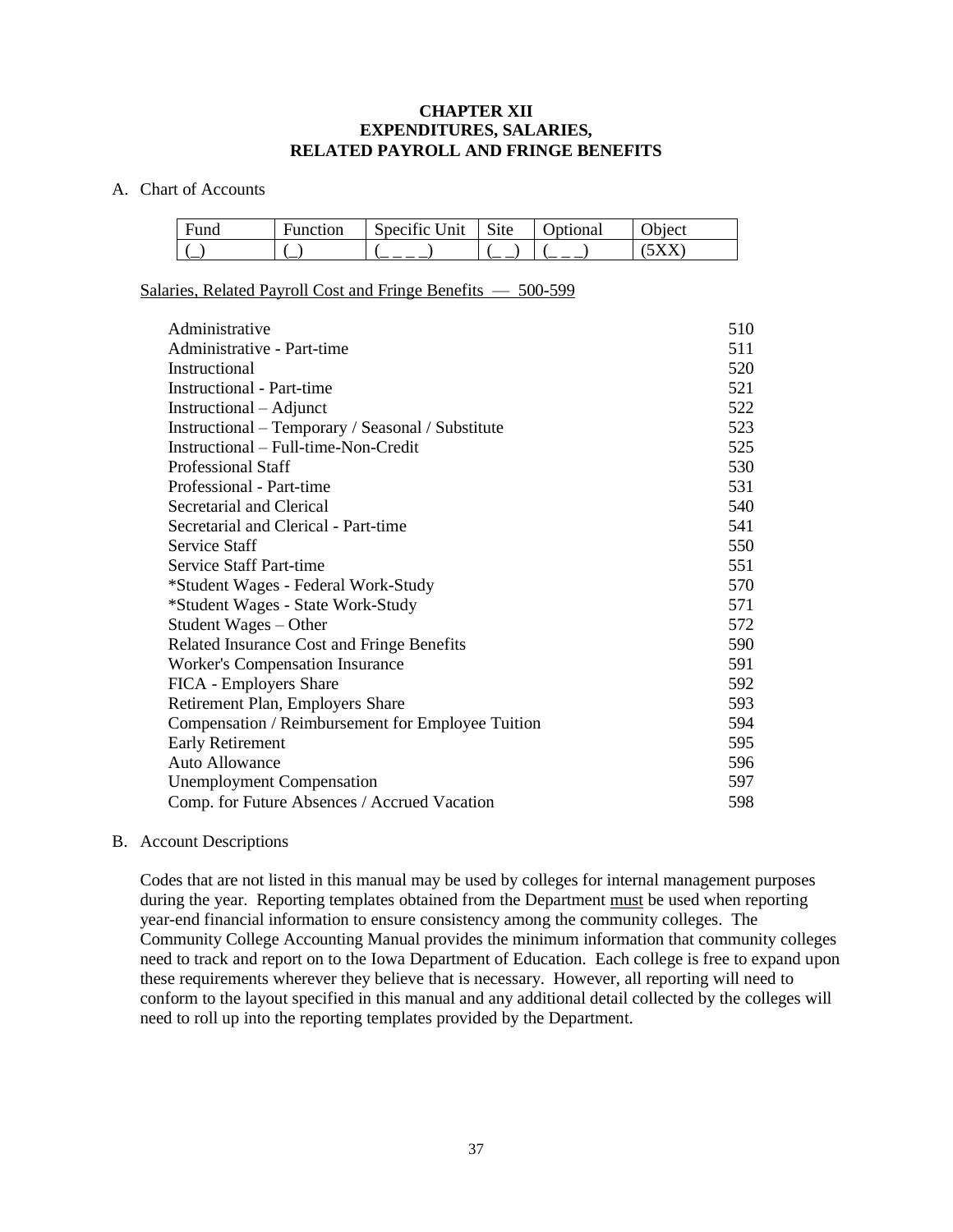# CHAPTER XII
# EXPENDITURES, SALARIES, RELATED PAYROLL AND FRINGE BENEFITS

A. Chart of Accounts

| Fund | Function | Specific Unit | Site | Optional | Object |
|---|---|---|---|---|---|
| (_) | (_) | (_ _ _ _) | (_ _) | (_ _ _) | (5XX) |

<u>Salaries, Related Payroll Cost and Fringe Benefits — 500-599</u>

| | |
|---|---|
| Administrative | 510 |
| Administrative - Part-time | 511 |
| Instructional | 520 |
| Instructional - Part-time | 521 |
| Instructional – Adjunct | 522 |
| Instructional – Temporary / Seasonal / Substitute | 523 |
| Instructional – Full-time-Non-Credit | 525 |
| Professional Staff | 530 |
| Professional - Part-time | 531 |
| Secretarial and Clerical | 540 |
| Secretarial and Clerical - Part-time | 541 |
| Service Staff | 550 |
| Service Staff Part-time | 551 |
| *Student Wages - Federal Work-Study | 570 |
| *Student Wages - State Work-Study | 571 |
| Student Wages – Other | 572 |
| Related Insurance Cost and Fringe Benefits | 590 |
| Worker's Compensation Insurance | 591 |
| FICA - Employers Share | 592 |
| Retirement Plan, Employers Share | 593 |
| Compensation / Reimbursement for Employee Tuition | 594 |
| Early Retirement | 595 |
| Auto Allowance | 596 |
| Unemployment Compensation | 597 |
| Comp. for Future Absences / Accrued Vacation | 598 |

B. Account Descriptions

Codes that are not listed in this manual may be used by colleges for internal management purposes during the year. Reporting templates obtained from the Department <u>must</u> be used when reporting year-end financial information to ensure consistency among the community colleges. The Community College Accounting Manual provides the minimum information that community colleges need to track and report on to the Iowa Department of Education. Each college is free to expand upon these requirements wherever they believe that is necessary. However, all reporting will need to conform to the layout specified in this manual and any additional detail collected by the colleges will need to roll up into the reporting templates provided by the Department.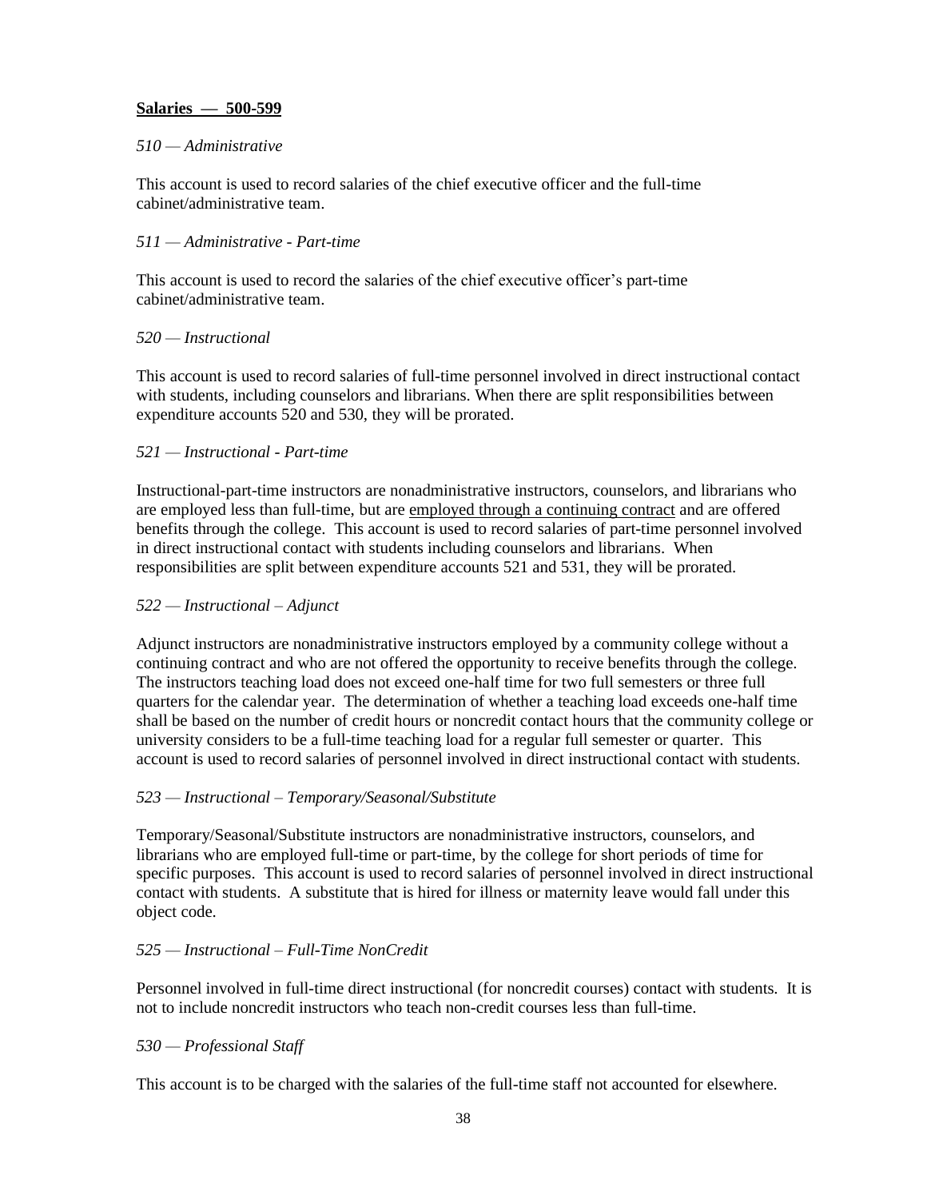**<u>Salaries — 500-599</u>**

*510 — Administrative*

This account is used to record salaries of the chief executive officer and the full-time cabinet/administrative team.

*511 — Administrative - Part-time*

This account is used to record the salaries of the chief executive officer's part-time cabinet/administrative team.

*520 — Instructional*

This account is used to record salaries of full-time personnel involved in direct instructional contact with students, including counselors and librarians. When there are split responsibilities between expenditure accounts 520 and 530, they will be prorated.

*521 — Instructional - Part-time*

Instructional-part-time instructors are nonadministrative instructors, counselors, and librarians who are employed less than full-time, but are <u>employed through a continuing contract</u> and are offered benefits through the college. This account is used to record salaries of part-time personnel involved in direct instructional contact with students including counselors and librarians. When responsibilities are split between expenditure accounts 521 and 531, they will be prorated.

*522 — Instructional – Adjunct*

Adjunct instructors are nonadministrative instructors employed by a community college without a continuing contract and who are not offered the opportunity to receive benefits through the college. The instructors teaching load does not exceed one-half time for two full semesters or three full quarters for the calendar year. The determination of whether a teaching load exceeds one-half time shall be based on the number of credit hours or noncredit contact hours that the community college or university considers to be a full-time teaching load for a regular full semester or quarter. This account is used to record salaries of personnel involved in direct instructional contact with students.

*523 — Instructional – Temporary/Seasonal/Substitute*

Temporary/Seasonal/Substitute instructors are nonadministrative instructors, counselors, and librarians who are employed full-time or part-time, by the college for short periods of time for specific purposes. This account is used to record salaries of personnel involved in direct instructional contact with students. A substitute that is hired for illness or maternity leave would fall under this object code.

*525 — Instructional – Full-Time NonCredit*

Personnel involved in full-time direct instructional (for noncredit courses) contact with students. It is not to include noncredit instructors who teach non-credit courses less than full-time.

*530 — Professional Staff*

This account is to be charged with the salaries of the full-time staff not accounted for elsewhere.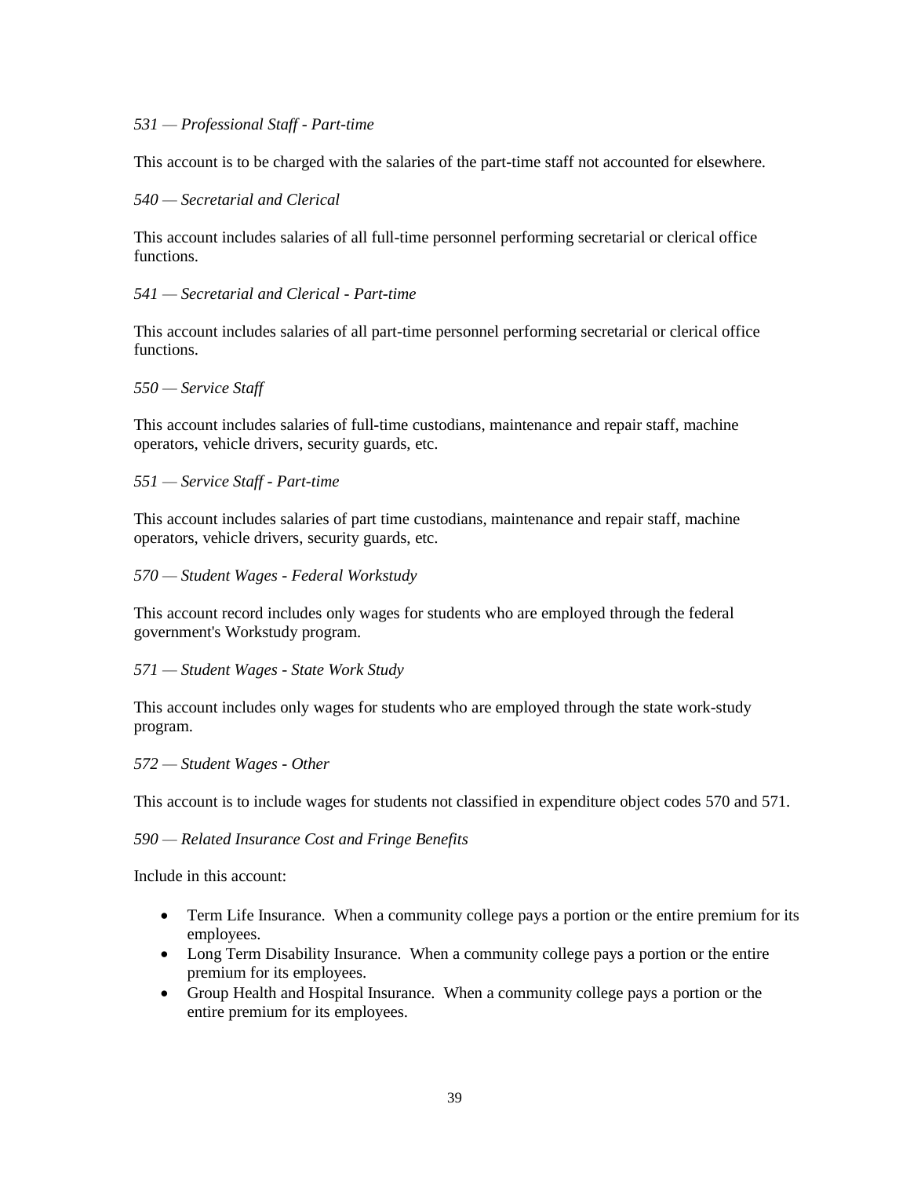*531 — Professional Staff - Part-time*

This account is to be charged with the salaries of the part-time staff not accounted for elsewhere.

*540 — Secretarial and Clerical*

This account includes salaries of all full-time personnel performing secretarial or clerical office functions.

*541 — Secretarial and Clerical - Part-time*

This account includes salaries of all part-time personnel performing secretarial or clerical office functions.

*550 — Service Staff*

This account includes salaries of full-time custodians, maintenance and repair staff, machine operators, vehicle drivers, security guards, etc.

*551 — Service Staff - Part-time*

This account includes salaries of part time custodians, maintenance and repair staff, machine operators, vehicle drivers, security guards, etc.

*570 — Student Wages - Federal Workstudy*

This account record includes only wages for students who are employed through the federal government's Workstudy program.

*571 — Student Wages - State Work Study*

This account includes only wages for students who are employed through the state work-study program.

*572 — Student Wages - Other*

This account is to include wages for students not classified in expenditure object codes 570 and 571.

*590 — Related Insurance Cost and Fringe Benefits*

Include in this account:

- Term Life Insurance. When a community college pays a portion or the entire premium for its employees.
- Long Term Disability Insurance. When a community college pays a portion or the entire premium for its employees.
- Group Health and Hospital Insurance. When a community college pays a portion or the entire premium for its employees.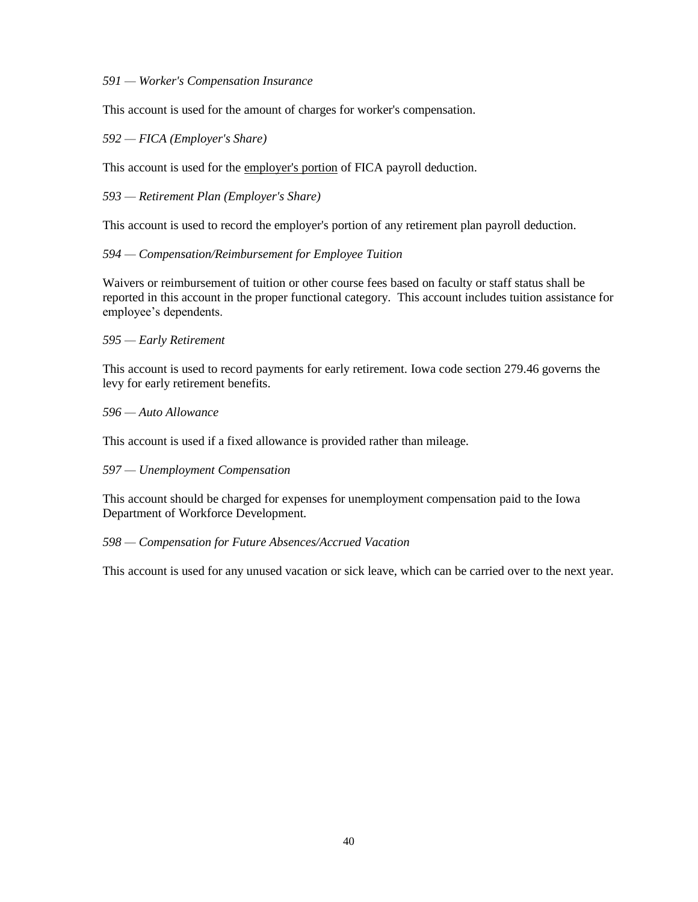*591 — Worker's Compensation Insurance*

This account is used for the amount of charges for worker's compensation.

*592 — FICA (Employer's Share)*

This account is used for the <u>employer's portion</u> of FICA payroll deduction.

*593 — Retirement Plan (Employer's Share)*

This account is used to record the employer's portion of any retirement plan payroll deduction.

*594 — Compensation/Reimbursement for Employee Tuition*

Waivers or reimbursement of tuition or other course fees based on faculty or staff status shall be reported in this account in the proper functional category. This account includes tuition assistance for employee's dependents.

*595 — Early Retirement*

This account is used to record payments for early retirement. Iowa code section 279.46 governs the levy for early retirement benefits.

*596 — Auto Allowance*

This account is used if a fixed allowance is provided rather than mileage.

*597 — Unemployment Compensation*

This account should be charged for expenses for unemployment compensation paid to the Iowa Department of Workforce Development.

*598 — Compensation for Future Absences/Accrued Vacation*

This account is used for any unused vacation or sick leave, which can be carried over to the next year.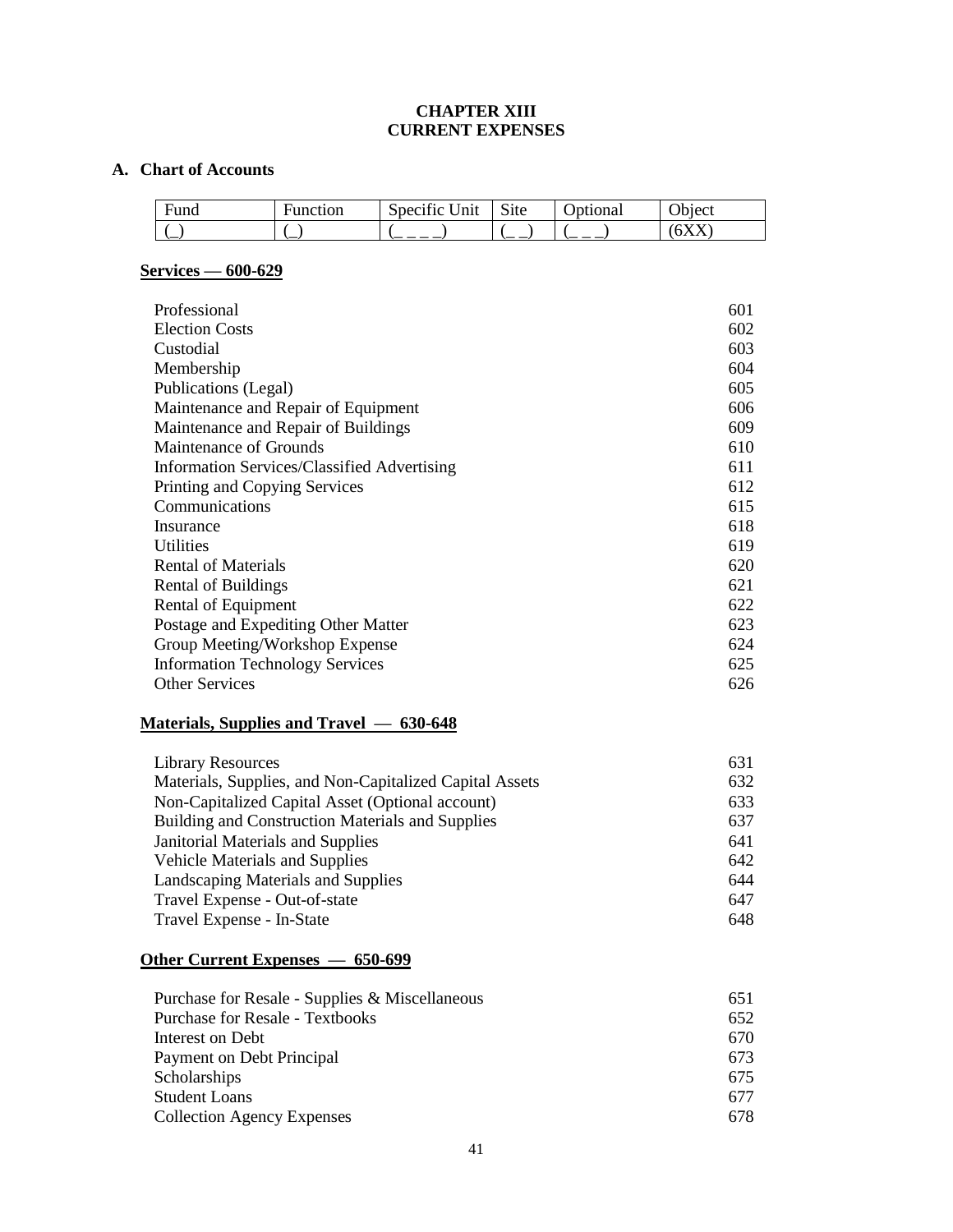# CHAPTER XIII
# CURRENT EXPENSES

## A. Chart of Accounts

| Fund | Function | Specific Unit | Site | Optional | Object |
|---|---|---|---|---|---|
| (_) | (_) | (_ _ _ _) | (_ _) | (_ _ _) | (6XX) |

### Services — 600-629

| | |
|---|---|
| Professional | 601 |
| Election Costs | 602 |
| Custodial | 603 |
| Membership | 604 |
| Publications (Legal) | 605 |
| Maintenance and Repair of Equipment | 606 |
| Maintenance and Repair of Buildings | 609 |
| Maintenance of Grounds | 610 |
| Information Services/Classified Advertising | 611 |
| Printing and Copying Services | 612 |
| Communications | 615 |
| Insurance | 618 |
| Utilities | 619 |
| Rental of Materials | 620 |
| Rental of Buildings | 621 |
| Rental of Equipment | 622 |
| Postage and Expediting Other Matter | 623 |
| Group Meeting/Workshop Expense | 624 |
| Information Technology Services | 625 |
| Other Services | 626 |

### Materials, Supplies and Travel — 630-648

| | |
|---|---|
| Library Resources | 631 |
| Materials, Supplies, and Non-Capitalized Capital Assets | 632 |
| Non-Capitalized Capital Asset (Optional account) | 633 |
| Building and Construction Materials and Supplies | 637 |
| Janitorial Materials and Supplies | 641 |
| Vehicle Materials and Supplies | 642 |
| Landscaping Materials and Supplies | 644 |
| Travel Expense - Out-of-state | 647 |
| Travel Expense - In-State | 648 |

### Other Current Expenses — 650-699

| | |
|---|---|
| Purchase for Resale - Supplies & Miscellaneous | 651 |
| Purchase for Resale - Textbooks | 652 |
| Interest on Debt | 670 |
| Payment on Debt Principal | 673 |
| Scholarships | 675 |
| Student Loans | 677 |
| Collection Agency Expenses | 678 |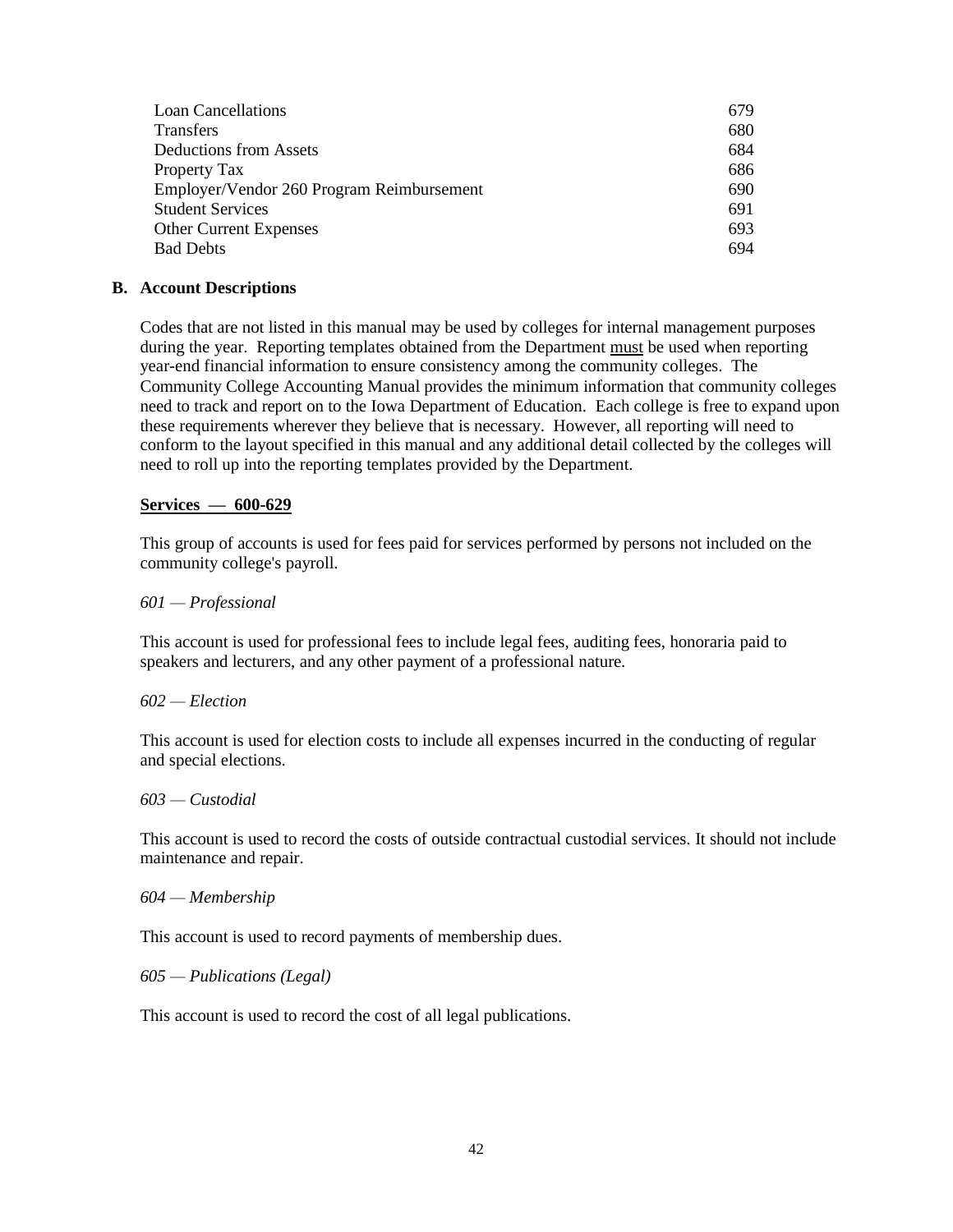| | |
|---|---|
| Loan Cancellations | 679 |
| Transfers | 680 |
| Deductions from Assets | 684 |
| Property Tax | 686 |
| Employer/Vendor 260 Program Reimbursement | 690 |
| Student Services | 691 |
| Other Current Expenses | 693 |
| Bad Debts | 694 |

## B. Account Descriptions

Codes that are not listed in this manual may be used by colleges for internal management purposes during the year. Reporting templates obtained from the Department must be used when reporting year-end financial information to ensure consistency among the community colleges. The Community College Accounting Manual provides the minimum information that community colleges need to track and report on to the Iowa Department of Education. Each college is free to expand upon these requirements wherever they believe that is necessary. However, all reporting will need to conform to the layout specified in this manual and any additional detail collected by the colleges will need to roll up into the reporting templates provided by the Department.

### Services — 600-629

This group of accounts is used for fees paid for services performed by persons not included on the community college's payroll.

*601 — Professional*

This account is used for professional fees to include legal fees, auditing fees, honoraria paid to speakers and lecturers, and any other payment of a professional nature.

*602 — Election*

This account is used for election costs to include all expenses incurred in the conducting of regular and special elections.

*603 — Custodial*

This account is used to record the costs of outside contractual custodial services. It should not include maintenance and repair.

*604 — Membership*

This account is used to record payments of membership dues.

*605 — Publications (Legal)*

This account is used to record the cost of all legal publications.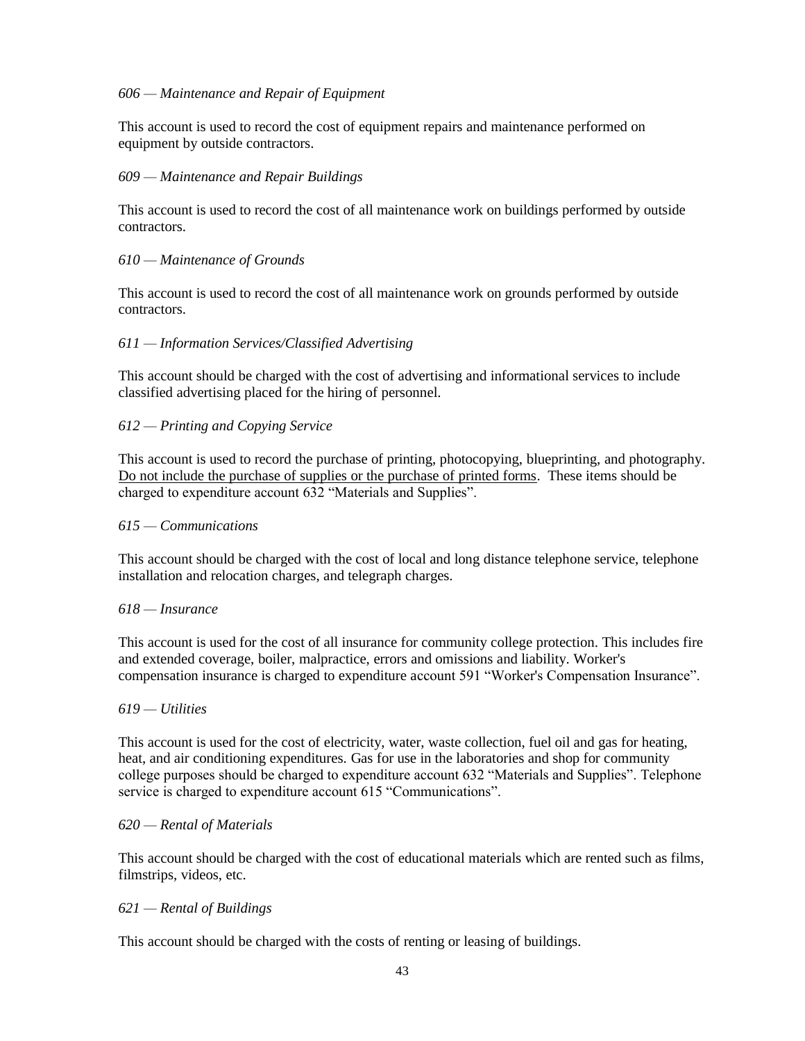*606 — Maintenance and Repair of Equipment*

This account is used to record the cost of equipment repairs and maintenance performed on equipment by outside contractors.

*609 — Maintenance and Repair Buildings*

This account is used to record the cost of all maintenance work on buildings performed by outside contractors.

*610 — Maintenance of Grounds*

This account is used to record the cost of all maintenance work on grounds performed by outside contractors.

*611 — Information Services/Classified Advertising*

This account should be charged with the cost of advertising and informational services to include classified advertising placed for the hiring of personnel.

*612 — Printing and Copying Service*

This account is used to record the purchase of printing, photocopying, blueprinting, and photography. <u>Do not include the purchase of supplies or the purchase of printed forms</u>. These items should be charged to expenditure account 632 "Materials and Supplies".

*615 — Communications*

This account should be charged with the cost of local and long distance telephone service, telephone installation and relocation charges, and telegraph charges.

*618 — Insurance*

This account is used for the cost of all insurance for community college protection. This includes fire and extended coverage, boiler, malpractice, errors and omissions and liability. Worker's compensation insurance is charged to expenditure account 591 "Worker's Compensation Insurance".

*619 — Utilities*

This account is used for the cost of electricity, water, waste collection, fuel oil and gas for heating, heat, and air conditioning expenditures. Gas for use in the laboratories and shop for community college purposes should be charged to expenditure account 632 "Materials and Supplies". Telephone service is charged to expenditure account 615 "Communications".

*620 — Rental of Materials*

This account should be charged with the cost of educational materials which are rented such as films, filmstrips, videos, etc.

*621 — Rental of Buildings*

This account should be charged with the costs of renting or leasing of buildings.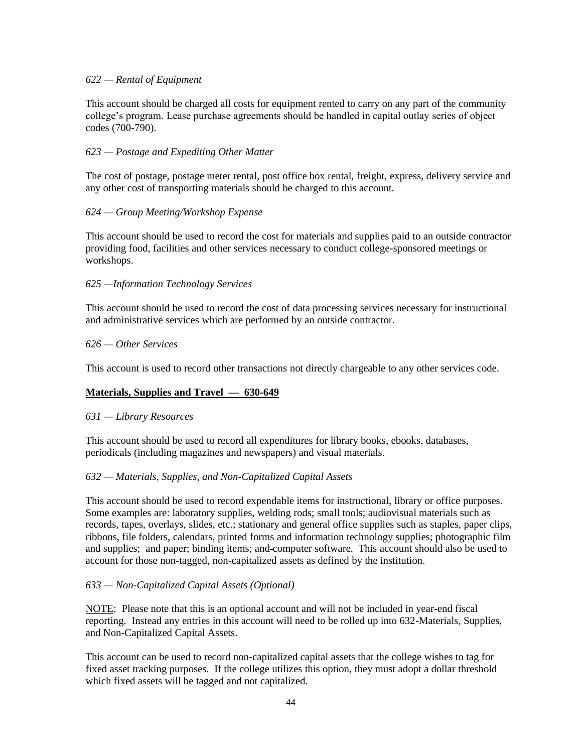*622 — Rental of Equipment*

This account should be charged all costs for equipment rented to carry on any part of the community college's program. Lease purchase agreements should be handled in capital outlay series of object codes (700-790).

*623 — Postage and Expediting Other Matter*

The cost of postage, postage meter rental, post office box rental, freight, express, delivery service and any other cost of transporting materials should be charged to this account.

*624 — Group Meeting/Workshop Expense*

This account should be used to record the cost for materials and supplies paid to an outside contractor providing food, facilities and other services necessary to conduct college-sponsored meetings or workshops.

*625 —Information Technology Services*

This account should be used to record the cost of data processing services necessary for instructional and administrative services which are performed by an outside contractor.

*626 — Other Services*

This account is used to record other transactions not directly chargeable to any other services code.

**Materials, Supplies and Travel — 630-649**

*631 — Library Resources*

This account should be used to record all expenditures for library books, ebooks, databases, periodicals (including magazines and newspapers) and visual materials.

*632 — Materials, Supplies, and Non-Capitalized Capital Assets*

This account should be used to record expendable items for instructional, library or office purposes. Some examples are: laboratory supplies, welding rods; small tools; audiovisual materials such as records, tapes, overlays, slides, etc.; stationary and general office supplies such as staples, paper clips, ribbons, file folders, calendars, printed forms and information technology supplies; photographic film and supplies; and paper; binding items; and computer software. This account should also be used to account for those non-tagged, non-capitalized assets as defined by the institution.

*633 — Non-Capitalized Capital Assets (Optional)*

NOTE: Please note that this is an optional account and will not be included in year-end fiscal reporting. Instead any entries in this account will need to be rolled up into 632-Materials, Supplies, and Non-Capitalized Capital Assets.

This account can be used to record non-capitalized capital assets that the college wishes to tag for fixed asset tracking purposes. If the college utilizes this option, they must adopt a dollar threshold which fixed assets will be tagged and not capitalized.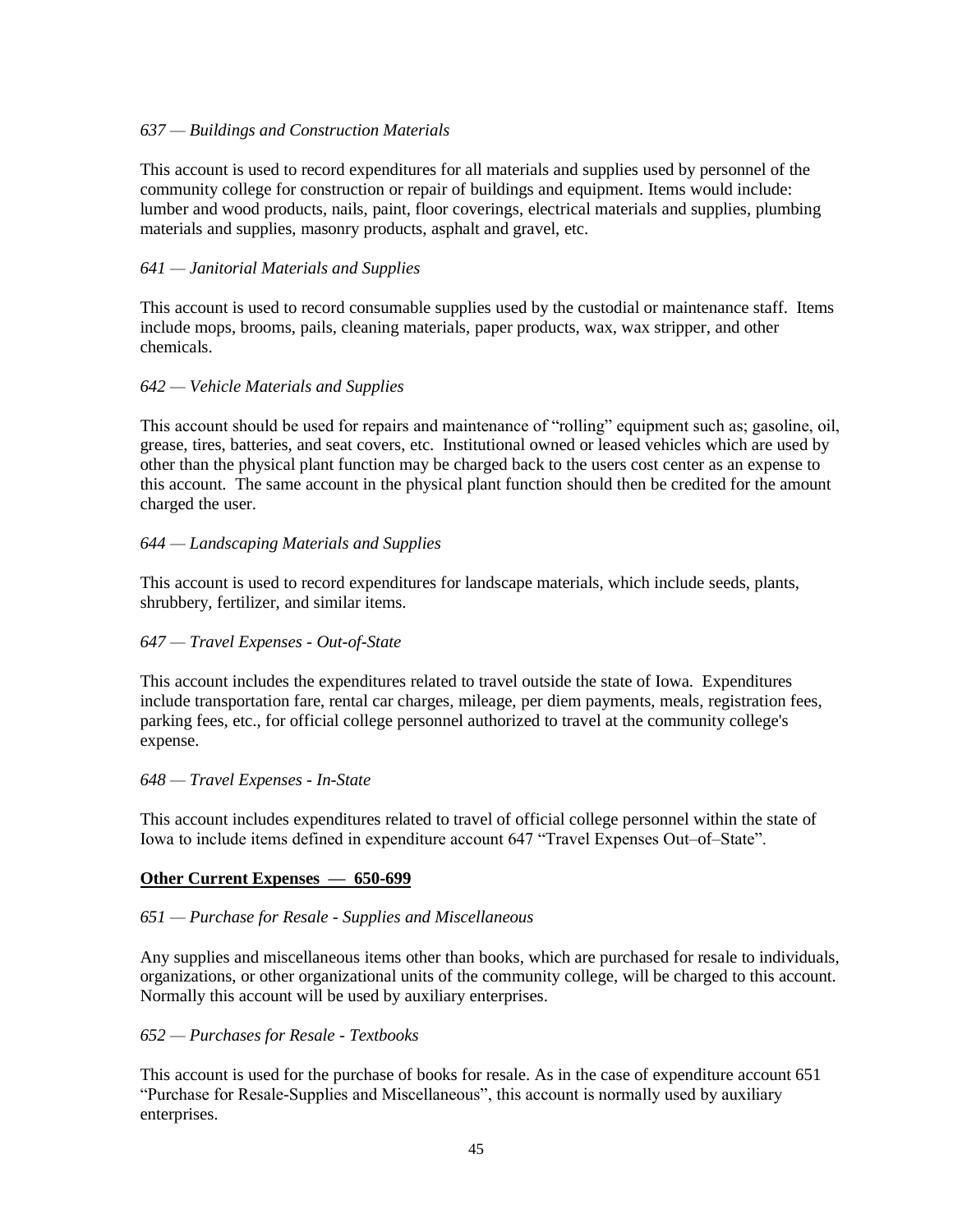*637 — Buildings and Construction Materials*

This account is used to record expenditures for all materials and supplies used by personnel of the community college for construction or repair of buildings and equipment. Items would include: lumber and wood products, nails, paint, floor coverings, electrical materials and supplies, plumbing materials and supplies, masonry products, asphalt and gravel, etc.

*641 — Janitorial Materials and Supplies*

This account is used to record consumable supplies used by the custodial or maintenance staff. Items include mops, brooms, pails, cleaning materials, paper products, wax, wax stripper, and other chemicals.

*642 — Vehicle Materials and Supplies*

This account should be used for repairs and maintenance of "rolling" equipment such as; gasoline, oil, grease, tires, batteries, and seat covers, etc. Institutional owned or leased vehicles which are used by other than the physical plant function may be charged back to the users cost center as an expense to this account. The same account in the physical plant function should then be credited for the amount charged the user.

*644 — Landscaping Materials and Supplies*

This account is used to record expenditures for landscape materials, which include seeds, plants, shrubbery, fertilizer, and similar items.

*647 — Travel Expenses - Out-of-State*

This account includes the expenditures related to travel outside the state of Iowa. Expenditures include transportation fare, rental car charges, mileage, per diem payments, meals, registration fees, parking fees, etc., for official college personnel authorized to travel at the community college's expense.

*648 — Travel Expenses - In-State*

This account includes expenditures related to travel of official college personnel within the state of Iowa to include items defined in expenditure account 647 "Travel Expenses Out–of–State".

**Other Current Expenses — 650-699**

*651 — Purchase for Resale - Supplies and Miscellaneous*

Any supplies and miscellaneous items other than books, which are purchased for resale to individuals, organizations, or other organizational units of the community college, will be charged to this account. Normally this account will be used by auxiliary enterprises.

*652 — Purchases for Resale - Textbooks*

This account is used for the purchase of books for resale. As in the case of expenditure account 651 "Purchase for Resale-Supplies and Miscellaneous", this account is normally used by auxiliary enterprises.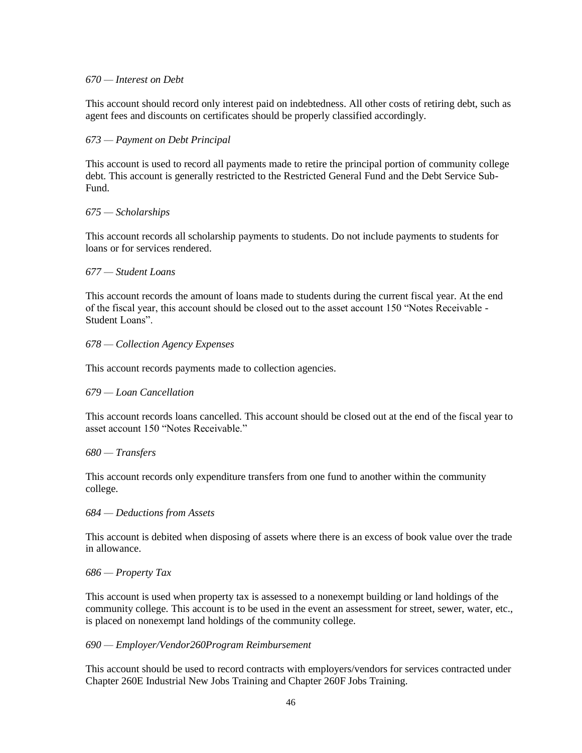*670 — Interest on Debt*

This account should record only interest paid on indebtedness. All other costs of retiring debt, such as agent fees and discounts on certificates should be properly classified accordingly.

*673 — Payment on Debt Principal*

This account is used to record all payments made to retire the principal portion of community college debt. This account is generally restricted to the Restricted General Fund and the Debt Service Sub-Fund.

*675 — Scholarships*

This account records all scholarship payments to students. Do not include payments to students for loans or for services rendered.

*677 — Student Loans*

This account records the amount of loans made to students during the current fiscal year. At the end of the fiscal year, this account should be closed out to the asset account 150 "Notes Receivable - Student Loans".

*678 — Collection Agency Expenses*

This account records payments made to collection agencies.

*679 — Loan Cancellation*

This account records loans cancelled. This account should be closed out at the end of the fiscal year to asset account 150 "Notes Receivable."

*680 — Transfers*

This account records only expenditure transfers from one fund to another within the community college.

*684 — Deductions from Assets*

This account is debited when disposing of assets where there is an excess of book value over the trade in allowance.

*686 — Property Tax*

This account is used when property tax is assessed to a nonexempt building or land holdings of the community college. This account is to be used in the event an assessment for street, sewer, water, etc., is placed on nonexempt land holdings of the community college.

*690 — Employer/Vendor260Program Reimbursement*

This account should be used to record contracts with employers/vendors for services contracted under Chapter 260E Industrial New Jobs Training and Chapter 260F Jobs Training.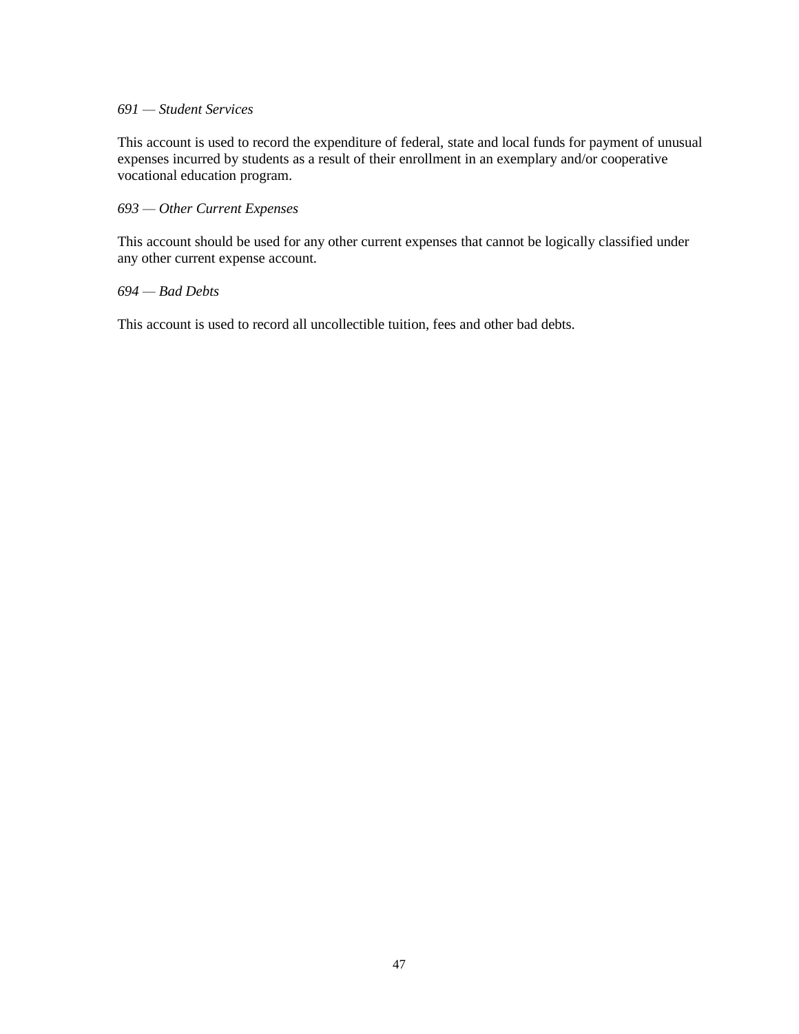*691 — Student Services*

This account is used to record the expenditure of federal, state and local funds for payment of unusual expenses incurred by students as a result of their enrollment in an exemplary and/or cooperative vocational education program.

*693 — Other Current Expenses*

This account should be used for any other current expenses that cannot be logically classified under any other current expense account.

*694 — Bad Debts*

This account is used to record all uncollectible tuition, fees and other bad debts.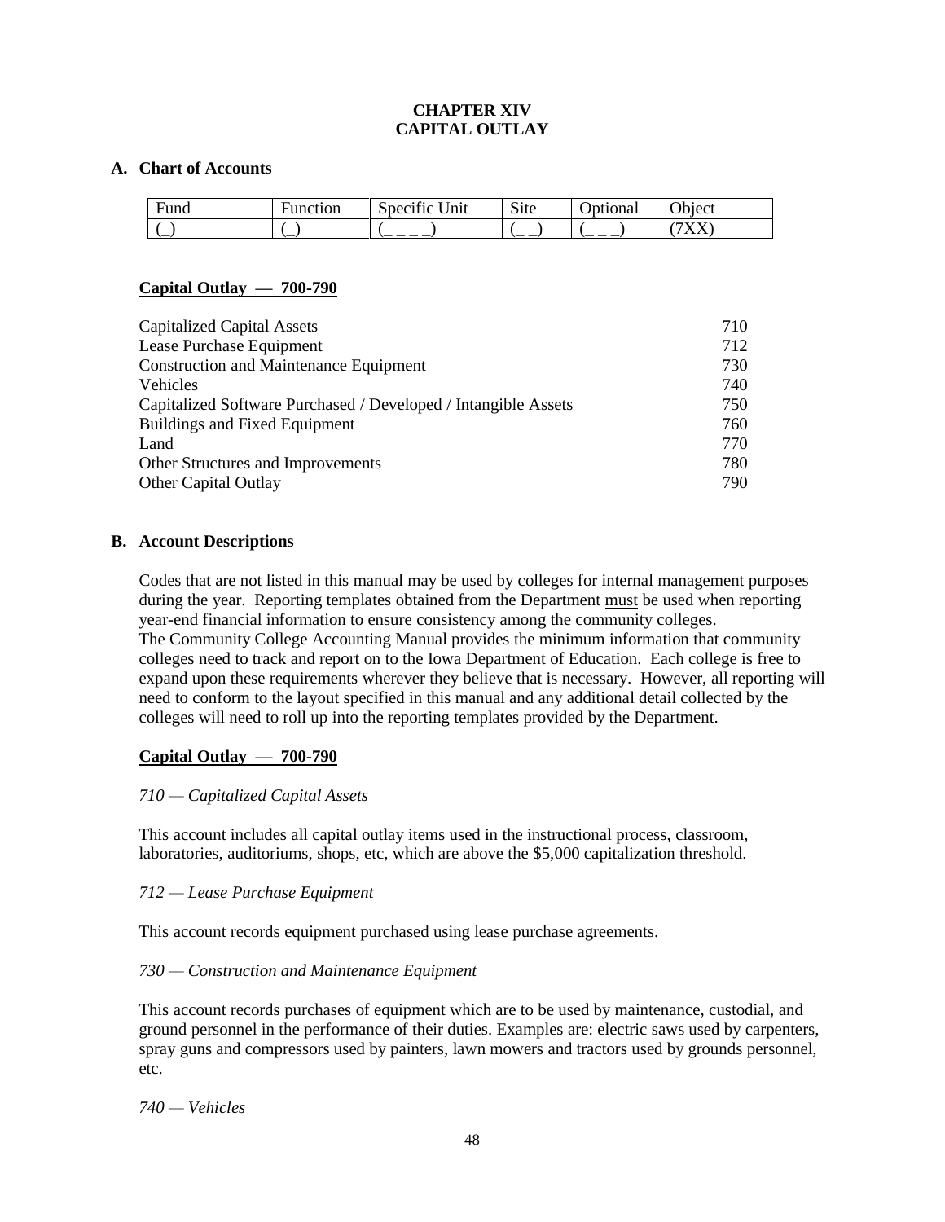# CHAPTER XIV
# CAPITAL OUTLAY

## A. Chart of Accounts

| Fund | Function | Specific Unit | Site | Optional | Object |
|---|---|---|---|---|---|
| (_) | (_) | (_ _ _ _) | (_ _) | (_ _ _) | (7XX) |

**<u>Capital Outlay — 700-790</u>**

| | |
|---|---|
| Capitalized Capital Assets | 710 |
| Lease Purchase Equipment | 712 |
| Construction and Maintenance Equipment | 730 |
| Vehicles | 740 |
| Capitalized Software Purchased / Developed / Intangible Assets | 750 |
| Buildings and Fixed Equipment | 760 |
| Land | 770 |
| Other Structures and Improvements | 780 |
| Other Capital Outlay | 790 |

## B. Account Descriptions

Codes that are not listed in this manual may be used by colleges for internal management purposes during the year. Reporting templates obtained from the Department <u>must</u> be used when reporting year-end financial information to ensure consistency among the community colleges.
The Community College Accounting Manual provides the minimum information that community colleges need to track and report on to the Iowa Department of Education. Each college is free to expand upon these requirements wherever they believe that is necessary. However, all reporting will need to conform to the layout specified in this manual and any additional detail collected by the colleges will need to roll up into the reporting templates provided by the Department.

**<u>Capital Outlay — 700-790</u>**

*710 — Capitalized Capital Assets*

This account includes all capital outlay items used in the instructional process, classroom, laboratories, auditoriums, shops, etc, which are above the $5,000 capitalization threshold.

*712 — Lease Purchase Equipment*

This account records equipment purchased using lease purchase agreements.

*730 — Construction and Maintenance Equipment*

This account records purchases of equipment which are to be used by maintenance, custodial, and ground personnel in the performance of their duties. Examples are: electric saws used by carpenters, spray guns and compressors used by painters, lawn mowers and tractors used by grounds personnel, etc.

*740 — Vehicles*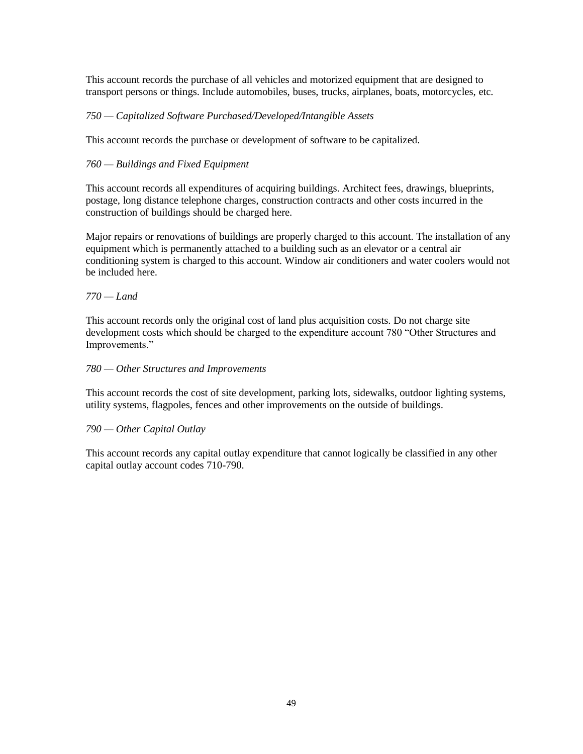This account records the purchase of all vehicles and motorized equipment that are designed to transport persons or things. Include automobiles, buses, trucks, airplanes, boats, motorcycles, etc.

*750 — Capitalized Software Purchased/Developed/Intangible Assets*

This account records the purchase or development of software to be capitalized.

*760 — Buildings and Fixed Equipment*

This account records all expenditures of acquiring buildings. Architect fees, drawings, blueprints, postage, long distance telephone charges, construction contracts and other costs incurred in the construction of buildings should be charged here.

Major repairs or renovations of buildings are properly charged to this account. The installation of any equipment which is permanently attached to a building such as an elevator or a central air conditioning system is charged to this account. Window air conditioners and water coolers would not be included here.

*770 — Land*

This account records only the original cost of land plus acquisition costs. Do not charge site development costs which should be charged to the expenditure account 780 "Other Structures and Improvements."

*780 — Other Structures and Improvements*

This account records the cost of site development, parking lots, sidewalks, outdoor lighting systems, utility systems, flagpoles, fences and other improvements on the outside of buildings.

*790 — Other Capital Outlay*

This account records any capital outlay expenditure that cannot logically be classified in any other capital outlay account codes 710-790.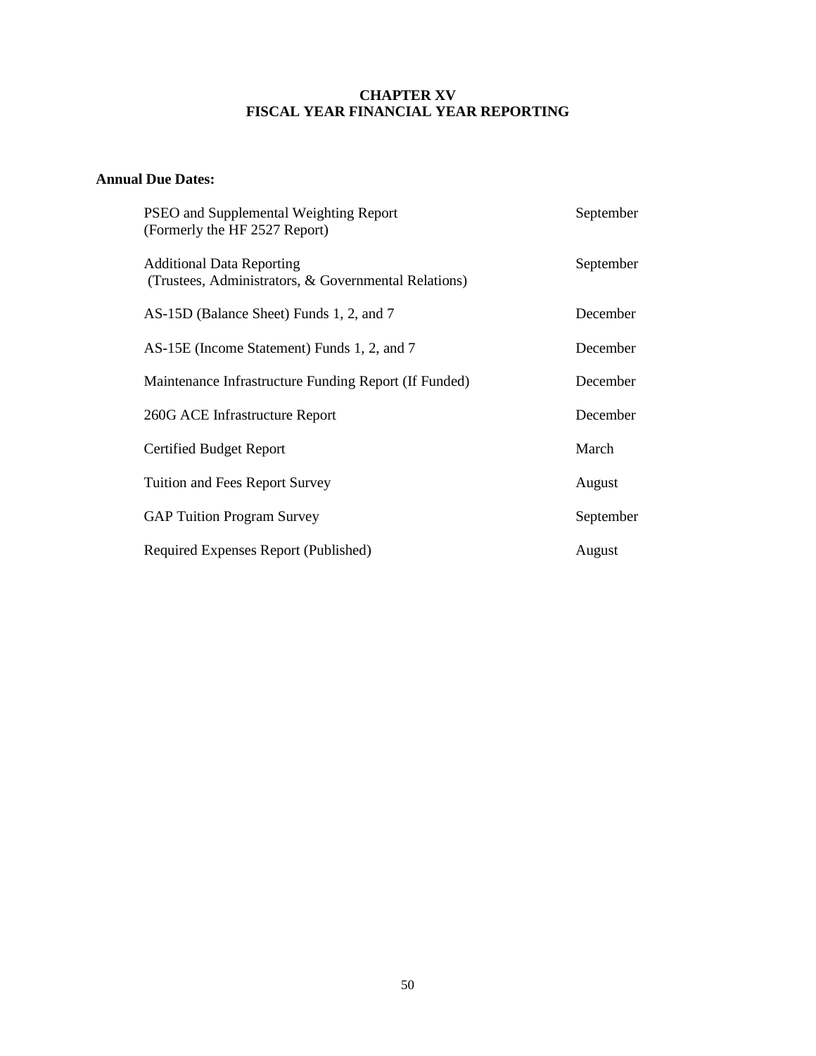# CHAPTER XV
# FISCAL YEAR FINANCIAL YEAR REPORTING

**Annual Due Dates:**

| Report | Due |
|---|---|
| PSEO and Supplemental Weighting Report (Formerly the HF 2527 Report) | September |
| Additional Data Reporting (Trustees, Administrators, & Governmental Relations) | September |
| AS-15D (Balance Sheet) Funds 1, 2, and 7 | December |
| AS-15E (Income Statement) Funds 1, 2, and 7 | December |
| Maintenance Infrastructure Funding Report (If Funded) | December |
| 260G ACE Infrastructure Report | December |
| Certified Budget Report | March |
| Tuition and Fees Report Survey | August |
| GAP Tuition Program Survey | September |
| Required Expenses Report (Published) | August |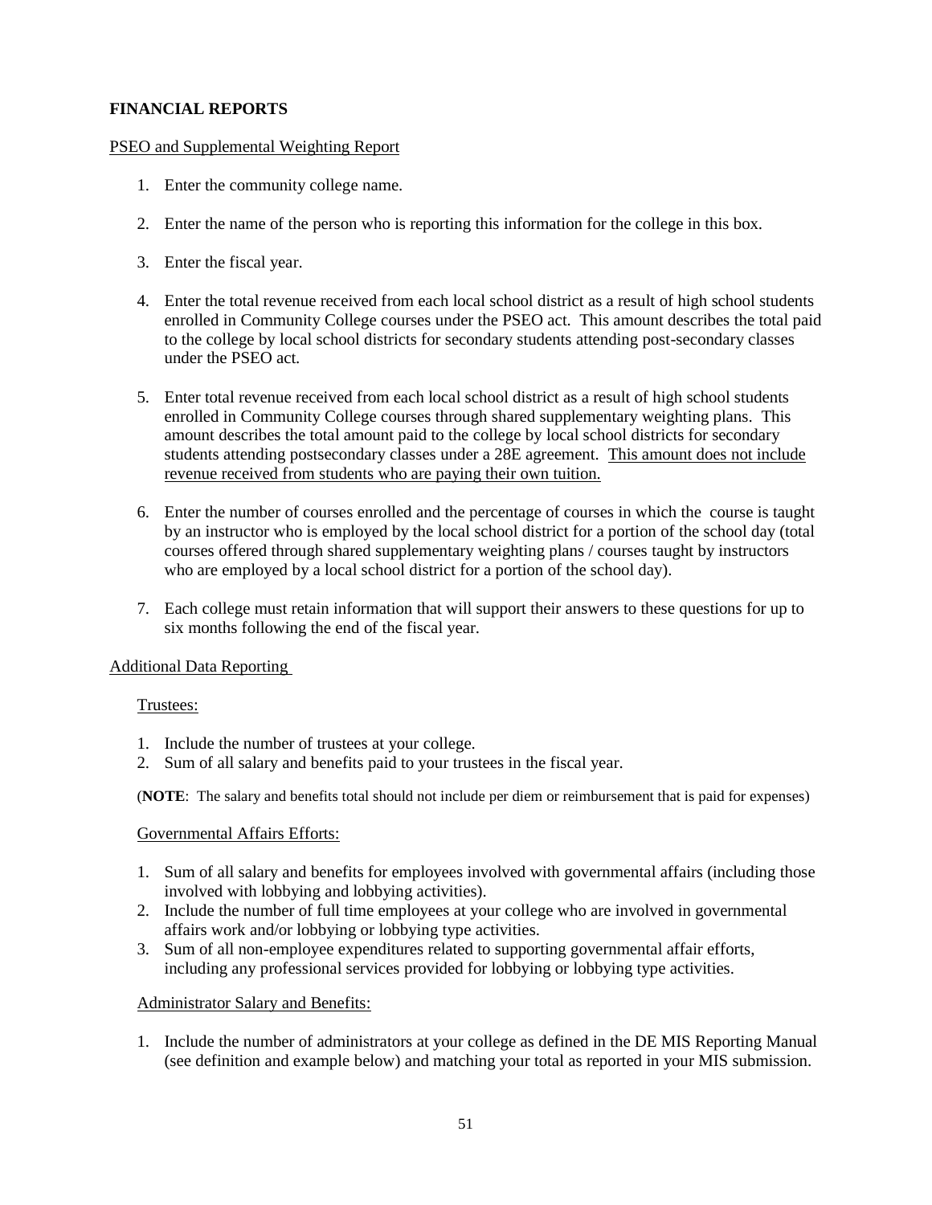## FINANCIAL REPORTS

PSEO and Supplemental Weighting Report

1. Enter the community college name.
2. Enter the name of the person who is reporting this information for the college in this box.
3. Enter the fiscal year.
4. Enter the total revenue received from each local school district as a result of high school students enrolled in Community College courses under the PSEO act. This amount describes the total paid to the college by local school districts for secondary students attending post-secondary classes under the PSEO act.
5. Enter total revenue received from each local school district as a result of high school students enrolled in Community College courses through shared supplementary weighting plans. This amount describes the total amount paid to the college by local school districts for secondary students attending postsecondary classes under a 28E agreement. <u>This amount does not include revenue received from students who are paying their own tuition.</u>
6. Enter the number of courses enrolled and the percentage of courses in which the course is taught by an instructor who is employed by the local school district for a portion of the school day (total courses offered through shared supplementary weighting plans / courses taught by instructors who are employed by a local school district for a portion of the school day).
7. Each college must retain information that will support their answers to these questions for up to six months following the end of the fiscal year.

Additional Data Reporting

Trustees:

1. Include the number of trustees at your college.
2. Sum of all salary and benefits paid to your trustees in the fiscal year.

(**NOTE**: The salary and benefits total should not include per diem or reimbursement that is paid for expenses)

Governmental Affairs Efforts:

1. Sum of all salary and benefits for employees involved with governmental affairs (including those involved with lobbying and lobbying activities).
2. Include the number of full time employees at your college who are involved in governmental affairs work and/or lobbying or lobbying type activities.
3. Sum of all non-employee expenditures related to supporting governmental affair efforts, including any professional services provided for lobbying or lobbying type activities.

Administrator Salary and Benefits:

1. Include the number of administrators at your college as defined in the DE MIS Reporting Manual (see definition and example below) and matching your total as reported in your MIS submission.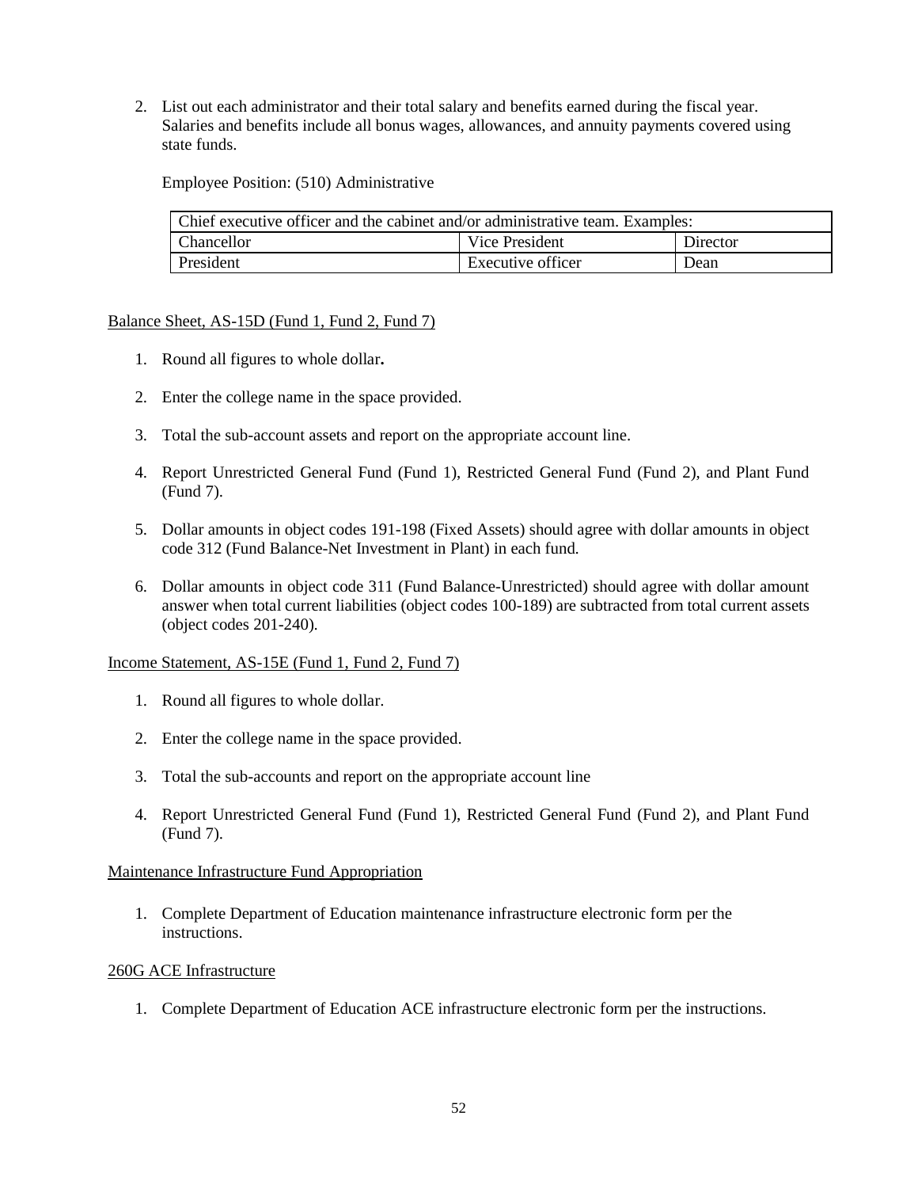2. List out each administrator and their total salary and benefits earned during the fiscal year. Salaries and benefits include all bonus wages, allowances, and annuity payments covered using state funds.

   Employee Position: (510) Administrative

| Chief executive officer and the cabinet and/or administrative team. Examples: | | |
|---|---|---|
| Chancellor | Vice President | Director |
| President | Executive officer | Dean |

Balance Sheet, AS-15D (Fund 1, Fund 2, Fund 7)

1. Round all figures to whole dollar**.**

2. Enter the college name in the space provided.

3. Total the sub-account assets and report on the appropriate account line.

4. Report Unrestricted General Fund (Fund 1), Restricted General Fund (Fund 2), and Plant Fund (Fund 7).

5. Dollar amounts in object codes 191-198 (Fixed Assets) should agree with dollar amounts in object code 312 (Fund Balance-Net Investment in Plant) in each fund.

6. Dollar amounts in object code 311 (Fund Balance-Unrestricted) should agree with dollar amount answer when total current liabilities (object codes 100-189) are subtracted from total current assets (object codes 201-240).

Income Statement, AS-15E (Fund 1, Fund 2, Fund 7)

1. Round all figures to whole dollar.

2. Enter the college name in the space provided.

3. Total the sub-accounts and report on the appropriate account line

4. Report Unrestricted General Fund (Fund 1), Restricted General Fund (Fund 2), and Plant Fund (Fund 7).

Maintenance Infrastructure Fund Appropriation

1. Complete Department of Education maintenance infrastructure electronic form per the instructions.

260G ACE Infrastructure

1. Complete Department of Education ACE infrastructure electronic form per the instructions.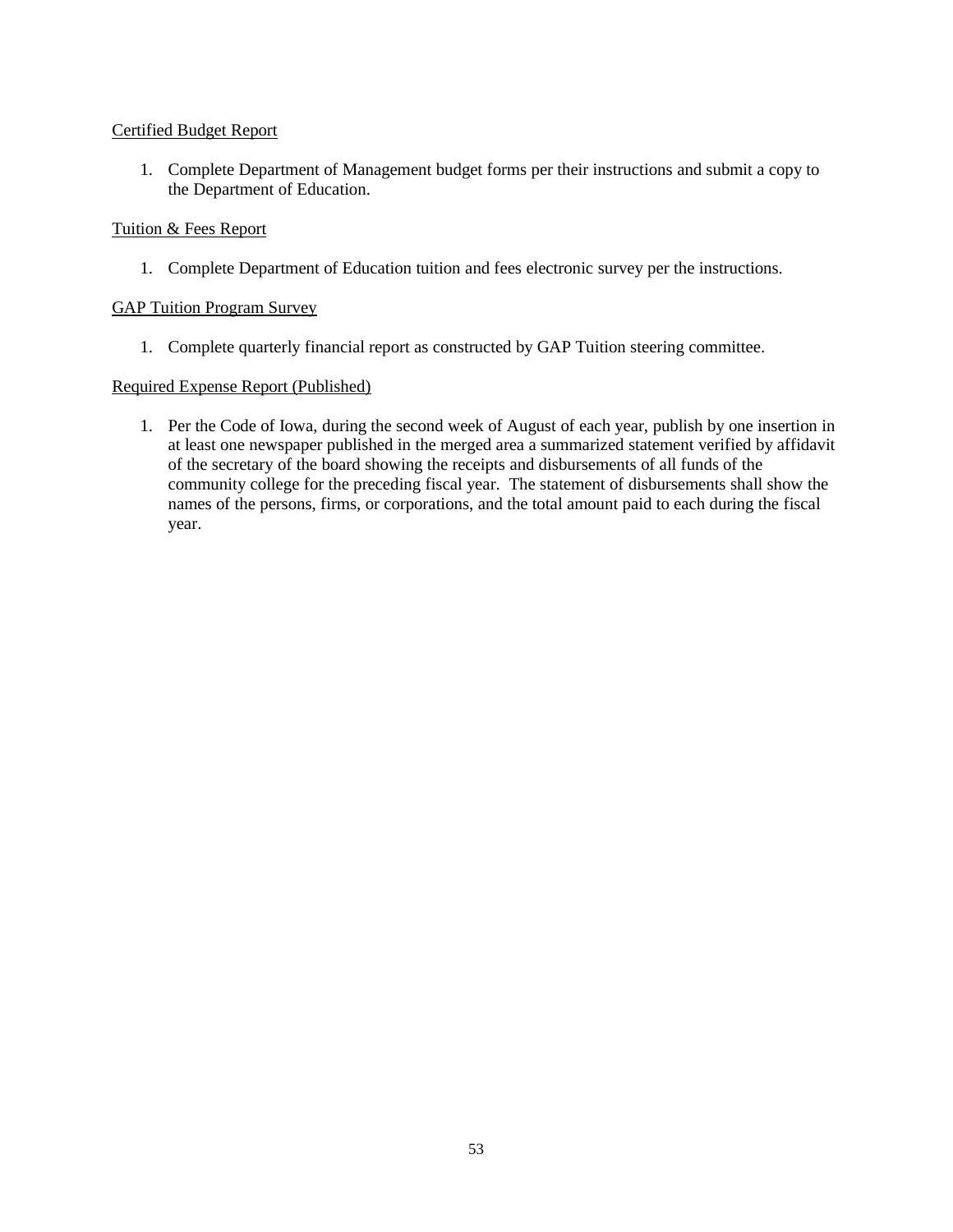Certified Budget Report

1. Complete Department of Management budget forms per their instructions and submit a copy to the Department of Education.

Tuition & Fees Report

1. Complete Department of Education tuition and fees electronic survey per the instructions.

GAP Tuition Program Survey

1. Complete quarterly financial report as constructed by GAP Tuition steering committee.

Required Expense Report (Published)

1. Per the Code of Iowa, during the second week of August of each year, publish by one insertion in at least one newspaper published in the merged area a summarized statement verified by affidavit of the secretary of the board showing the receipts and disbursements of all funds of the community college for the preceding fiscal year. The statement of disbursements shall show the names of the persons, firms, or corporations, and the total amount paid to each during the fiscal year.